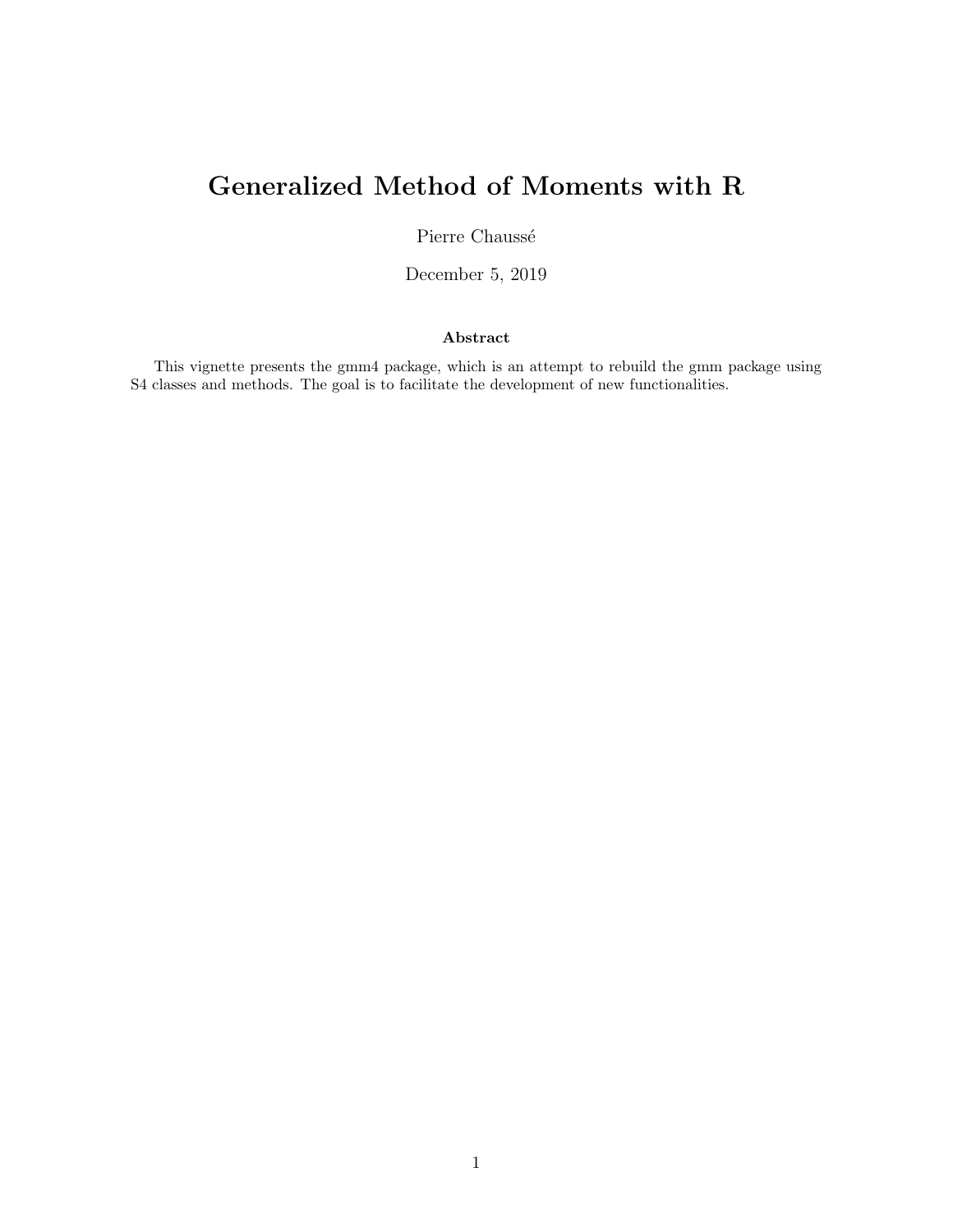# Generalized Method of Moments with R

Pierre Chaussé

December 5, 2019

**Abstract**

This vignette presents the gmm4 package, which is an attempt to rebuild the gmm package using S4 classes and methods. The goal is to facilitate the development of new functionalities.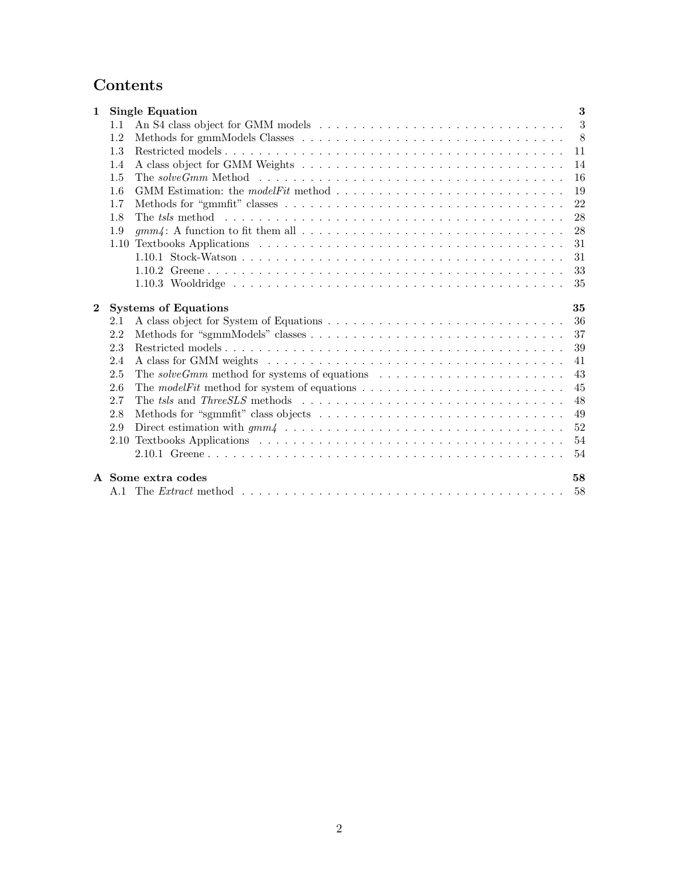# Contents

**1 Single Equation** **3**

- 1.1 An S4 class object for GMM models . . . 3
- 1.2 Methods for gmmModels Classes . . . 8
- 1.3 Restricted models . . . 11
- 1.4 A class object for GMM Weights . . . 14
- 1.5 The *solveGmm* Method . . . 16
- 1.6 GMM Estimation: the *modelFit* method . . . 19
- 1.7 Methods for "gmmfit" classes . . . 22
- 1.8 The *tsls* method . . . 28
- 1.9 *gmm4*: A function to fit them all . . . 28
- 1.10 Textbooks Applications . . . 31
  - 1.10.1 Stock-Watson . . . 31
  - 1.10.2 Greene . . . 33
  - 1.10.3 Wooldridge . . . 35

**2 Systems of Equations** **35**

- 2.1 A class object for System of Equations . . . 36
- 2.2 Methods for "sgmmModels" classes . . . 37
- 2.3 Restricted models . . . 39
- 2.4 A class for GMM weights . . . 41
- 2.5 The *solveGmm* method for systems of equations . . . 43
- 2.6 The *modelFit* method for system of equations . . . 45
- 2.7 The *tsls* and *ThreeSLS* methods . . . 48
- 2.8 Methods for "sgmmfit" class objects . . . 49
- 2.9 Direct estimation with *gmm4* . . . 52
- 2.10 Textbooks Applications . . . 54
  - 2.10.1 Greene . . . 54

**A Some extra codes** **58**

- A.1 The *Extract* method . . . 58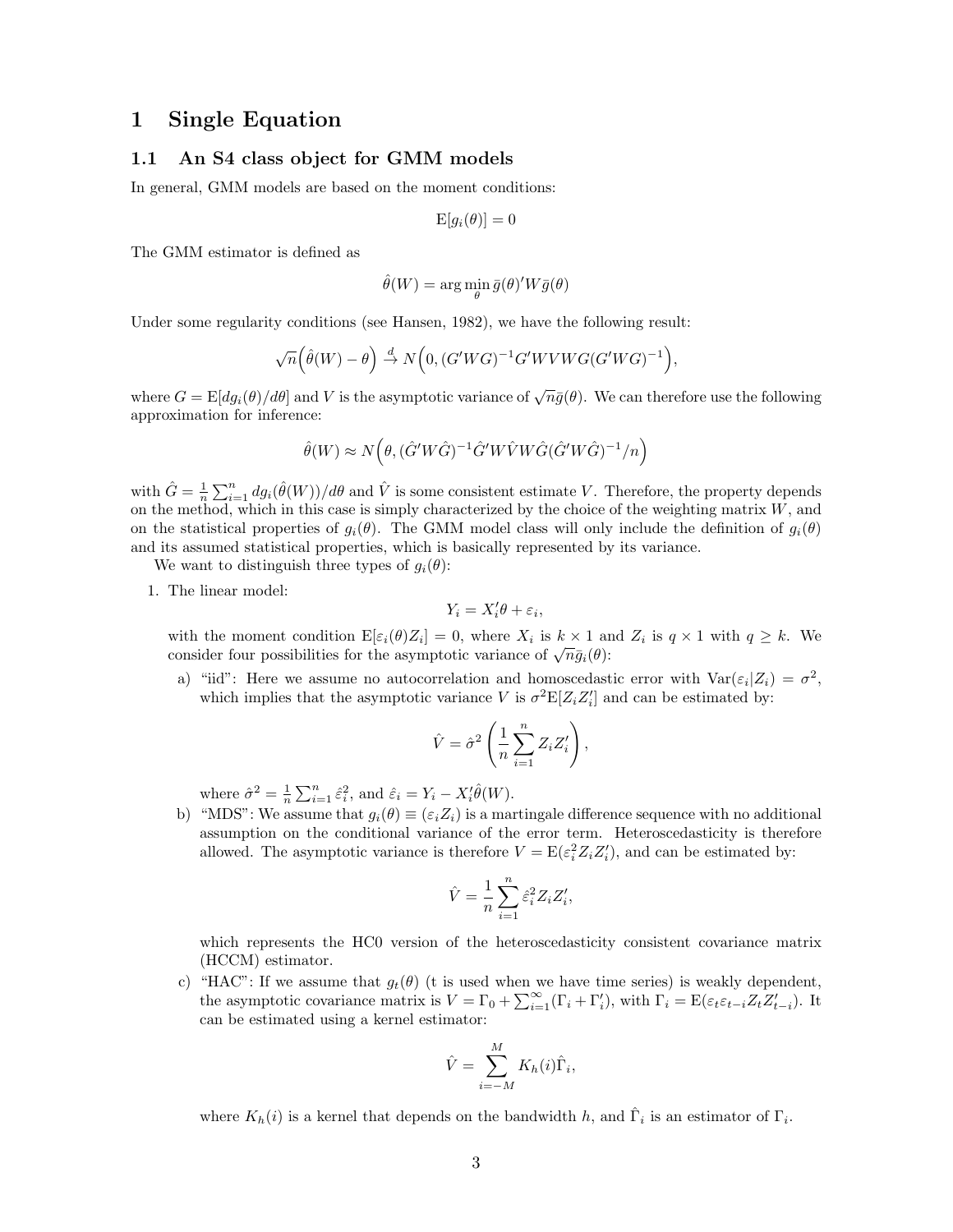# 1 Single Equation

## 1.1 An S4 class object for GMM models

In general, GMM models are based on the moment conditions:

$$\mathrm{E}[g_i(\theta)] = 0$$

The GMM estimator is defined as

$$\hat{\theta}(W) = \arg\min_{\theta} \bar{g}(\theta)' W \bar{g}(\theta)$$

Under some regularity conditions (see Hansen, 1982), we have the following result:

$$\sqrt{n}\Big(\hat{\theta}(W) - \theta\Big) \xrightarrow{d} N\Big(0, (G'WG)^{-1}G'WVWG(G'WG)^{-1}\Big),$$

where $G = \mathrm{E}[dg_i(\theta)/d\theta]$ and $V$ is the asymptotic variance of $\sqrt{n}\bar{g}(\theta)$. We can therefore use the following approximation for inference:

$$\hat{\theta}(W) \approx N\Big(\theta, (\hat{G}'W\hat{G})^{-1}\hat{G}'W\hat{V}W\hat{G}(\hat{G}'W\hat{G})^{-1}/n\Big)$$

with $\hat{G} = \frac{1}{n}\sum_{i=1}^n dg_i(\hat{\theta}(W))/d\theta$ and $\hat{V}$ is some consistent estimate $V$. Therefore, the property depends on the method, which in this case is simply characterized by the choice of the weighting matrix $W$, and on the statistical properties of $g_i(\theta)$. The GMM model class will only include the definition of $g_i(\theta)$ and its assumed statistical properties, which is basically represented by its variance.

We want to distinguish three types of $g_i(\theta)$:

1. The linear model:

   $$Y_i = X_i'\theta + \varepsilon_i,$$

   with the moment condition $\mathrm{E}[\varepsilon_i(\theta)Z_i] = 0$, where $X_i$ is $k \times 1$ and $Z_i$ is $q \times 1$ with $q \geq k$. We consider four possibilities for the asymptotic variance of $\sqrt{n}\bar{g}_i(\theta)$:

   a) "iid": Here we assume no autocorrelation and homoscedastic error with $\mathrm{Var}(\varepsilon_i|Z_i) = \sigma^2$, which implies that the asymptotic variance $V$ is $\sigma^2\mathrm{E}[Z_iZ_i']$ and can be estimated by:

   $$\hat{V} = \hat{\sigma}^2\left(\frac{1}{n}\sum_{i=1}^n Z_iZ_i'\right),$$

   where $\hat{\sigma}^2 = \frac{1}{n}\sum_{i=1}^n \hat{\varepsilon}_i^2$, and $\hat{\varepsilon}_i = Y_i - X_i'\hat{\theta}(W)$.

   b) "MDS": We assume that $g_i(\theta) \equiv (\varepsilon_i Z_i)$ is a martingale difference sequence with no additional assumption on the conditional variance of the error term. Heteroscedasticity is therefore allowed. The asymptotic variance is therefore $V = \mathrm{E}(\varepsilon_i^2 Z_i Z_i')$, and can be estimated by:

   $$\hat{V} = \frac{1}{n}\sum_{i=1}^n \hat{\varepsilon}_i^2 Z_i Z_i',$$

   which represents the HC0 version of the heteroscedasticity consistent covariance matrix (HCCM) estimator.

   c) "HAC": If we assume that $g_t(\theta)$ (t is used when we have time series) is weakly dependent, the asymptotic covariance matrix is $V = \Gamma_0 + \sum_{i=1}^\infty(\Gamma_i + \Gamma_i')$, with $\Gamma_i = \mathrm{E}(\varepsilon_t\varepsilon_{t-i}Z_tZ_{t-i}')$. It can be estimated using a kernel estimator:

   $$\hat{V} = \sum_{i=-M}^{M} K_h(i)\hat{\Gamma}_i,$$

   where $K_h(i)$ is a kernel that depends on the bandwidth $h$, and $\hat{\Gamma}_i$ is an estimator of $\Gamma_i$.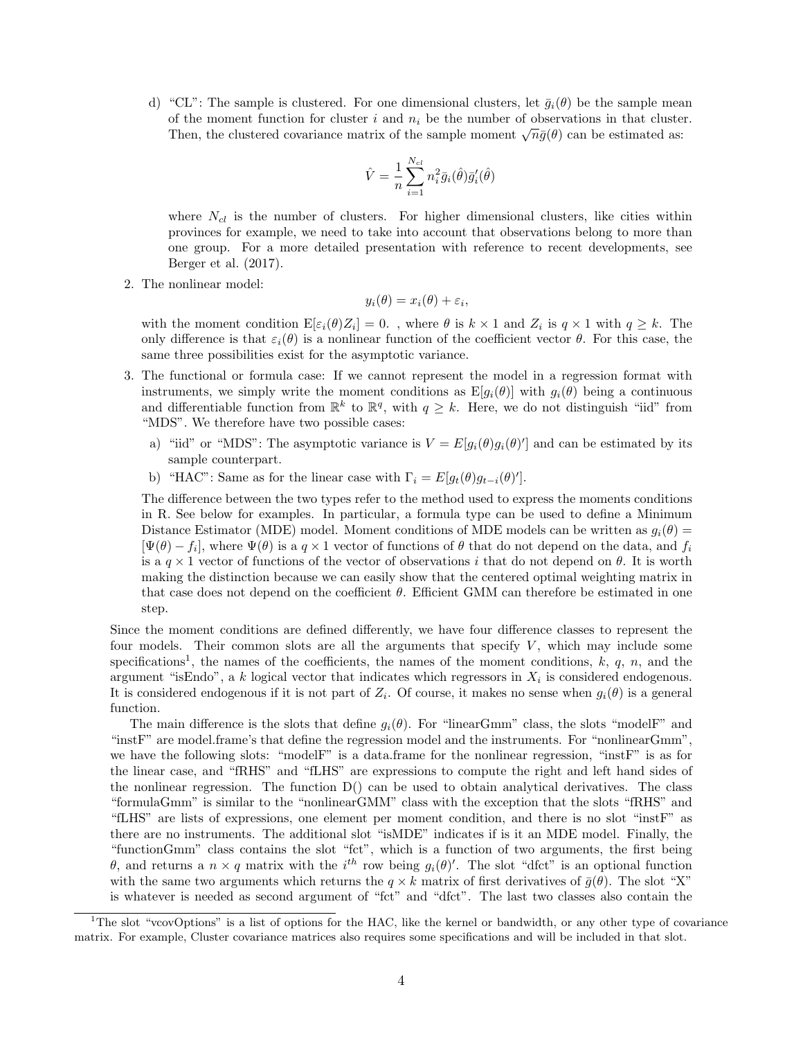d) "CL": The sample is clustered. For one dimensional clusters, let $\bar{g}_i(\theta)$ be the sample mean of the moment function for cluster $i$ and $n_i$ be the number of observations in that cluster. Then, the clustered covariance matrix of the sample moment $\sqrt{n}\bar{g}(\theta)$ can be estimated as:

$$\hat{V} = \frac{1}{n}\sum_{i=1}^{N_{cl}} n_i^2 \bar{g}_i(\hat{\theta})\bar{g}_i'(\hat{\theta})$$

where $N_{cl}$ is the number of clusters. For higher dimensional clusters, like cities within provinces for example, we need to take into account that observations belong to more than one group. For a more detailed presentation with reference to recent developments, see Berger et al. (2017).

2. The nonlinear model:

$$y_i(\theta) = x_i(\theta) + \varepsilon_i,$$

with the moment condition $\mathrm{E}[\varepsilon_i(\theta)Z_i] = 0$. , where $\theta$ is $k \times 1$ and $Z_i$ is $q \times 1$ with $q \geq k$. The only difference is that $\varepsilon_i(\theta)$ is a nonlinear function of the coefficient vector $\theta$. For this case, the same three possibilities exist for the asymptotic variance.

3. The functional or formula case: If we cannot represent the model in a regression format with instruments, we simply write the moment conditions as $\mathrm{E}[g_i(\theta)]$ with $g_i(\theta)$ being a continuous and differentiable function from $\mathbb{R}^k$ to $\mathbb{R}^q$, with $q \geq k$. Here, we do not distinguish "iid" from "MDS". We therefore have two possible cases:

   a) "iid" or "MDS": The asymptotic variance is $V = E[g_i(\theta)g_i(\theta)']$ and can be estimated by its sample counterpart.

   b) "HAC": Same as for the linear case with $\Gamma_i = E[g_t(\theta)g_{t-i}(\theta)']$.

   The difference between the two types refer to the method used to express the moments conditions in R. See below for examples. In particular, a formula type can be used to define a Minimum Distance Estimator (MDE) model. Moment conditions of MDE models can be written as $g_i(\theta) = [\Psi(\theta) - f_i]$, where $\Psi(\theta)$ is a $q \times 1$ vector of functions of $\theta$ that do not depend on the data, and $f_i$ is a $q \times 1$ vector of functions of the vector of observations $i$ that do not depend on $\theta$. It is worth making the distinction because we can easily show that the centered optimal weighting matrix in that case does not depend on the coefficient $\theta$. Efficient GMM can therefore be estimated in one step.

Since the moment conditions are defined differently, we have four difference classes to represent the four models. Their common slots are all the arguments that specify $V$, which may include some specifications[1], the names of the coefficients, the names of the moment conditions, $k$, $q$, $n$, and the argument "isEndo", a $k$ logical vector that indicates which regressors in $X_i$ is considered endogenous. It is considered endogenous if it is not part of $Z_i$. Of course, it makes no sense when $g_i(\theta)$ is a general function.

The main difference is the slots that define $g_i(\theta)$. For "linearGmm" class, the slots "modelF" and "instF" are model.frame's that define the regression model and the instruments. For "nonlinearGmm", we have the following slots: "modelF" is a data.frame for the nonlinear regression, "instF" is as for the linear case, and "fRHS" and "fLHS" are expressions to compute the right and left hand sides of the nonlinear regression. The function D() can be used to obtain analytical derivatives. The class "formulaGmm" is similar to the "nonlinearGMM" class with the exception that the slots "fRHS" and "fLHS" are lists of expressions, one element per moment condition, and there is no slot "instF" as there are no instruments. The additional slot "isMDE" indicates if is it an MDE model. Finally, the "functionGmm" class contains the slot "fct", which is a function of two arguments, the first being $\theta$, and returns a $n \times q$ matrix with the $i^{th}$ row being $g_i(\theta)'$. The slot "dfct" is an optional function with the same two arguments which returns the $q \times k$ matrix of first derivatives of $\bar{g}(\theta)$. The slot "X" is whatever is needed as second argument of "fct" and "dfct". The last two classes also contain the

[1] The slot "vcovOptions" is a list of options for the HAC, like the kernel or bandwidth, or any other type of covariance matrix. For example, Cluster covariance matrices also requires some specifications and will be included in that slot.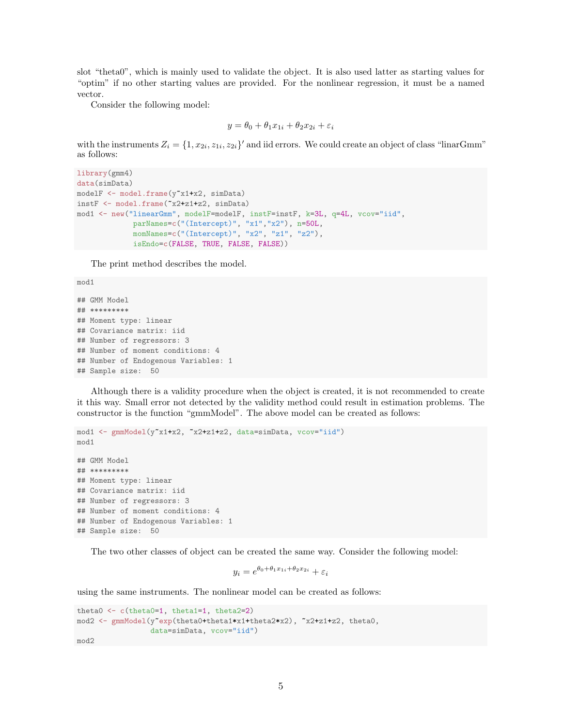slot "theta0", which is mainly used to validate the object. It is also used latter as starting values for "optim" if no other starting values are provided. For the nonlinear regression, it must be a named vector.

Consider the following model:

$$y = \theta_0 + \theta_1 x_{1i} + \theta_2 x_{2i} + \varepsilon_i$$

with the instruments $Z_i = \{1, x_{2i}, z_{1i}, z_{2i}\}'$ and iid errors. We could create an object of class "linarGmm" as follows:

```
library(gmm4)
data(simData)
modelF <- model.frame(y~x1+x2, simData)
instF <- model.frame(~x2+z1+z2, simData)
mod1 <- new("linearGmm", modelF=modelF, instF=instF, k=3L, q=4L, vcov="iid",
            parNames=c("(Intercept)", "x1","x2"), n=50L,
            momNames=c("(Intercept)", "x2", "z1", "z2"),
            isEndo=c(FALSE, TRUE, FALSE, FALSE))
```

The print method describes the model.

```
mod1

## GMM Model
## *********
## Moment type: linear
## Covariance matrix: iid
## Number of regressors: 3
## Number of moment conditions: 4
## Number of Endogenous Variables: 1
## Sample size:  50
```

Although there is a validity procedure when the object is created, it is not recommended to create it this way. Small error not detected by the validity method could result in estimation problems. The constructor is the function "gmmModel". The above model can be created as follows:

```
mod1 <- gmmModel(y~x1+x2, ~x2+z1+z2, data=simData, vcov="iid")
mod1

## GMM Model
## *********
## Moment type: linear
## Covariance matrix: iid
## Number of regressors: 3
## Number of moment conditions: 4
## Number of Endogenous Variables: 1
## Sample size:  50
```

The two other classes of object can be created the same way. Consider the following model:

$$y_i = e^{\theta_0 + \theta_1 x_{1i} + \theta_2 x_{2i}} + \varepsilon_i$$

using the same instruments. The nonlinear model can be created as follows:

```
theta0 <- c(theta0=1, theta1=1, theta2=2)
mod2 <- gmmModel(y~exp(theta0+theta1*x1+theta2*x2), ~x2+z1+z2, theta0,
                 data=simData, vcov="iid")
mod2
```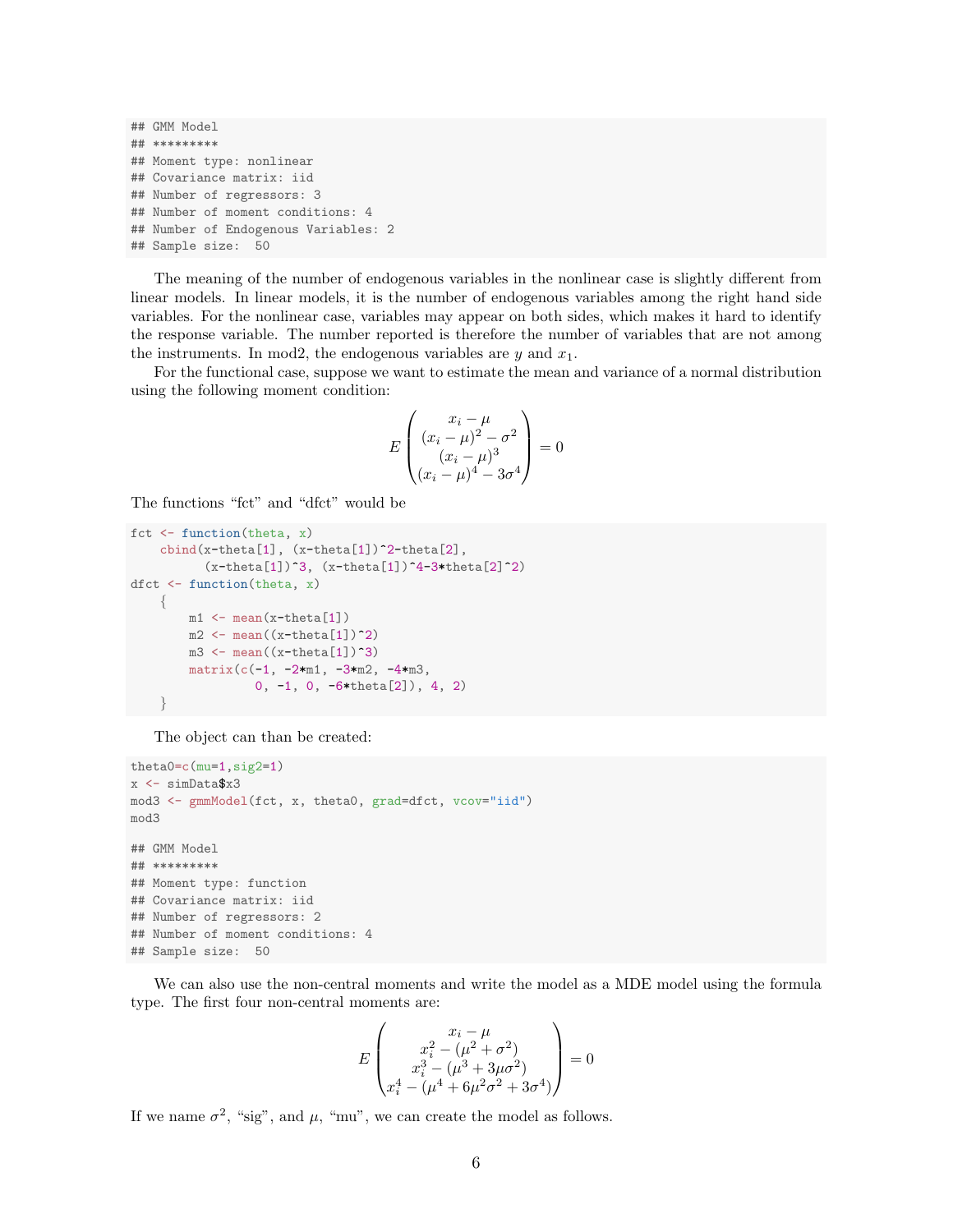```
## GMM Model
## *********
## Moment type: nonlinear
## Covariance matrix: iid
## Number of regressors: 3
## Number of moment conditions: 4
## Number of Endogenous Variables: 2
## Sample size:  50
```

The meaning of the number of endogenous variables in the nonlinear case is slightly different from linear models. In linear models, it is the number of endogenous variables among the right hand side variables. For the nonlinear case, variables may appear on both sides, which makes it hard to identify the response variable. The number reported is therefore the number of variables that are not among the instruments. In mod2, the endogenous variables are $y$ and $x_1$.

For the functional case, suppose we want to estimate the mean and variance of a normal distribution using the following moment condition:

$$E\begin{pmatrix} x_i - \mu \\ (x_i-\mu)^2 - \sigma^2 \\ (x_i-\mu)^3 \\ (x_i-\mu)^4 - 3\sigma^4 \end{pmatrix} = 0$$

The functions "fct" and "dfct" would be

```
fct <- function(theta, x)
    cbind(x-theta[1], (x-theta[1])^2-theta[2],
          (x-theta[1])^3, (x-theta[1])^4-3*theta[2]^2)
dfct <- function(theta, x)
    {
        m1 <- mean(x-theta[1])
        m2 <- mean((x-theta[1])^2)
        m3 <- mean((x-theta[1])^3)
        matrix(c(-1, -2*m1, -3*m2, -4*m3,
                 0, -1, 0, -6*theta[2]), 4, 2)
    }
```

The object can than be created:

```
theta0=c(mu=1,sig2=1)
x <- simData$x3
mod3 <- gmmModel(fct, x, theta0, grad=dfct, vcov="iid")
mod3

## GMM Model
## *********
## Moment type: function
## Covariance matrix: iid
## Number of regressors: 2
## Number of moment conditions: 4
## Sample size:  50
```

We can also use the non-central moments and write the model as a MDE model using the formula type. The first four non-central moments are:

$$E\begin{pmatrix} x_i - \mu \\ x_i^2 - (\mu^2 + \sigma^2) \\ x_i^3 - (\mu^3 + 3\mu\sigma^2) \\ x_i^4 - (\mu^4 + 6\mu^2\sigma^2 + 3\sigma^4) \end{pmatrix} = 0$$

If we name $\sigma^2$, "sig", and $\mu$, "mu", we can create the model as follows.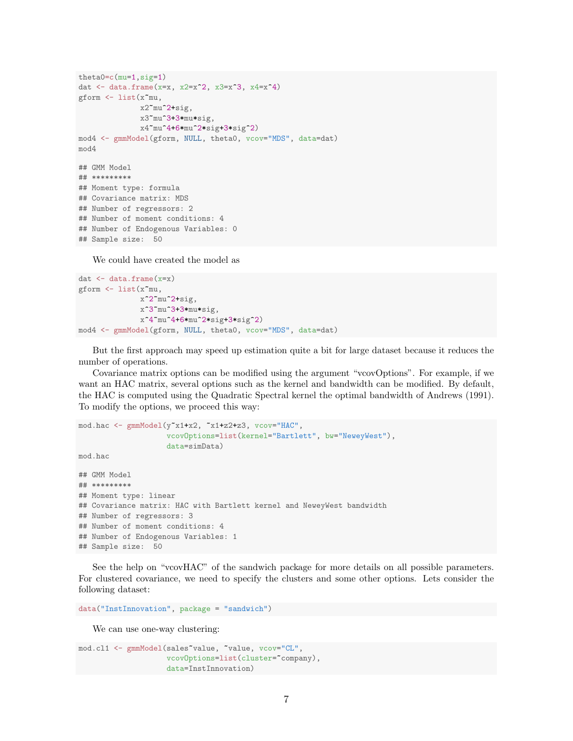```
theta0=c(mu=1,sig=1)
dat <- data.frame(x=x, x2=x^2, x3=x^3, x4=x^4)
gform <- list(x~mu,
              x2~mu^2+sig,
              x3~mu^3+3*mu*sig,
              x4~mu^4+6*mu^2*sig+3*sig^2)
mod4 <- gmmModel(gform, NULL, theta0, vcov="MDS", data=dat)
mod4

## GMM Model
## *********
## Moment type: formula
## Covariance matrix: MDS
## Number of regressors: 2
## Number of moment conditions: 4
## Number of Endogenous Variables: 0
## Sample size:  50
```

We could have created the model as

```
dat <- data.frame(x=x)
gform <- list(x~mu,
              x^2~mu^2+sig,
              x^3~mu^3+3*mu*sig,
              x^4~mu^4+6*mu^2*sig+3*sig^2)
mod4 <- gmmModel(gform, NULL, theta0, vcov="MDS", data=dat)
```

But the first approach may speed up estimation quite a bit for large dataset because it reduces the number of operations.

Covariance matrix options can be modified using the argument "vcovOptions". For example, if we want an HAC matrix, several options such as the kernel and bandwidth can be modified. By default, the HAC is computed using the Quadratic Spectral kernel the optimal bandwidth of Andrews (1991). To modify the options, we proceed this way:

```
mod.hac <- gmmModel(y~x1+x2, ~x1+z2+z3, vcov="HAC",
                    vcovOptions=list(kernel="Bartlett", bw="NeweyWest"),
                    data=simData)
mod.hac

## GMM Model
## *********
## Moment type: linear
## Covariance matrix: HAC with Bartlett kernel and NeweyWest bandwidth
## Number of regressors: 3
## Number of moment conditions: 4
## Number of Endogenous Variables: 1
## Sample size:  50
```

See the help on "vcovHAC" of the sandwich package for more details on all possible parameters. For clustered covariance, we need to specify the clusters and some other options. Lets consider the following dataset:

```
data("InstInnovation", package = "sandwich")
```

We can use one-way clustering:

```
mod.cl1 <- gmmModel(sales~value, ~value, vcov="CL",
                    vcovOptions=list(cluster=~company),
                    data=InstInnovation)
```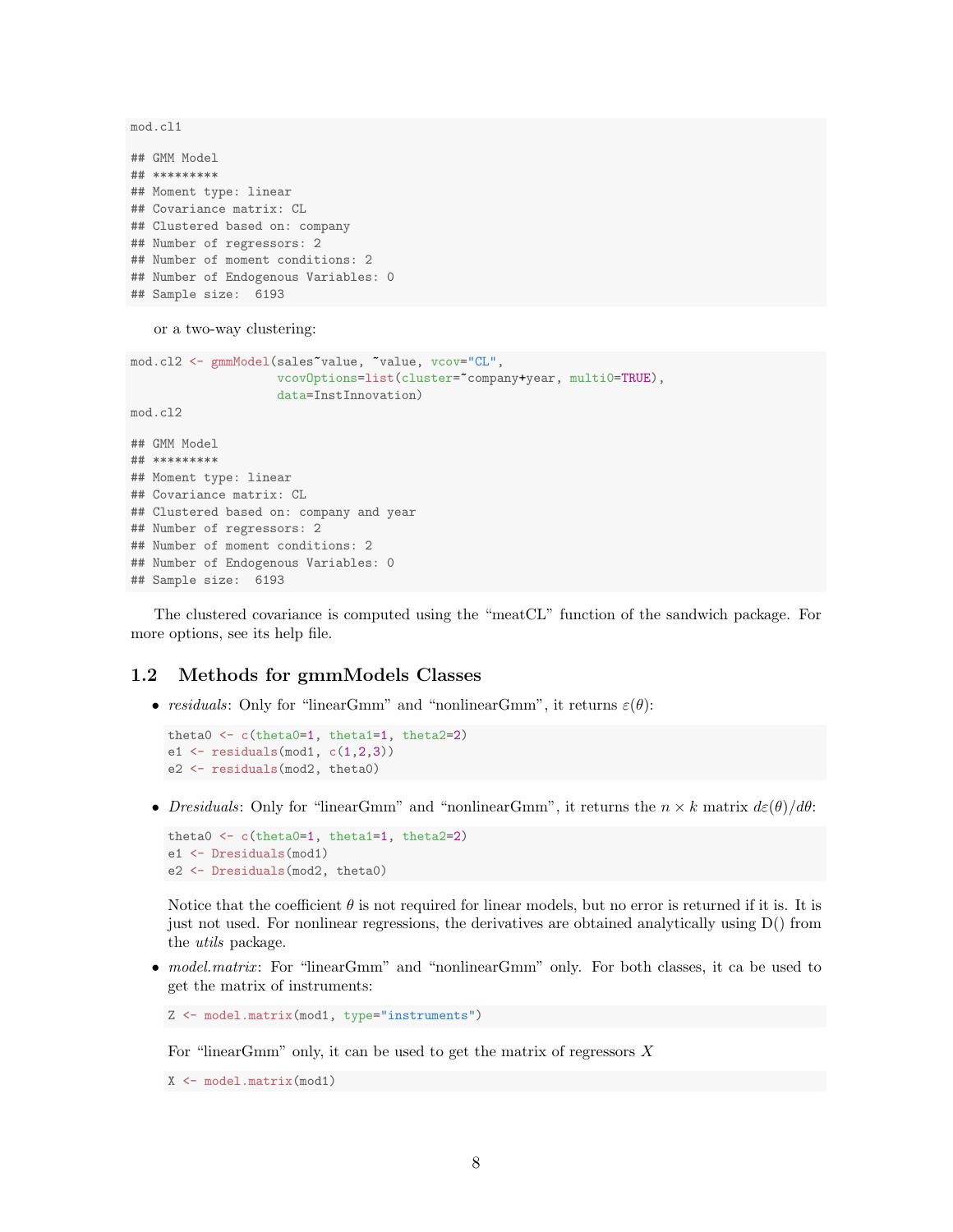```
mod.cl1

## GMM Model
## *********
## Moment type: linear
## Covariance matrix: CL
## Clustered based on: company
## Number of regressors: 2
## Number of moment conditions: 2
## Number of Endogenous Variables: 0
## Sample size:  6193
```

or a two-way clustering:

```
mod.cl2 <- gmmModel(sales~value, ~value, vcov="CL",
                    vcovOptions=list(cluster=~company+year, multi0=TRUE),
                    data=InstInnovation)
mod.cl2

## GMM Model
## *********
## Moment type: linear
## Covariance matrix: CL
## Clustered based on: company and year
## Number of regressors: 2
## Number of moment conditions: 2
## Number of Endogenous Variables: 0
## Sample size:  6193
```

The clustered covariance is computed using the "meatCL" function of the sandwich package. For more options, see its help file.

## 1.2 Methods for gmmModels Classes

- *residuals*: Only for "linearGmm" and "nonlinearGmm", it returns $\varepsilon(\theta)$:

  ```
  theta0 <- c(theta0=1, theta1=1, theta2=2)
  e1 <- residuals(mod1, c(1,2,3))
  e2 <- residuals(mod2, theta0)
  ```

- *Dresiduals*: Only for "linearGmm" and "nonlinearGmm", it returns the $n \times k$ matrix $d\varepsilon(\theta)/d\theta$:

  ```
  theta0 <- c(theta0=1, theta1=1, theta2=2)
  e1 <- Dresiduals(mod1)
  e2 <- Dresiduals(mod2, theta0)
  ```

  Notice that the coefficient $\theta$ is not required for linear models, but no error is returned if it is. It is just not used. For nonlinear regressions, the derivatives are obtained analytically using D() from the *utils* package.

- *model.matrix*: For "linearGmm" and "nonlinearGmm" only. For both classes, it ca be used to get the matrix of instruments:

  ```
  Z <- model.matrix(mod1, type="instruments")
  ```

  For "linearGmm" only, it can be used to get the matrix of regressors $X$

  ```
  X <- model.matrix(mod1)
  ```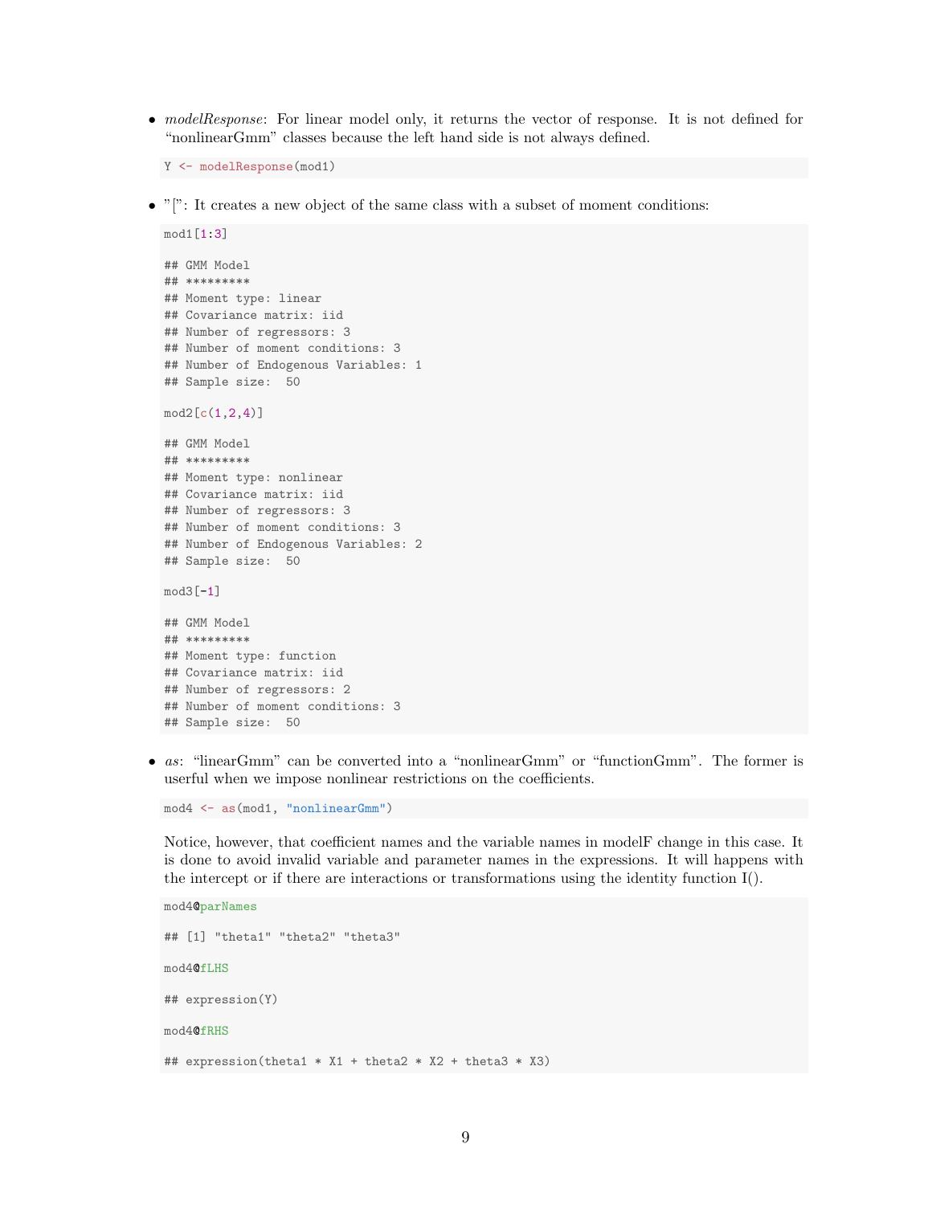- *modelResponse*: For linear model only, it returns the vector of response. It is not defined for "nonlinearGmm" classes because the left hand side is not always defined.

```
Y <- modelResponse(mod1)
```

- "[": It creates a new object of the same class with a subset of moment conditions:

```
mod1[1:3]

## GMM Model
## *********
## Moment type: linear
## Covariance matrix: iid
## Number of regressors: 3
## Number of moment conditions: 3
## Number of Endogenous Variables: 1
## Sample size:  50

mod2[c(1,2,4)]

## GMM Model
## *********
## Moment type: nonlinear
## Covariance matrix: iid
## Number of regressors: 3
## Number of moment conditions: 3
## Number of Endogenous Variables: 2
## Sample size:  50

mod3[-1]

## GMM Model
## *********
## Moment type: function
## Covariance matrix: iid
## Number of regressors: 2
## Number of moment conditions: 3
## Sample size:  50
```

- *as*: "linearGmm" can be converted into a "nonlinearGmm" or "functionGmm". The former is userful when we impose nonlinear restrictions on the coefficients.

```
mod4 <- as(mod1, "nonlinearGmm")
```

  Notice, however, that coefficient names and the variable names in modelF change in this case. It is done to avoid invalid variable and parameter names in the expressions. It will happens with the intercept or if there are interactions or transformations using the identity function I().

```
mod4@parNames

## [1] "theta1" "theta2" "theta3"

mod4@fLHS

## expression(Y)

mod4@fRHS

## expression(theta1 * X1 + theta2 * X2 + theta3 * X3)
```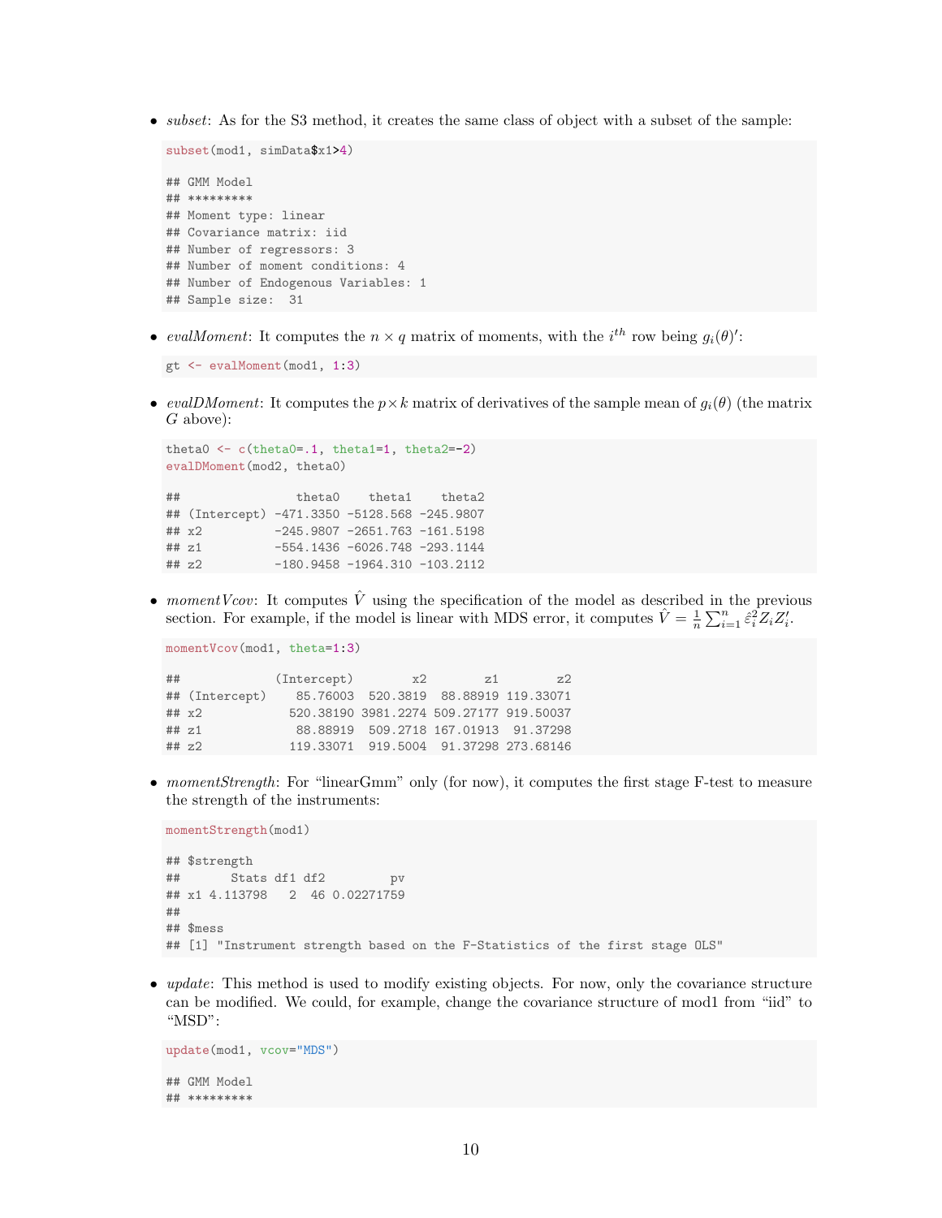- *subset*: As for the S3 method, it creates the same class of object with a subset of the sample:

```
subset(mod1, simData$x1>4)

## GMM Model
## *********
## Moment type: linear
## Covariance matrix: iid
## Number of regressors: 3
## Number of moment conditions: 4
## Number of Endogenous Variables: 1
## Sample size:  31
```

- *evalMoment*: It computes the $n \times q$ matrix of moments, with the $i^{th}$ row being $g_i(\theta)'$:

```
gt <- evalMoment(mod1, 1:3)
```

- *evalDMoment*: It computes the $p \times k$ matrix of derivatives of the sample mean of $g_i(\theta)$ (the matrix $G$ above):

```
theta0 <- c(theta0=.1, theta1=1, theta2=-2)
evalDMoment(mod2, theta0)

##                 theta0    theta1    theta2
## (Intercept) -471.3350 -5128.568 -245.9807
## x2          -245.9807 -2651.763 -161.5198
## z1          -554.1436 -6026.748 -293.1144
## z2          -180.9458 -1964.310 -103.2112
```

- *momentVcov*: It computes $\hat{V}$ using the specification of the model as described in the previous section. For example, if the model is linear with MDS error, it computes $\hat{V} = \frac{1}{n}\sum_{i=1}^n \hat{\varepsilon}_i^2 Z_i Z_i'$.

```
momentVcov(mod1, theta=1:3)

##             (Intercept)        x2        z1        z2
## (Intercept)    85.76003  520.3819  88.88919 119.33071
## x2            520.38190 3981.2274 509.27177 919.50037
## z1             88.88919  509.2718 167.01913  91.37298
## z2            119.33071  919.5004  91.37298 273.68146
```

- *momentStrength*: For "linearGmm" only (for now), it computes the first stage F-test to measure the strength of the instruments:

```
momentStrength(mod1)

## $strength
##       Stats df1 df2         pv
## x1 4.113798   2  46 0.02271759
##
## $mess
## [1] "Instrument strength based on the F-Statistics of the first stage OLS"
```

- *update*: This method is used to modify existing objects. For now, only the covariance structure can be modified. We could, for example, change the covariance structure of mod1 from "iid" to "MSD":

```
update(mod1, vcov="MDS")

## GMM Model
## *********
```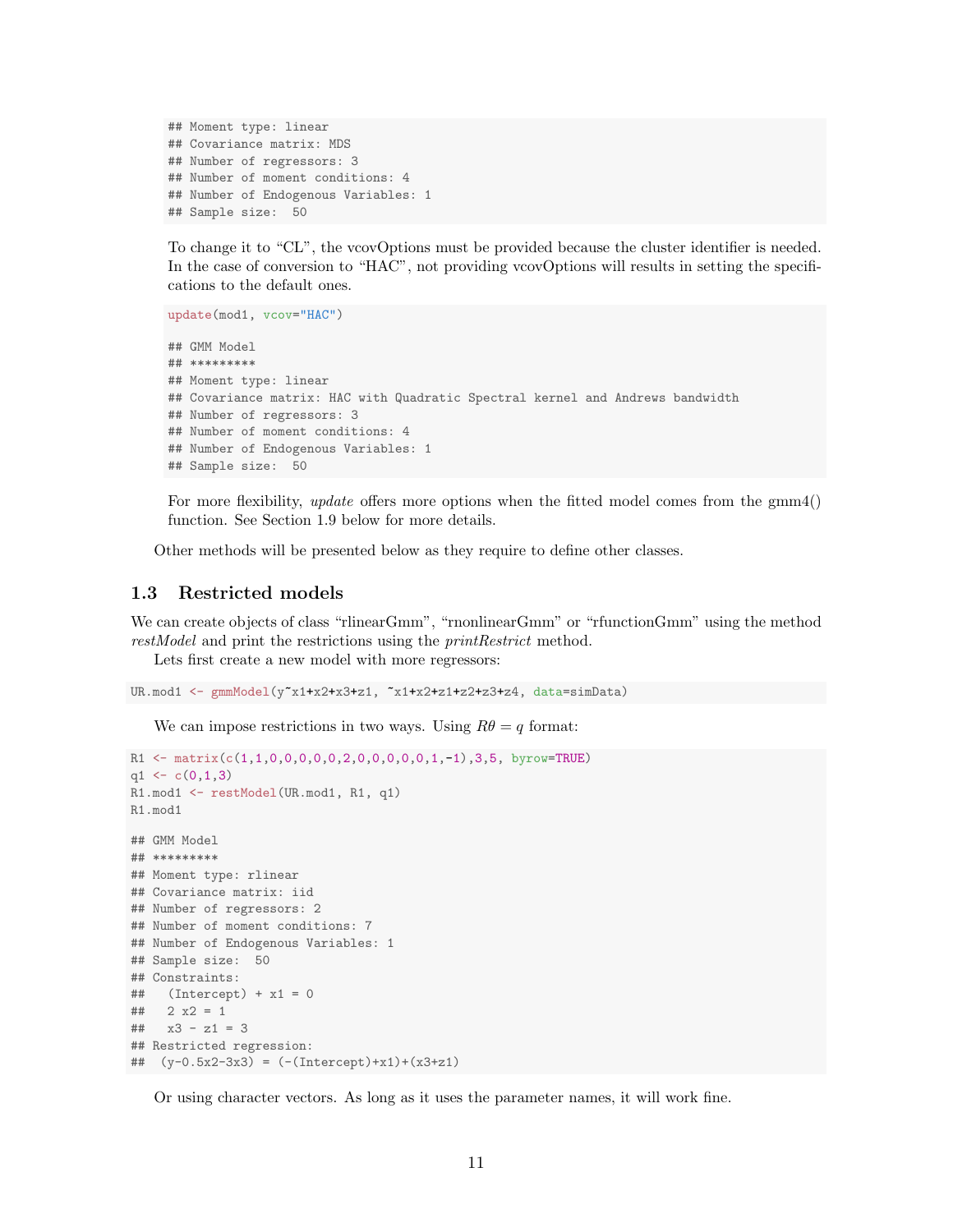```
## Moment type: linear
## Covariance matrix: MDS
## Number of regressors: 3
## Number of moment conditions: 4
## Number of Endogenous Variables: 1
## Sample size:  50
```

To change it to "CL", the vcovOptions must be provided because the cluster identifier is needed. In the case of conversion to "HAC", not providing vcovOptions will results in setting the specifications to the default ones.

```
update(mod1, vcov="HAC")

## GMM Model
## *********
## Moment type: linear
## Covariance matrix: HAC with Quadratic Spectral kernel and Andrews bandwidth
## Number of regressors: 3
## Number of moment conditions: 4
## Number of Endogenous Variables: 1
## Sample size:  50
```

For more flexibility, *update* offers more options when the fitted model comes from the gmm4() function. See Section 1.9 below for more details.

Other methods will be presented below as they require to define other classes.

## 1.3 Restricted models

We can create objects of class "rlinearGmm", "rnonlinearGmm" or "rfunctionGmm" using the method *restModel* and print the restrictions using the *printRestrict* method.

Lets first create a new model with more regressors:

```
UR.mod1 <- gmmModel(y~x1+x2+x3+z1, ~x1+x2+z1+z2+z3+z4, data=simData)
```

We can impose restrictions in two ways. Using $R\theta = q$ format:

```
R1 <- matrix(c(1,1,0,0,0,0,0,2,0,0,0,0,0,1,-1),3,5, byrow=TRUE)
q1 <- c(0,1,3)
R1.mod1 <- restModel(UR.mod1, R1, q1)
R1.mod1

## GMM Model
## *********
## Moment type: rlinear
## Covariance matrix: iid
## Number of regressors: 2
## Number of moment conditions: 7
## Number of Endogenous Variables: 1
## Sample size:  50
## Constraints:
##   (Intercept) + x1 = 0
##   2 x2 = 1
##   x3 - z1 = 3
## Restricted regression:
##  (y-0.5x2-3x3) = (-(Intercept)+x1)+(x3+z1)
```

Or using character vectors. As long as it uses the parameter names, it will work fine.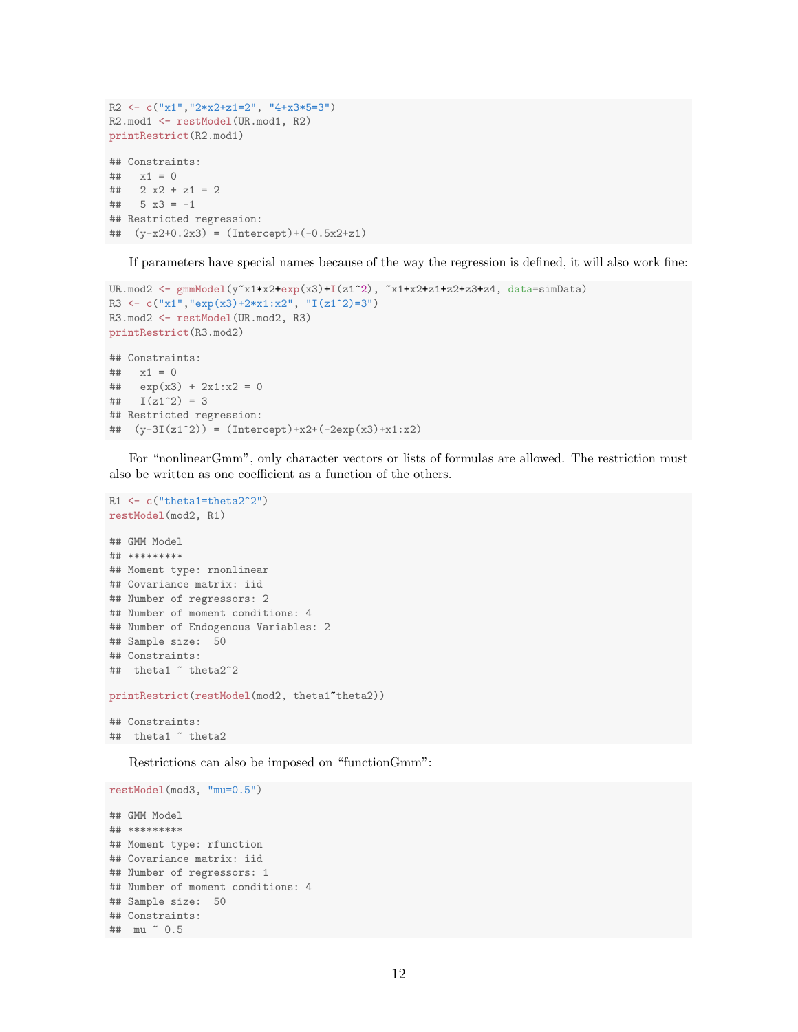```
R2 <- c("x1","2*x2+z1=2", "4+x3*5=3")
R2.mod1 <- restModel(UR.mod1, R2)
printRestrict(R2.mod1)

## Constraints:
##   x1 = 0
##   2 x2 + z1 = 2
##   5 x3 = -1
## Restricted regression:
##  (y-x2+0.2x3) = (Intercept)+(-0.5x2+z1)
```

If parameters have special names because of the way the regression is defined, it will also work fine:

```
UR.mod2 <- gmmModel(y~x1*x2+exp(x3)+I(z1^2), ~x1+x2+z1+z2+z3+z4, data=simData)
R3 <- c("x1","exp(x3)+2*x1:x2", "I(z1^2)=3")
R3.mod2 <- restModel(UR.mod2, R3)
printRestrict(R3.mod2)

## Constraints:
##   x1 = 0
##   exp(x3) + 2x1:x2 = 0
##   I(z1^2) = 3
## Restricted regression:
##  (y-3I(z1^2)) = (Intercept)+x2+(-2exp(x3)+x1:x2)
```

For "nonlinearGmm", only character vectors or lists of formulas are allowed. The restriction must also be written as one coefficient as a function of the others.

```
R1 <- c("theta1=theta2^2")
restModel(mod2, R1)

## GMM Model
## *********
## Moment type: rnonlinear
## Covariance matrix: iid
## Number of regressors: 2
## Number of moment conditions: 4
## Number of Endogenous Variables: 2
## Sample size:  50
## Constraints:
##  theta1 ~ theta2^2

printRestrict(restModel(mod2, theta1~theta2))

## Constraints:
##  theta1 ~ theta2
```

Restrictions can also be imposed on "functionGmm":

```
restModel(mod3, "mu=0.5")

## GMM Model
## *********
## Moment type: rfunction
## Covariance matrix: iid
## Number of regressors: 1
## Number of moment conditions: 4
## Sample size:  50
## Constraints:
##  mu ~ 0.5
```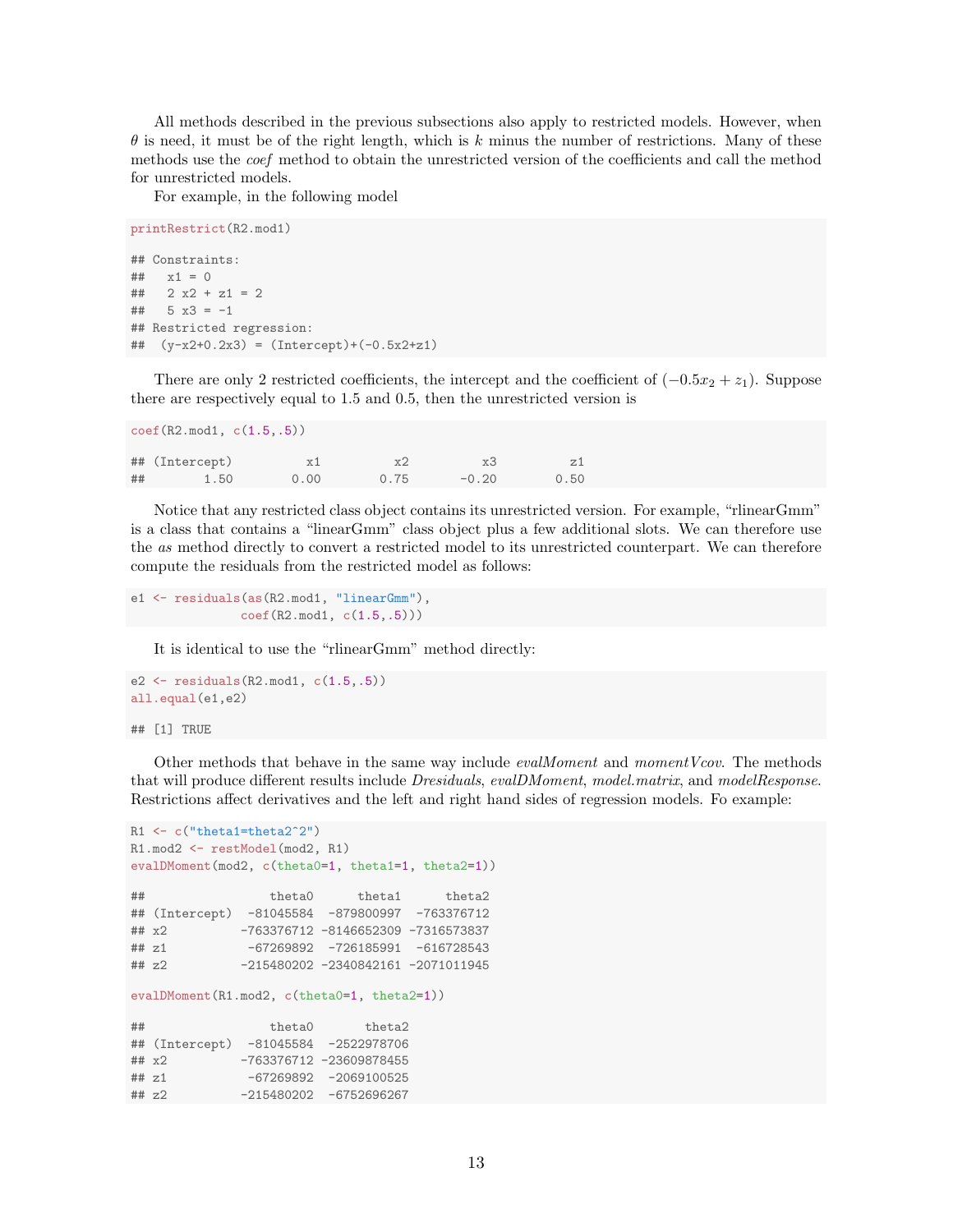All methods described in the previous subsections also apply to restricted models. However, when $\theta$ is need, it must be of the right length, which is $k$ minus the number of restrictions. Many of these methods use the *coef* method to obtain the unrestricted version of the coefficients and call the method for unrestricted models.

For example, in the following model

```
printRestrict(R2.mod1)

## Constraints:
##   x1 = 0
##   2 x2 + z1 = 2
##   5 x3 = -1
## Restricted regression:
##  (y-x2+0.2x3) = (Intercept)+(-0.5x2+z1)
```

There are only 2 restricted coefficients, the intercept and the coefficient of $(-0.5x_2 + z_1)$. Suppose there are respectively equal to 1.5 and 0.5, then the unrestricted version is

```
coef(R2.mod1, c(1.5,.5))

## (Intercept)          x1          x2          x3          z1
##        1.50        0.00        0.75       -0.20        0.50
```

Notice that any restricted class object contains its unrestricted version. For example, "rlinearGmm" is a class that contains a "linearGmm" class object plus a few additional slots. We can therefore use the *as* method directly to convert a restricted model to its unrestricted counterpart. We can therefore compute the residuals from the restricted model as follows:

```
e1 <- residuals(as(R2.mod1, "linearGmm"),
                coef(R2.mod1, c(1.5,.5)))
```

It is identical to use the "rlinearGmm" method directly:

```
e2 <- residuals(R2.mod1, c(1.5,.5))
all.equal(e1,e2)

## [1] TRUE
```

Other methods that behave in the same way include *evalMoment* and *momentVcov*. The methods that will produce different results include *Dresiduals*, *evalDMoment*, *model.matrix*, and *modelResponse*. Restrictions affect derivatives and the left and right hand sides of regression models. Fo example:

```
R1 <- c("theta1=theta2^2")
R1.mod2 <- restModel(mod2, R1)
evalDMoment(mod2, c(theta0=1, theta1=1, theta2=1))

##                 theta0      theta1      theta2
## (Intercept)  -81045584  -879800997  -763376712
## x2          -763376712 -8146652309 -7316573837
## z1           -67269892  -726185991  -616728543
## z2          -215480202 -2340842161 -2071011945

evalDMoment(R1.mod2, c(theta0=1, theta2=1))

##                 theta0       theta2
## (Intercept)  -81045584  -2522978706
## x2          -763376712 -23609878455
## z1           -67269892  -2069100525
## z2          -215480202  -6752696267
```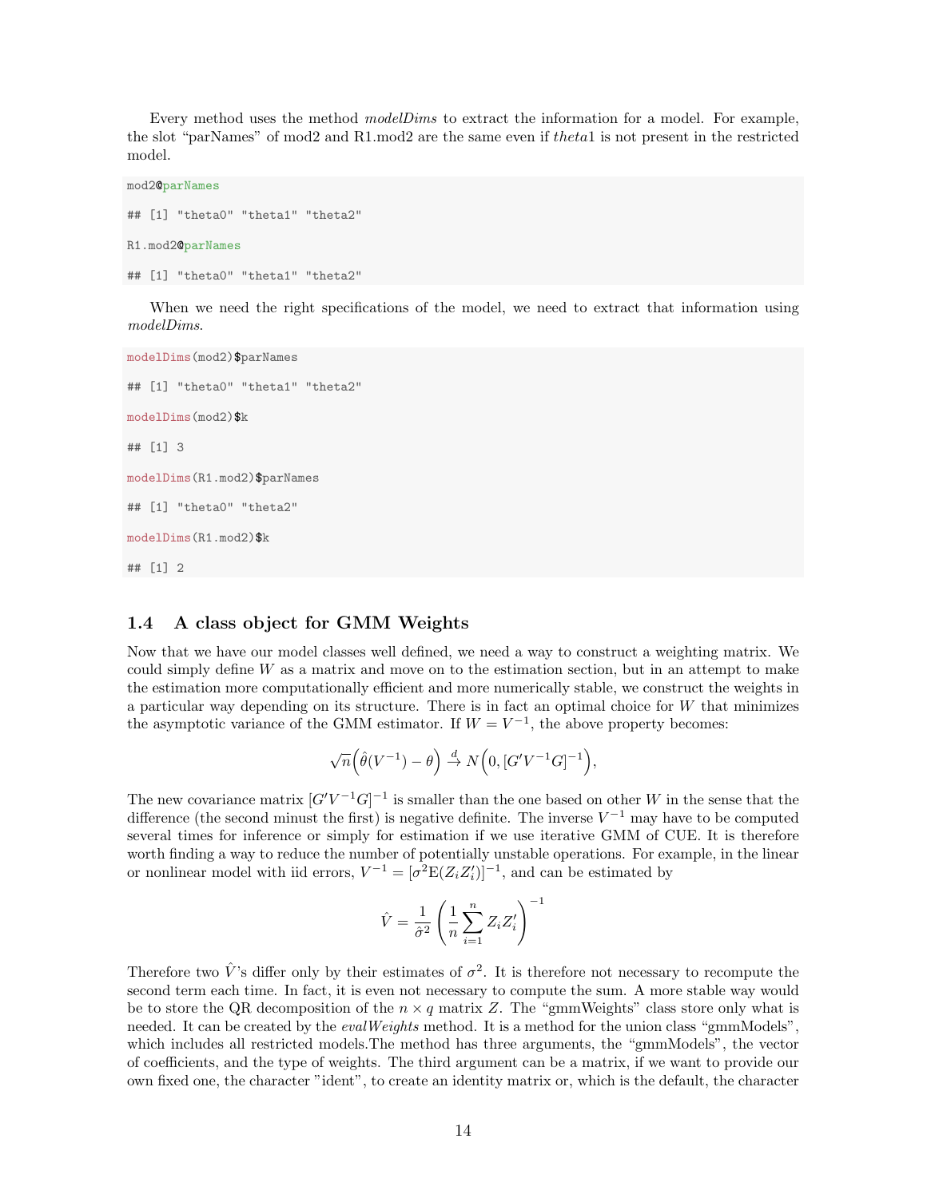Every method uses the method *modelDims* to extract the information for a model. For example, the slot "parNames" of mod2 and R1.mod2 are the same even if *theta*1 is not present in the restricted model.

```
mod2@parNames

## [1] "theta0" "theta1" "theta2"

R1.mod2@parNames

## [1] "theta0" "theta1" "theta2"
```

When we need the right specifications of the model, we need to extract that information using *modelDims*.

```
modelDims(mod2)$parNames

## [1] "theta0" "theta1" "theta2"

modelDims(mod2)$k

## [1] 3

modelDims(R1.mod2)$parNames

## [1] "theta0" "theta2"

modelDims(R1.mod2)$k

## [1] 2
```

### 1.4 A class object for GMM Weights

Now that we have our model classes well defined, we need a way to construct a weighting matrix. We could simply define $W$ as a matrix and move on to the estimation section, but in an attempt to make the estimation more computationally efficient and more numerically stable, we construct the weights in a particular way depending on its structure. There is in fact an optimal choice for $W$ that minimizes the asymptotic variance of the GMM estimator. If $W = V^{-1}$, the above property becomes:

$$\sqrt{n}\Big(\hat{\theta}(V^{-1}) - \theta\Big) \xrightarrow{d} N\Big(0, [G'V^{-1}G]^{-1}\Big),$$

The new covariance matrix $[G'V^{-1}G]^{-1}$ is smaller than the one based on other $W$ in the sense that the difference (the second minust the first) is negative definite. The inverse $V^{-1}$ may have to be computed several times for inference or simply for estimation if we use iterative GMM of CUE. It is therefore worth finding a way to reduce the number of potentially unstable operations. For example, in the linear or nonlinear model with iid errors, $V^{-1} = [\sigma^2 \mathrm{E}(Z_i Z_i')]^{-1}$, and can be estimated by

$$\hat{V} = \frac{1}{\hat{\sigma}^2}\left(\frac{1}{n}\sum_{i=1}^{n} Z_i Z_i'\right)^{-1}$$

Therefore two $\hat{V}$'s differ only by their estimates of $\sigma^2$. It is therefore not necessary to recompute the second term each time. In fact, it is even not necessary to compute the sum. A more stable way would be to store the QR decomposition of the $n \times q$ matrix $Z$. The "gmmWeights" class store only what is needed. It can be created by the *evalWeights* method. It is a method for the union class "gmmModels", which includes all restricted models.The method has three arguments, the "gmmModels", the vector of coefficients, and the type of weights. The third argument can be a matrix, if we want to provide our own fixed one, the character "ident", to create an identity matrix or, which is the default, the character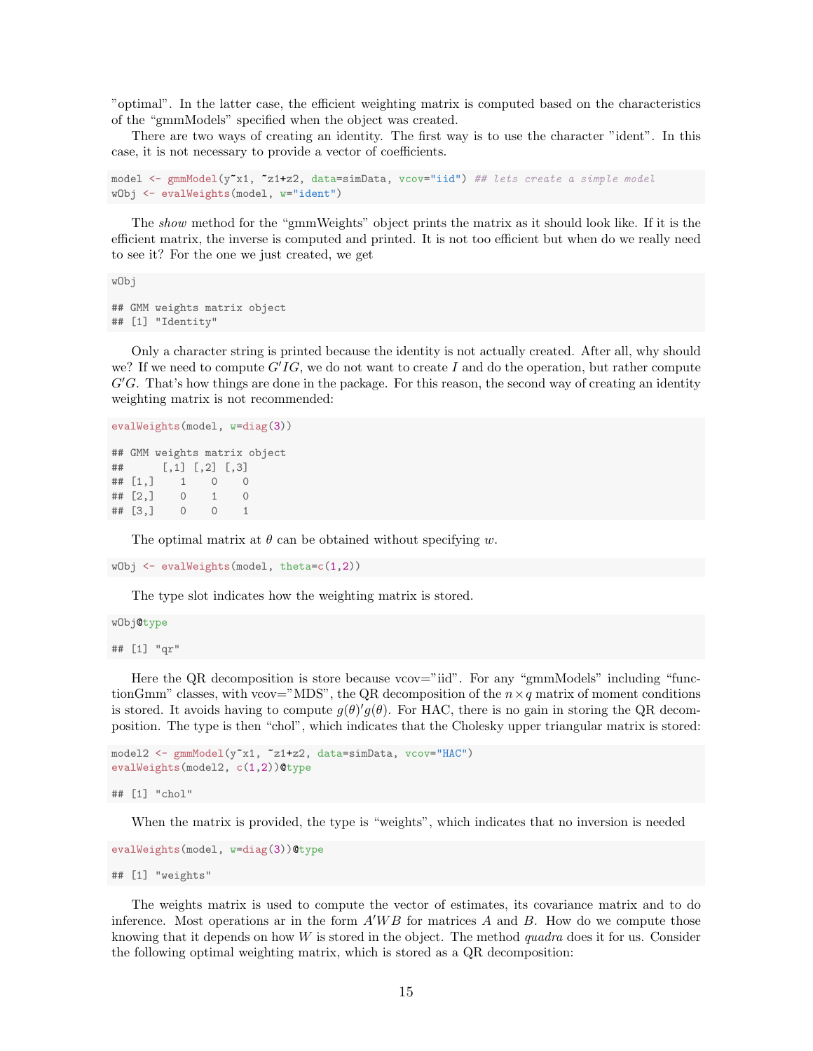"optimal". In the latter case, the efficient weighting matrix is computed based on the characteristics of the "gmmModels" specified when the object was created.

There are two ways of creating an identity. The first way is to use the character "ident". In this case, it is not necessary to provide a vector of coefficients.

```
model <- gmmModel(y~x1, ~z1+z2, data=simData, vcov="iid") ## lets create a simple model
wObj <- evalWeights(model, w="ident")
```

The *show* method for the "gmmWeights" object prints the matrix as it should look like. If it is the efficient matrix, the inverse is computed and printed. It is not too efficient but when do we really need to see it? For the one we just created, we get

```
wObj

## GMM weights matrix object
## [1] "Identity"
```

Only a character string is printed because the identity is not actually created. After all, why should we? If we need to compute $G'IG$, we do not want to create $I$ and do the operation, but rather compute $G'G$. That's how things are done in the package. For this reason, the second way of creating an identity weighting matrix is not recommended:

```
evalWeights(model, w=diag(3))

## GMM weights matrix object
##      [,1] [,2] [,3]
## [1,]    1    0    0
## [2,]    0    1    0
## [3,]    0    0    1
```

The optimal matrix at $\theta$ can be obtained without specifying $w$.

```
wObj <- evalWeights(model, theta=c(1,2))
```

The type slot indicates how the weighting matrix is stored.

```
wObj@type

## [1] "qr"
```

Here the QR decomposition is store because vcov="iid". For any "gmmModels" including "functionGmm" classes, with vcov="MDS", the QR decomposition of the $n \times q$ matrix of moment conditions is stored. It avoids having to compute $g(\theta)'g(\theta)$. For HAC, there is no gain in storing the QR decomposition. The type is then "chol", which indicates that the Cholesky upper triangular matrix is stored:

```
model2 <- gmmModel(y~x1, ~z1+z2, data=simData, vcov="HAC")
evalWeights(model2, c(1,2))@type

## [1] "chol"
```

When the matrix is provided, the type is "weights", which indicates that no inversion is needed

```
evalWeights(model, w=diag(3))@type

## [1] "weights"
```

The weights matrix is used to compute the vector of estimates, its covariance matrix and to do inference. Most operations ar in the form $A'WB$ for matrices $A$ and $B$. How do we compute those knowing that it depends on how $W$ is stored in the object. The method *quadra* does it for us. Consider the following optimal weighting matrix, which is stored as a QR decomposition: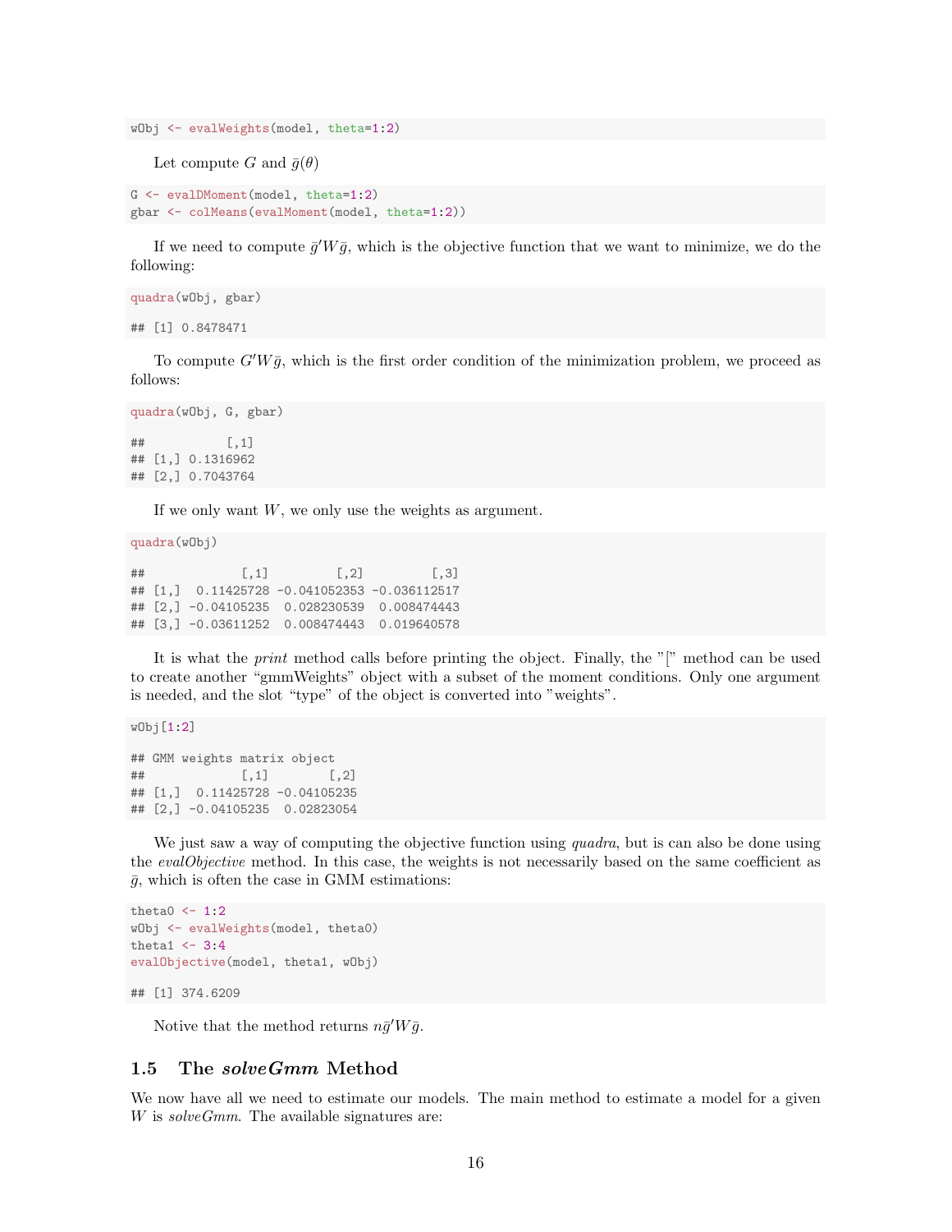```
wObj <- evalWeights(model, theta=1:2)
```

Let compute $G$ and $\bar{g}(\theta)$

```
G <- evalDMoment(model, theta=1:2)
gbar <- colMeans(evalMoment(model, theta=1:2))
```

If we need to compute $\bar{g}'W\bar{g}$, which is the objective function that we want to minimize, we do the following:

```
quadra(wObj, gbar)

## [1] 0.8478471
```

To compute $G'W\bar{g}$, which is the first order condition of the minimization problem, we proceed as follows:

```
quadra(wObj, G, gbar)

##           [,1]
## [1,] 0.1316962
## [2,] 0.7043764
```

If we only want $W$, we only use the weights as argument.

```
quadra(wObj)

##             [,1]         [,2]         [,3]
## [1,]  0.11425728 -0.041052353 -0.036112517
## [2,] -0.04105235  0.028230539  0.008474443
## [3,] -0.03611252  0.008474443  0.019640578
```

It is what the *print* method calls before printing the object. Finally, the "[" method can be used to create another "gmmWeights" object with a subset of the moment conditions. Only one argument is needed, and the slot "type" of the object is converted into "weights".

```
wObj[1:2]

## GMM weights matrix object
##             [,1]        [,2]
## [1,]  0.11425728 -0.04105235
## [2,] -0.04105235  0.02823054
```

We just saw a way of computing the objective function using *quadra*, but is can also be done using the *evalObjective* method. In this case, the weights is not necessarily based on the same coefficient as $\bar{g}$, which is often the case in GMM estimations:

```
theta0 <- 1:2
wObj <- evalWeights(model, theta0)
theta1 <- 3:4
evalObjective(model, theta1, wObj)

## [1] 374.6209
```

Notive that the method returns $n\bar{g}'W\bar{g}$.

## 1.5 The *solveGmm* Method

We now have all we need to estimate our models. The main method to estimate a model for a given $W$ is *solveGmm*. The available signatures are: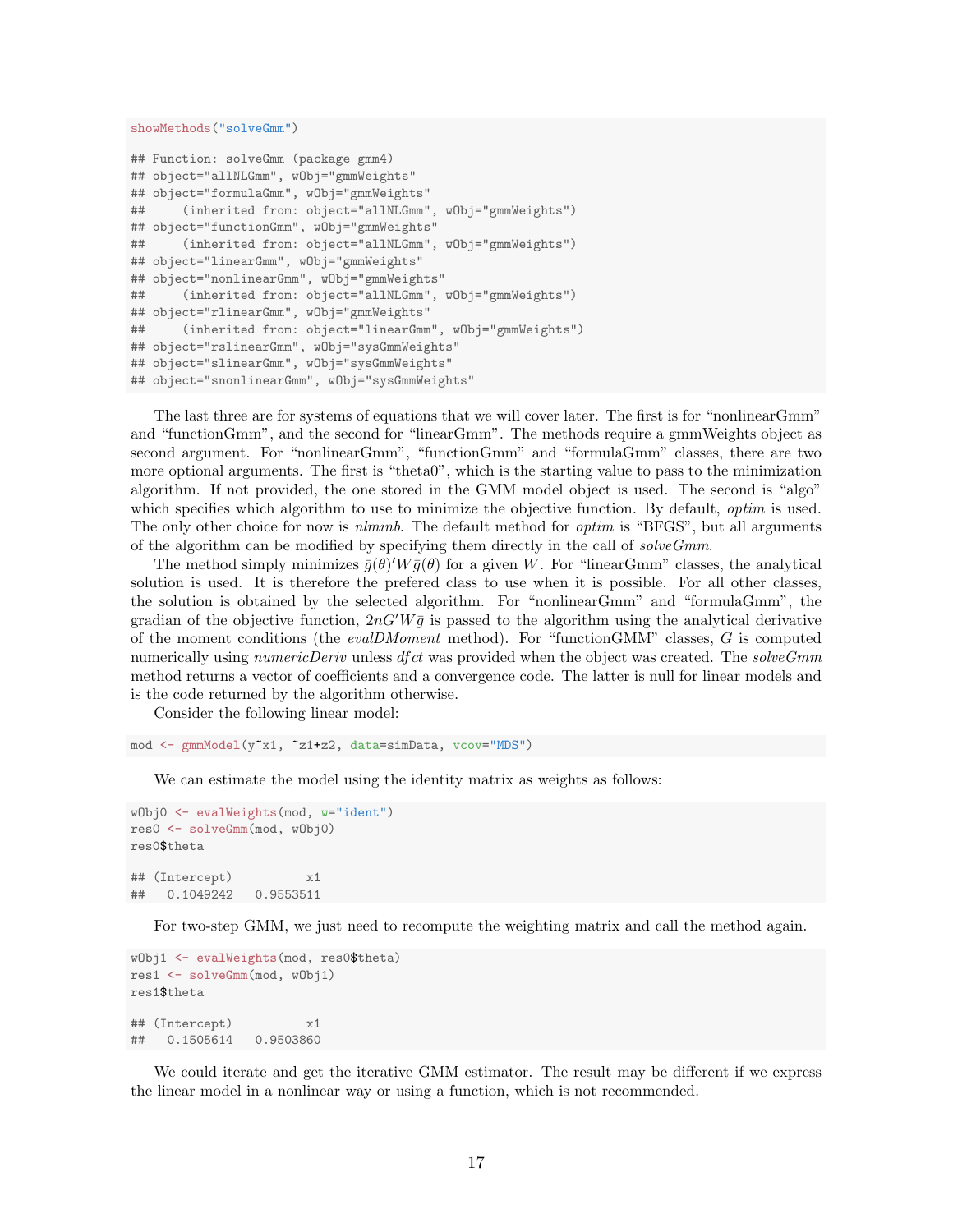```
showMethods("solveGmm")

## Function: solveGmm (package gmm4)
## object="allNLGmm", wObj="gmmWeights"
## object="formulaGmm", wObj="gmmWeights"
##     (inherited from: object="allNLGmm", wObj="gmmWeights")
## object="functionGmm", wObj="gmmWeights"
##     (inherited from: object="allNLGmm", wObj="gmmWeights")
## object="linearGmm", wObj="gmmWeights"
## object="nonlinearGmm", wObj="gmmWeights"
##     (inherited from: object="allNLGmm", wObj="gmmWeights")
## object="rlinearGmm", wObj="gmmWeights"
##     (inherited from: object="linearGmm", wObj="gmmWeights")
## object="rslinearGmm", wObj="sysGmmWeights"
## object="slinearGmm", wObj="sysGmmWeights"
## object="snonlinearGmm", wObj="sysGmmWeights"
```

The last three are for systems of equations that we will cover later. The first is for "nonlinearGmm" and "functionGmm", and the second for "linearGmm". The methods require a gmmWeights object as second argument. For "nonlinearGmm", "functionGmm" and "formulaGmm" classes, there are two more optional arguments. The first is "theta0", which is the starting value to pass to the minimization algorithm. If not provided, the one stored in the GMM model object is used. The second is "algo" which specifies which algorithm to use to minimize the objective function. By default, *optim* is used. The only other choice for now is *nlminb*. The default method for *optim* is "BFGS", but all arguments of the algorithm can be modified by specifying them directly in the call of *solveGmm*.

The method simply minimizes $\bar{g}(\theta)'W\bar{g}(\theta)$ for a given $W$. For "linearGmm" classes, the analytical solution is used. It is therefore the prefered class to use when it is possible. For all other classes, the solution is obtained by the selected algorithm. For "nonlinearGmm" and "formulaGmm", the gradian of the objective function, $2nG'W\bar{g}$ is passed to the algorithm using the analytical derivative of the moment conditions (the *evalDMoment* method). For "functionGMM" classes, $G$ is computed numerically using *numericDeriv* unless *dfct* was provided when the object was created. The *solveGmm* method returns a vector of coefficients and a convergence code. The latter is null for linear models and is the code returned by the algorithm otherwise.

Consider the following linear model:

```
mod <- gmmModel(y~x1, ~z1+z2, data=simData, vcov="MDS")
```

We can estimate the model using the identity matrix as weights as follows:

```
wObj0 <- evalWeights(mod, w="ident")
res0 <- solveGmm(mod, wObj0)
res0$theta

## (Intercept)          x1
##   0.1049242   0.9553511
```

For two-step GMM, we just need to recompute the weighting matrix and call the method again.

```
wObj1 <- evalWeights(mod, res0$theta)
res1 <- solveGmm(mod, wObj1)
res1$theta

## (Intercept)          x1
##   0.1505614   0.9503860
```

We could iterate and get the iterative GMM estimator. The result may be different if we express the linear model in a nonlinear way or using a function, which is not recommended.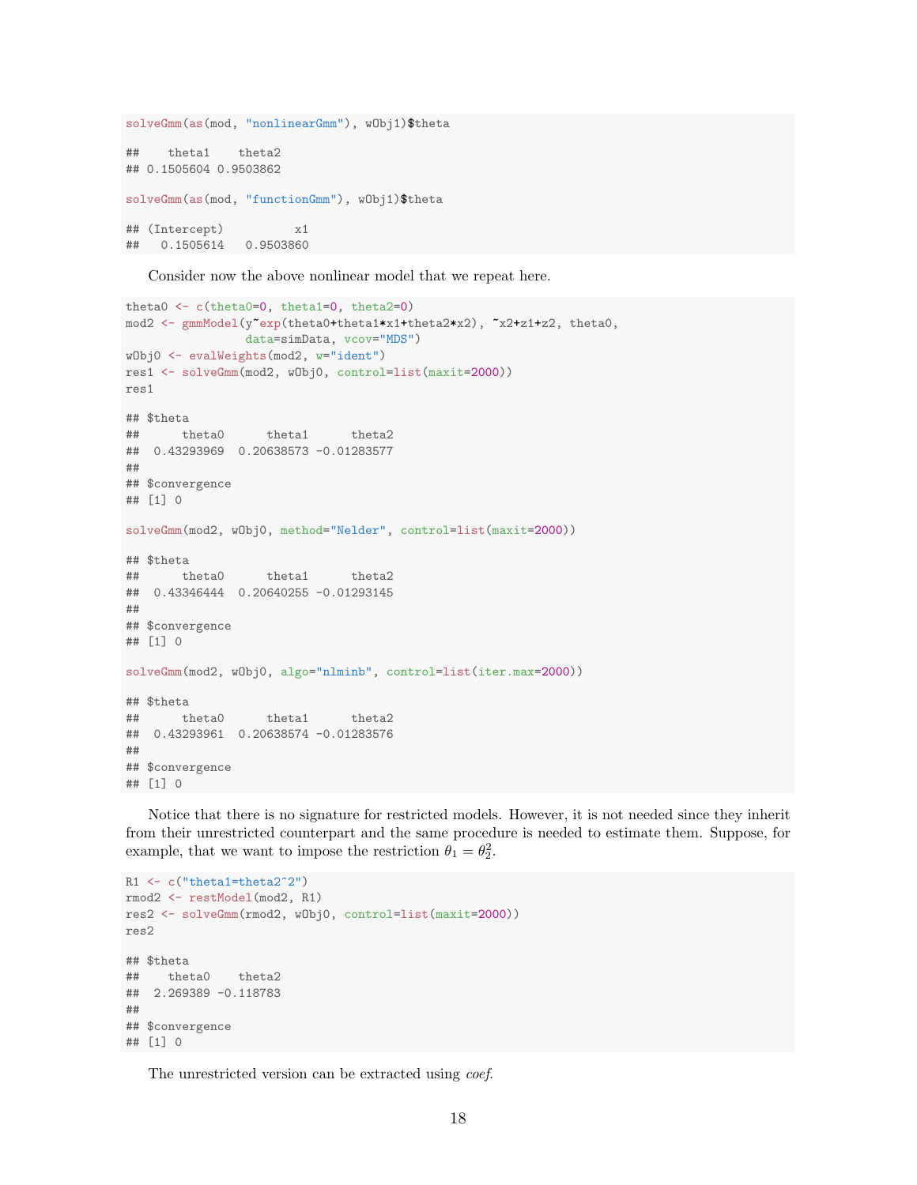```
solveGmm(as(mod, "nonlinearGmm"), wObj1)$theta

##    theta1    theta2
## 0.1505604 0.9503862

solveGmm(as(mod, "functionGmm"), wObj1)$theta

## (Intercept)          x1
##   0.1505614   0.9503860
```

Consider now the above nonlinear model that we repeat here.

```
theta0 <- c(theta0=0, theta1=0, theta2=0)
mod2 <- gmmModel(y~exp(theta0+theta1*x1+theta2*x2), ~x2+z1+z2, theta0,
                 data=simData, vcov="MDS")
wObj0 <- evalWeights(mod2, w="ident")
res1 <- solveGmm(mod2, wObj0, control=list(maxit=2000))
res1

## $theta
##      theta0      theta1      theta2
##  0.43293969  0.20638573 -0.01283577
##
## $convergence
## [1] 0

solveGmm(mod2, wObj0, method="Nelder", control=list(maxit=2000))

## $theta
##      theta0      theta1      theta2
##  0.43346444  0.20640255 -0.01293145
##
## $convergence
## [1] 0

solveGmm(mod2, wObj0, algo="nlminb", control=list(iter.max=2000))

## $theta
##      theta0      theta1      theta2
##  0.43293961  0.20638574 -0.01283576
##
## $convergence
## [1] 0
```

Notice that there is no signature for restricted models. However, it is not needed since they inherit from their unrestricted counterpart and the same procedure is needed to estimate them. Suppose, for example, that we want to impose the restriction $\theta_1 = \theta_2^2$.

```
R1 <- c("theta1=theta2^2")
rmod2 <- restModel(mod2, R1)
res2 <- solveGmm(rmod2, wObj0, control=list(maxit=2000))
res2

## $theta
##    theta0    theta2
##  2.269389 -0.118783
##
## $convergence
## [1] 0
```

The unrestricted version can be extracted using *coef*.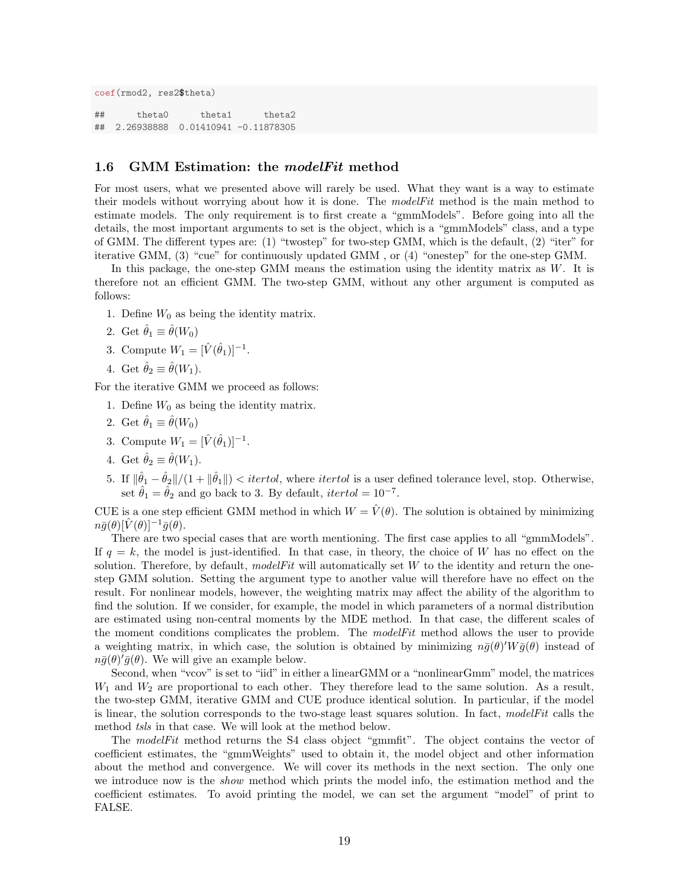```
coef(rmod2, res2$theta)

##      theta0      theta1      theta2
##  2.26938888  0.01410941 -0.11878305
```

### 1.6 GMM Estimation: the *modelFit* method

For most users, what we presented above will rarely be used. What they want is a way to estimate their models without worrying about how it is done. The *modelFit* method is the main method to estimate models. The only requirement is to first create a "gmmModels". Before going into all the details, the most important arguments to set is the object, which is a "gmmModels" class, and a type of GMM. The different types are: (1) "twostep" for two-step GMM, which is the default, (2) "iter" for iterative GMM, (3) "cue" for continuously updated GMM , or (4) "onestep" for the one-step GMM.

In this package, the one-step GMM means the estimation using the identity matrix as $W$. It is therefore not an efficient GMM. The two-step GMM, without any other argument is computed as follows:

1. Define $W_0$ as being the identity matrix.
2. Get $\hat{\theta}_1 \equiv \hat{\theta}(W_0)$
3. Compute $W_1 = [\hat{V}(\hat{\theta}_1)]^{-1}$.
4. Get $\hat{\theta}_2 \equiv \hat{\theta}(W_1)$.

For the iterative GMM we proceed as follows:

1. Define $W_0$ as being the identity matrix.
2. Get $\hat{\theta}_1 \equiv \hat{\theta}(W_0)$
3. Compute $W_1 = [\hat{V}(\hat{\theta}_1)]^{-1}$.
4. Get $\hat{\theta}_2 \equiv \hat{\theta}(W_1)$.
5. If $\|\hat{\theta}_1 - \hat{\theta}_2\|/(1 + \|\hat{\theta}_1\|) < itertol$, where $itertol$ is a user defined tolerance level, stop. Otherwise, set $\hat{\theta}_1 = \hat{\theta}_2$ and go back to 3. By default, $itertol = 10^{-7}$.

CUE is a one step efficient GMM method in which $W = \hat{V}(\theta)$. The solution is obtained by minimizing $n\bar{g}(\theta)[\hat{V}(\theta)]^{-1}\bar{g}(\theta)$.

There are two special cases that are worth mentioning. The first case applies to all "gmmModels". If $q = k$, the model is just-identified. In that case, in theory, the choice of $W$ has no effect on the solution. Therefore, by default, *modelFit* will automatically set $W$ to the identity and return the one-step GMM solution. Setting the argument type to another value will therefore have no effect on the result. For nonlinear models, however, the weighting matrix may affect the ability of the algorithm to find the solution. If we consider, for example, the model in which parameters of a normal distribution are estimated using non-central moments by the MDE method. In that case, the different scales of the moment conditions complicates the problem. The *modelFit* method allows the user to provide a weighting matrix, in which case, the solution is obtained by minimizing $n\bar{g}(\theta)'W\bar{g}(\theta)$ instead of $n\bar{g}(\theta)'\bar{g}(\theta)$. We will give an example below.

Second, when "vcov" is set to "iid" in either a linearGMM or a "nonlinearGmm" model, the matrices $W_1$ and $W_2$ are proportional to each other. They therefore lead to the same solution. As a result, the two-step GMM, iterative GMM and CUE produce identical solution. In particular, if the model is linear, the solution corresponds to the two-stage least squares solution. In fact, *modelFit* calls the method *tsls* in that case. We will look at the method below.

The *modelFit* method returns the S4 class object "gmmfit". The object contains the vector of coefficient estimates, the "gmmWeights" used to obtain it, the model object and other information about the method and convergence. We will cover its methods in the next section. The only one we introduce now is the *show* method which prints the model info, the estimation method and the coefficient estimates. To avoid printing the model, we can set the argument "model" of print to FALSE.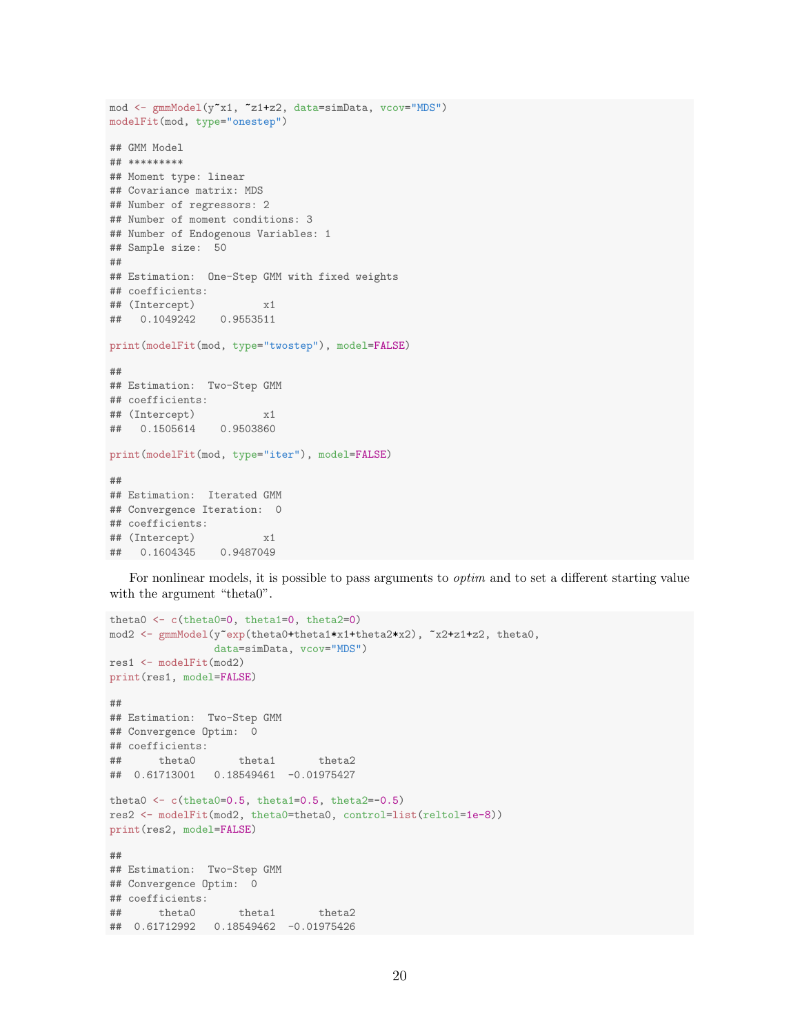```
mod <- gmmModel(y~x1, ~z1+z2, data=simData, vcov="MDS")
modelFit(mod, type="onestep")

## GMM Model
## *********
## Moment type: linear
## Covariance matrix: MDS
## Number of regressors: 2
## Number of moment conditions: 3
## Number of Endogenous Variables: 1
## Sample size:  50
##
## Estimation:  One-Step GMM with fixed weights
## coefficients:
## (Intercept)           x1
##   0.1049242    0.9553511

print(modelFit(mod, type="twostep"), model=FALSE)

##
## Estimation:  Two-Step GMM
## coefficients:
## (Intercept)           x1
##   0.1505614    0.9503860

print(modelFit(mod, type="iter"), model=FALSE)

##
## Estimation:  Iterated GMM
## Convergence Iteration:  0
## coefficients:
## (Intercept)           x1
##   0.1604345    0.9487049
```

For nonlinear models, it is possible to pass arguments to *optim* and to set a different starting value with the argument "theta0".

```
theta0 <- c(theta0=0, theta1=0, theta2=0)
mod2 <- gmmModel(y~exp(theta0+theta1*x1+theta2*x2), ~x2+z1+z2, theta0,
                 data=simData, vcov="MDS")
res1 <- modelFit(mod2)
print(res1, model=FALSE)

##
## Estimation:  Two-Step GMM
## Convergence Optim:  0
## coefficients:
##      theta0       theta1       theta2
##  0.61713001   0.18549461  -0.01975427

theta0 <- c(theta0=0.5, theta1=0.5, theta2=-0.5)
res2 <- modelFit(mod2, theta0=theta0, control=list(reltol=1e-8))
print(res2, model=FALSE)

##
## Estimation:  Two-Step GMM
## Convergence Optim:  0
## coefficients:
##      theta0       theta1       theta2
##  0.61712992   0.18549462  -0.01975426
```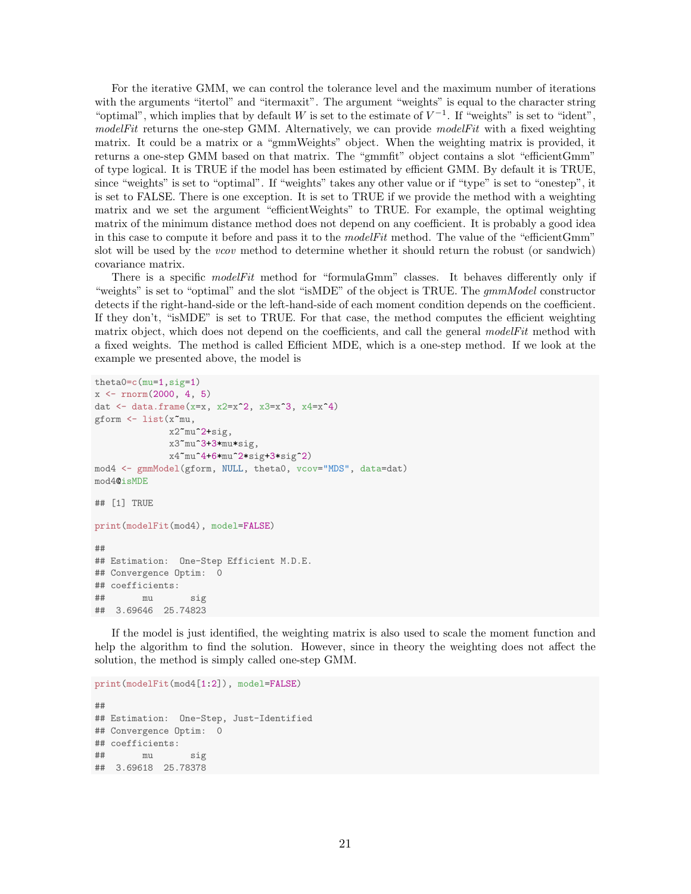For the iterative GMM, we can control the tolerance level and the maximum number of iterations with the arguments "itertol" and "itermaxit". The argument "weights" is equal to the character string "optimal", which implies that by default $W$ is set to the estimate of $V^{-1}$. If "weights" is set to "ident", *modelFit* returns the one-step GMM. Alternatively, we can provide *modelFit* with a fixed weighting matrix. It could be a matrix or a "gmmWeights" object. When the weighting matrix is provided, it returns a one-step GMM based on that matrix. The "gmmfit" object contains a slot "efficientGmm" of type logical. It is TRUE if the model has been estimated by efficient GMM. By default it is TRUE, since "weights" is set to "optimal". If "weights" takes any other value or if "type" is set to "onestep", it is set to FALSE. There is one exception. It is set to TRUE if we provide the method with a weighting matrix and we set the argument "efficientWeights" to TRUE. For example, the optimal weighting matrix of the minimum distance method does not depend on any coefficient. It is probably a good idea in this case to compute it before and pass it to the *modelFit* method. The value of the "efficientGmm" slot will be used by the *vcov* method to determine whether it should return the robust (or sandwich) covariance matrix.

There is a specific *modelFit* method for "formulaGmm" classes. It behaves differently only if "weights" is set to "optimal" and the slot "isMDE" of the object is TRUE. The *gmmModel* constructor detects if the right-hand-side or the left-hand-side of each moment condition depends on the coefficient. If they don't, "isMDE" is set to TRUE. For that case, the method computes the efficient weighting matrix object, which does not depend on the coefficients, and call the general *modelFit* method with a fixed weights. The method is called Efficient MDE, which is a one-step method. If we look at the example we presented above, the model is

```
theta0=c(mu=1,sig=1)
x <- rnorm(2000, 4, 5)
dat <- data.frame(x=x, x2=x^2, x3=x^3, x4=x^4)
gform <- list(x~mu,
              x2~mu^2+sig,
              x3~mu^3+3*mu*sig,
              x4~mu^4+6*mu^2*sig+3*sig^2)
mod4 <- gmmModel(gform, NULL, theta0, vcov="MDS", data=dat)
mod4@isMDE

## [1] TRUE

print(modelFit(mod4), model=FALSE)

##
## Estimation:  One-Step Efficient M.D.E.
## Convergence Optim:  0
## coefficients:
##       mu       sig
##  3.69646  25.74823
```

If the model is just identified, the weighting matrix is also used to scale the moment function and help the algorithm to find the solution. However, since in theory the weighting does not affect the solution, the method is simply called one-step GMM.

```
print(modelFit(mod4[1:2]), model=FALSE)

##
## Estimation:  One-Step, Just-Identified
## Convergence Optim:  0
## coefficients:
##       mu       sig
##  3.69618  25.78378
```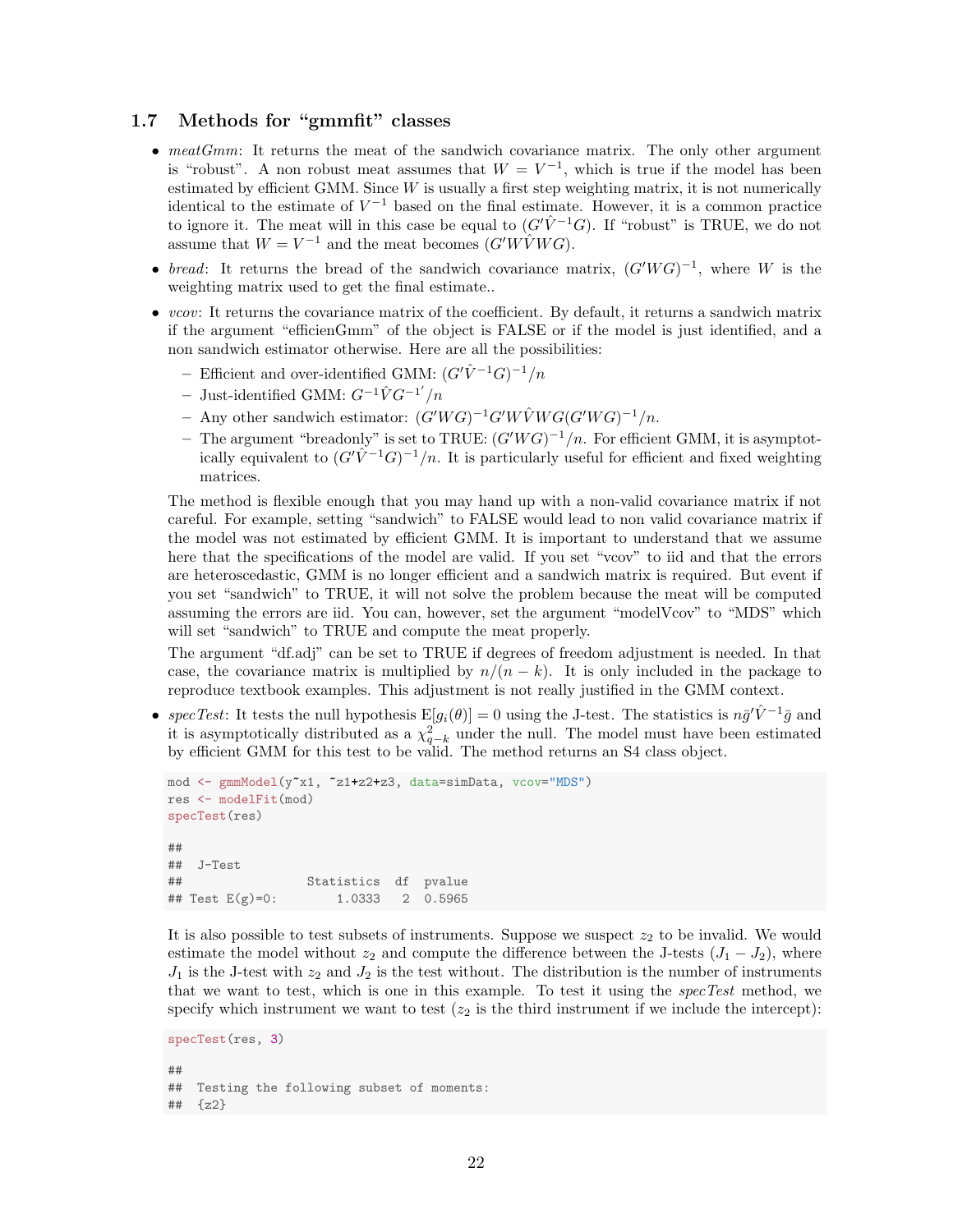### 1.7 Methods for "gmmfit" classes

- *meatGmm*: It returns the meat of the sandwich covariance matrix. The only other argument is "robust". A non robust meat assumes that $W = V^{-1}$, which is true if the model has been estimated by efficient GMM. Since $W$ is usually a first step weighting matrix, it is not numerically identical to the estimate of $V^{-1}$ based on the final estimate. However, it is a common practice to ignore it. The meat will in this case be equal to $(G'\hat{V}^{-1}G)$. If "robust" is TRUE, we do not assume that $W = V^{-1}$ and the meat becomes $(G'W\hat{V}WG)$.
- *bread*: It returns the bread of the sandwich covariance matrix, $(G'WG)^{-1}$, where $W$ is the weighting matrix used to get the final estimate..
- *vcov*: It returns the covariance matrix of the coefficient. By default, it returns a sandwich matrix if the argument "efficienGmm" of the object is FALSE or if the model is just identified, and a non sandwich estimator otherwise. Here are all the possibilities:
  - Efficient and over-identified GMM: $(G'\hat{V}^{-1}G)^{-1}/n$
  - Just-identified GMM: $G^{-1}\hat{V}G^{-1'}/n$
  - Any other sandwich estimator: $(G'WG)^{-1}G'W\hat{V}WG(G'WG)^{-1}/n$.
  - The argument "breadonly" is set to TRUE: $(G'WG)^{-1}/n$. For efficient GMM, it is asymptotically equivalent to $(G'\hat{V}^{-1}G)^{-1}/n$. It is particularly useful for efficient and fixed weighting matrices.

  The method is flexible enough that you may hand up with a non-valid covariance matrix if not careful. For example, setting "sandwich" to FALSE would lead to non valid covariance matrix if the model was not estimated by efficient GMM. It is important to understand that we assume here that the specifications of the model are valid. If you set "vcov" to iid and that the errors are heteroscedastic, GMM is no longer efficient and a sandwich matrix is required. But event if you set "sandwich" to TRUE, it will not solve the problem because the meat will be computed assuming the errors are iid. You can, however, set the argument "modelVcov" to "MDS" which will set "sandwich" to TRUE and compute the meat properly.

  The argument "df.adj" can be set to TRUE if degrees of freedom adjustment is needed. In that case, the covariance matrix is multiplied by $n/(n-k)$. It is only included in the package to reproduce textbook examples. This adjustment is not really justified in the GMM context.
- *specTest*: It tests the null hypothesis $\mathrm{E}[g_i(\theta)] = 0$ using the J-test. The statistics is $n\bar{g}'\hat{V}^{-1}\bar{g}$ and it is asymptotically distributed as a $\chi^2_{q-k}$ under the null. The model must have been estimated by efficient GMM for this test to be valid. The method returns an S4 class object.

```
mod <- gmmModel(y~x1, ~z1+z2+z3, data=simData, vcov="MDS")
res <- modelFit(mod)
specTest(res)

##
##  J-Test
##                 Statistics  df  pvalue
## Test E(g)=0:       1.0333   2  0.5965
```

It is also possible to test subsets of instruments. Suppose we suspect $z_2$ to be invalid. We would estimate the model without $z_2$ and compute the difference between the J-tests $(J_1 - J_2)$, where $J_1$ is the J-test with $z_2$ and $J_2$ is the test without. The distribution is the number of instruments that we want to test, which is one in this example. To test it using the *specTest* method, we specify which instrument we want to test ($z_2$ is the third instrument if we include the intercept):

```
specTest(res, 3)

##
##  Testing the following subset of moments:
##  {z2}
```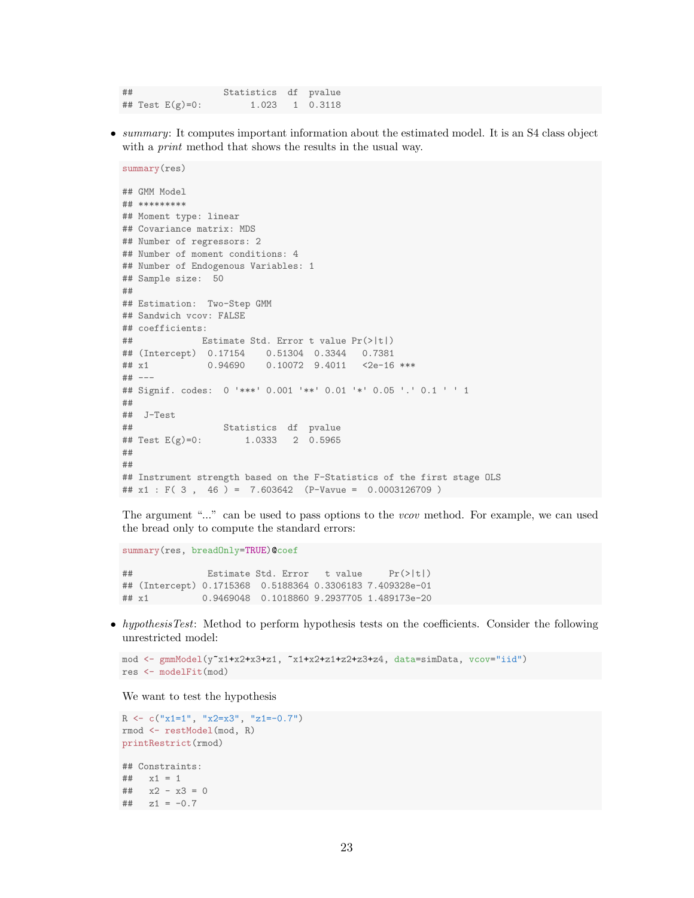```
##                 Statistics  df  pvalue
## Test E(g)=0:        1.023   1  0.3118
```

- *summary*: It computes important information about the estimated model. It is an S4 class object with a *print* method that shows the results in the usual way.

```
summary(res)

## GMM Model
## *********
## Moment type: linear
## Covariance matrix: MDS
## Number of regressors: 2
## Number of moment conditions: 4
## Number of Endogenous Variables: 1
## Sample size:  50
##
## Estimation:  Two-Step GMM
## Sandwich vcov: FALSE
## coefficients:
##             Estimate Std. Error t value Pr(>|t|)
## (Intercept)  0.17154    0.51304  0.3344   0.7381
## x1           0.94690    0.10072  9.4011   <2e-16 ***
## ---
## Signif. codes:  0 '***' 0.001 '**' 0.01 '*' 0.05 '.' 0.1 ' ' 1
##
##  J-Test
##                 Statistics  df  pvalue
## Test E(g)=0:       1.0333   2  0.5965
##
##
## Instrument strength based on the F-Statistics of the first stage OLS
## x1 : F( 3 ,  46 ) =  7.603642  (P-Vavue =  0.0003126709 )
```

The argument "..." can be used to pass options to the *vcov* method. For example, we can used the bread only to compute the standard errors:

```
summary(res, breadOnly=TRUE)@coef

##              Estimate Std. Error   t value     Pr(>|t|)
## (Intercept) 0.1715368  0.5188364 0.3306183 7.409328e-01
## x1          0.9469048  0.1018860 9.2937705 1.489173e-20
```

- *hypothesisTest*: Method to perform hypothesis tests on the coefficients. Consider the following unrestricted model:

```
mod <- gmmModel(y~x1+x2+x3+z1, ~x1+x2+z1+z2+z3+z4, data=simData, vcov="iid")
res <- modelFit(mod)
```

We want to test the hypothesis

```
R <- c("x1=1", "x2=x3", "z1=-0.7")
rmod <- restModel(mod, R)
printRestrict(rmod)

## Constraints:
##   x1 = 1
##   x2 - x3 = 0
##   z1 = -0.7
```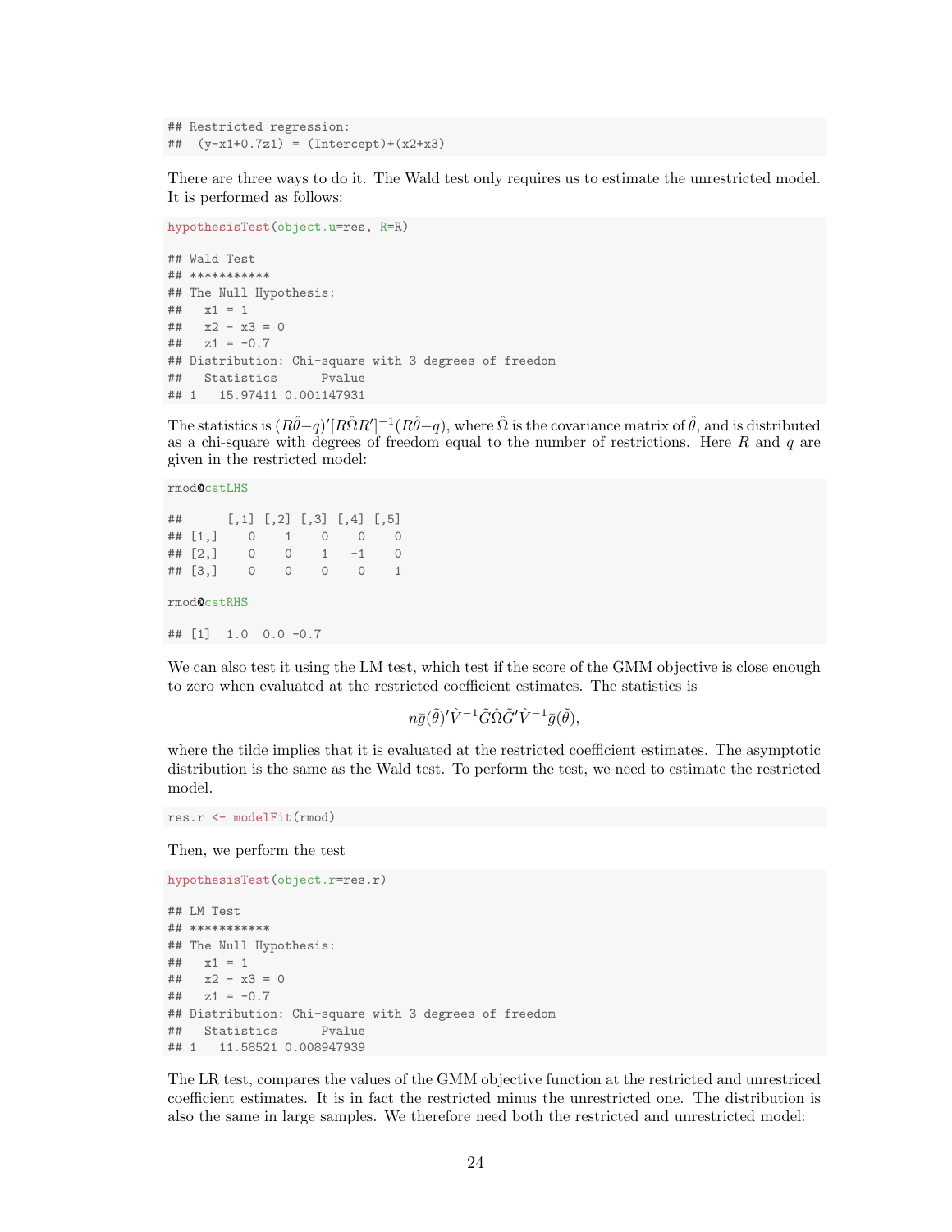```
## Restricted regression:
##  (y-x1+0.7z1) = (Intercept)+(x2+x3)
```

There are three ways to do it. The Wald test only requires us to estimate the unrestricted model. It is performed as follows:

```
hypothesisTest(object.u=res, R=R)

## Wald Test
## ***********
## The Null Hypothesis:
##   x1 = 1
##   x2 - x3 = 0
##   z1 = -0.7
## Distribution: Chi-square with 3 degrees of freedom
##   Statistics      Pvalue
## 1   15.97411 0.001147931
```

The statistics is $(R\hat{\theta}-q)'[R\hat{\Omega}R']^{-1}(R\hat{\theta}-q)$, where $\hat{\Omega}$ is the covariance matrix of $\hat{\theta}$, and is distributed as a chi-square with degrees of freedom equal to the number of restrictions. Here $R$ and $q$ are given in the restricted model:

```
rmod@cstLHS

##      [,1] [,2] [,3] [,4] [,5]
## [1,]    0    1    0    0    0
## [2,]    0    0    1   -1    0
## [3,]    0    0    0    0    1

rmod@cstRHS

## [1]  1.0  0.0 -0.7
```

We can also test it using the LM test, which test if the score of the GMM objective is close enough to zero when evaluated at the restricted coefficient estimates. The statistics is

$$n\bar{g}(\tilde{\theta})'\hat{V}^{-1}\tilde{G}\hat{\Omega}\tilde{G}'\hat{V}^{-1}\bar{g}(\tilde{\theta}),$$

where the tilde implies that it is evaluated at the restricted coefficient estimates. The asymptotic distribution is the same as the Wald test. To perform the test, we need to estimate the restricted model.

```
res.r <- modelFit(rmod)
```

Then, we perform the test

```
hypothesisTest(object.r=res.r)

## LM Test
## ***********
## The Null Hypothesis:
##   x1 = 1
##   x2 - x3 = 0
##   z1 = -0.7
## Distribution: Chi-square with 3 degrees of freedom
##   Statistics      Pvalue
## 1   11.58521 0.008947939
```

The LR test, compares the values of the GMM objective function at the restricted and unrestriced coefficient estimates. It is in fact the restricted minus the unrestricted one. The distribution is also the same in large samples. We therefore need both the restricted and unrestricted model: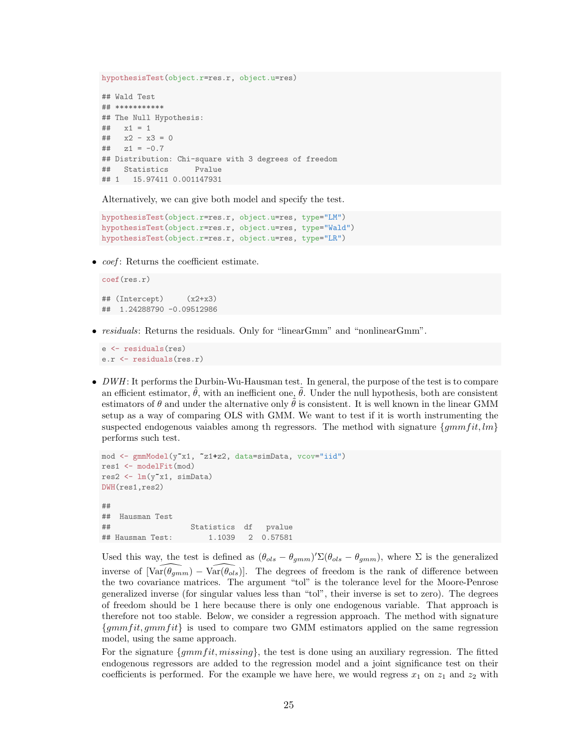```r
hypothesisTest(object.r=res.r, object.u=res)

## Wald Test
## ***********
## The Null Hypothesis:
##   x1 = 1
##   x2 - x3 = 0
##   z1 = -0.7
## Distribution: Chi-square with 3 degrees of freedom
##   Statistics      Pvalue
## 1   15.97411 0.001147931
```

Alternatively, we can give both model and specify the test.

```r
hypothesisTest(object.r=res.r, object.u=res, type="LM")
hypothesisTest(object.r=res.r, object.u=res, type="Wald")
hypothesisTest(object.r=res.r, object.u=res, type="LR")
```

- *coef*: Returns the coefficient estimate.

```r
coef(res.r)

## (Intercept)     (x2+x3)
##  1.24288790 -0.09512986
```

- *residuals*: Returns the residuals. Only for "linearGmm" and "nonlinearGmm".

```r
e <- residuals(res)
e.r <- residuals(res.r)
```

- *DWH*: It performs the Durbin-Wu-Hausman test. In general, the purpose of the test is to compare an efficient estimator, $\hat{\theta}$, with an inefficient one, $\tilde{\theta}$. Under the null hypothesis, both are consistent estimators of $\theta$ and under the alternative only $\tilde{\theta}$ is consistent. It is well known in the linear GMM setup as a way of comparing OLS with GMM. We want to test if it is worth instrumenting the suspected endogenous vaiables among th regressors. The method with signature $\{gmmfit, lm\}$ performs such test.

```r
mod <- gmmModel(y~x1, ~z1+z2, data=simData, vcov="iid")
res1 <- modelFit(mod)
res2 <- lm(y~x1, simData)
DWH(res1,res2)

##
##  Hausman Test
##                  Statistics  df   pvalue
## Hausman Test:        1.1039   2  0.57581
```

Used this way, the test is defined as $(\theta_{ols} - \theta_{gmm})'\Sigma(\theta_{ols} - \theta_{gmm})$, where $\Sigma$ is the generalized inverse of $[\widehat{\text{Var}(\theta_{gmm})} - \widehat{\text{Var}(\theta_{ols})}]$. The degrees of freedom is the rank of difference between the two covariance matrices. The argument "tol" is the tolerance level for the Moore-Penrose generalized inverse (for singular values less than "tol", their inverse is set to zero). The degrees of freedom should be 1 here because there is only one endogenous variable. That approach is therefore not too stable. Below, we consider a regression approach. The method with signature $\{gmmfit, gmmfit\}$ is used to compare two GMM estimators applied on the same regression model, using the same approach.

For the signature $\{gmmfit, missing\}$, the test is done using an auxiliary regression. The fitted endogenous regressors are added to the regression model and a joint significance test on their coefficients is performed. For the example we have here, we would regress $x_1$ on $z_1$ and $z_2$ with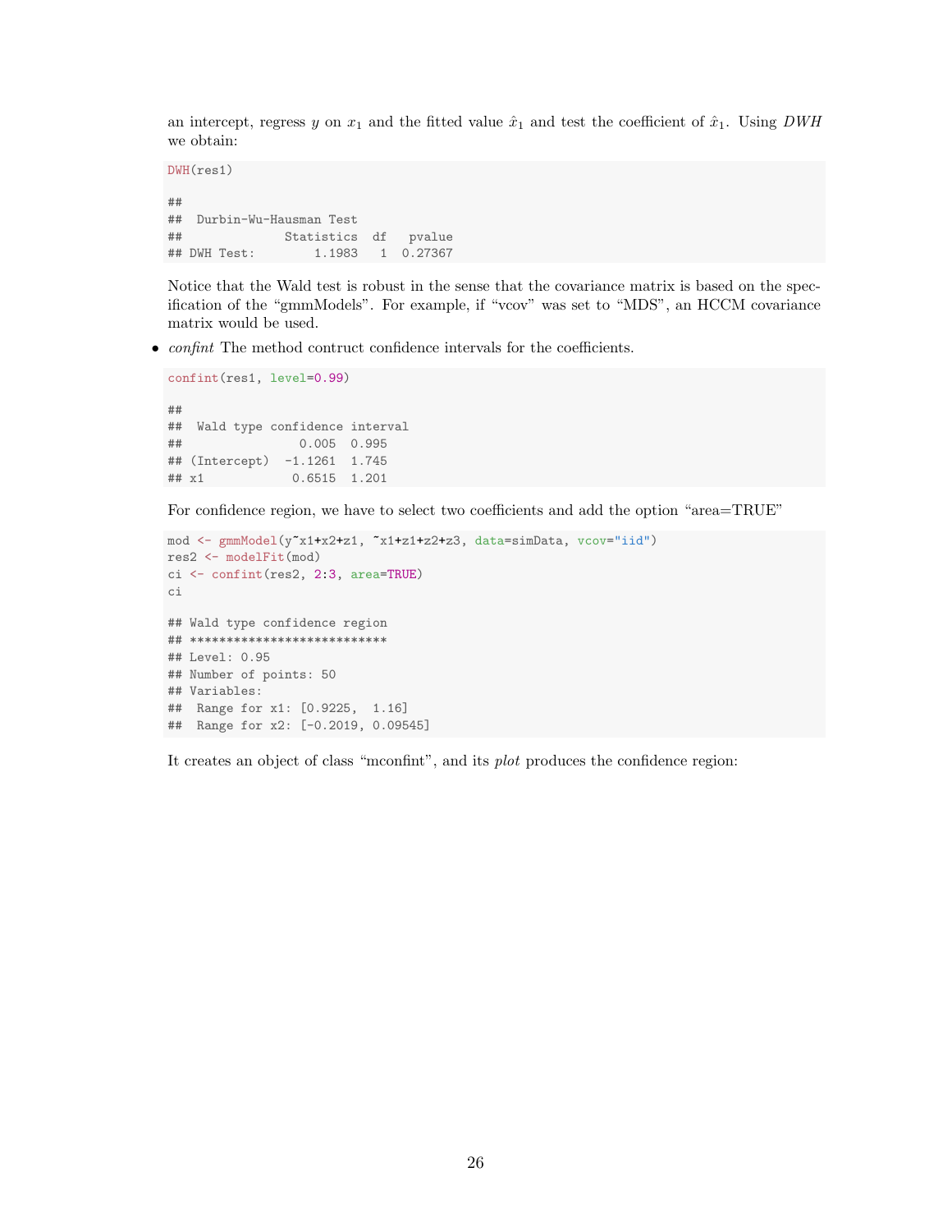an intercept, regress $y$ on $x_1$ and the fitted value $\hat{x}_1$ and test the coefficient of $\hat{x}_1$. Using *DWH* we obtain:

```
DWH(res1)

##
##  Durbin-Wu-Hausman Test
##             Statistics  df   pvalue
## DWH Test:        1.1983   1  0.27367
```

Notice that the Wald test is robust in the sense that the covariance matrix is based on the specification of the "gmmModels". For example, if "vcov" was set to "MDS", an HCCM covariance matrix would be used.

- *confint* The method contruct confidence intervals for the coefficients.

```
confint(res1, level=0.99)

##
##  Wald type confidence interval
##                0.005  0.995
## (Intercept)  -1.1261  1.745
## x1            0.6515  1.201
```

For confidence region, we have to select two coefficients and add the option "area=TRUE"

```
mod <- gmmModel(y~x1+x2+z1, ~x1+z1+z2+z3, data=simData, vcov="iid")
res2 <- modelFit(mod)
ci <- confint(res2, 2:3, area=TRUE)
ci

## Wald type confidence region
## ***************************
## Level: 0.95
## Number of points: 50
## Variables:
##  Range for x1: [0.9225,  1.16]
##  Range for x2: [-0.2019, 0.09545]
```

It creates an object of class "mconfint", and its *plot* produces the confidence region: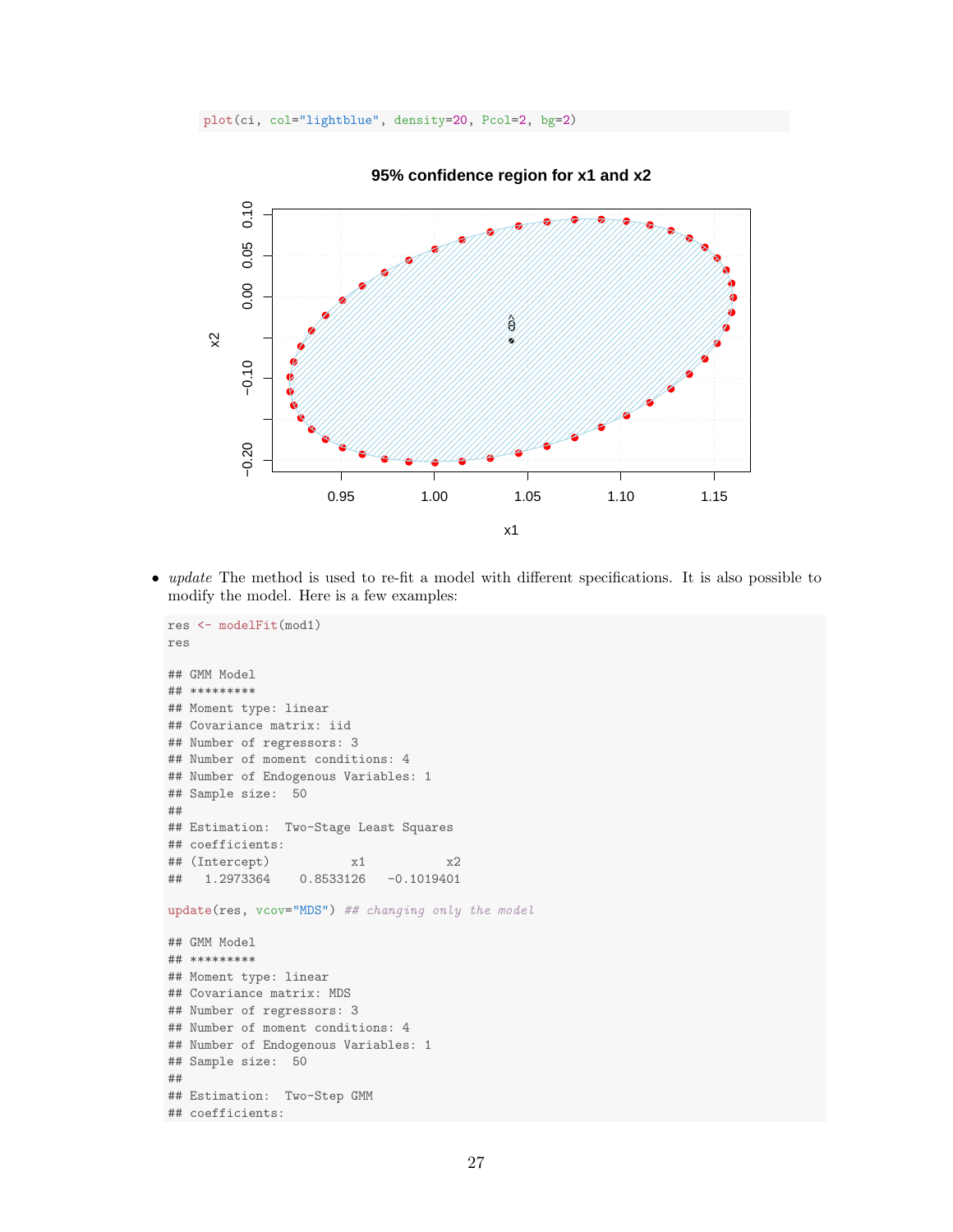```r
plot(ci, col="lightblue", density=20, Pcol=2, bg=2)
```

- *update* The method is used to re-fit a model with different specifications. It is also possible to modify the model. Here is a few examples:

```r
res <- modelFit(mod1)
res

## GMM Model
## *********
## Moment type: linear
## Covariance matrix: iid
## Number of regressors: 3
## Number of moment conditions: 4
## Number of Endogenous Variables: 1
## Sample size:  50
##
## Estimation:  Two-Stage Least Squares
## coefficients:
## (Intercept)          x1          x2
##   1.2973364   0.8533126  -0.1019401

update(res, vcov="MDS") ## changing only the model

## GMM Model
## *********
## Moment type: linear
## Covariance matrix: MDS
## Number of regressors: 3
## Number of moment conditions: 4
## Number of Endogenous Variables: 1
## Sample size:  50
##
## Estimation:  Two-Step GMM
## coefficients:
```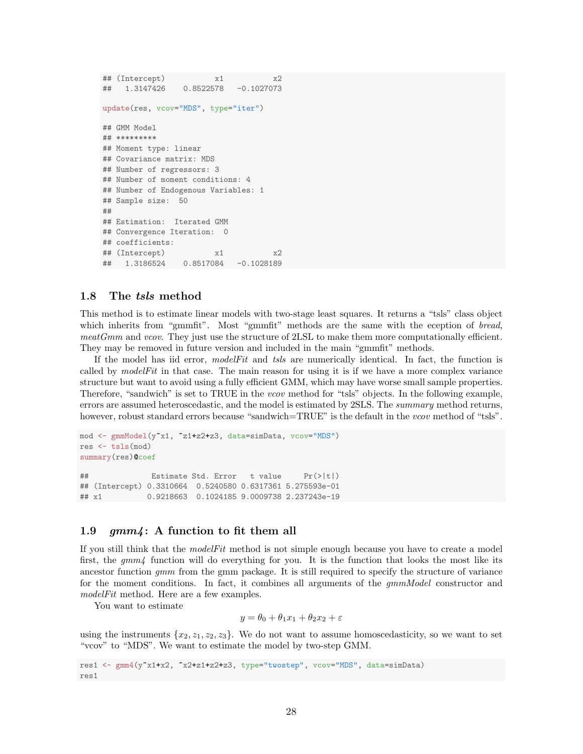```
## (Intercept)           x1           x2 
##   1.3147426    0.8522578   -0.1027073
```

```
update(res, vcov="MDS", type="iter")
```

```
## GMM Model
## *********
## Moment type: linear
## Covariance matrix: MDS
## Number of regressors: 3
## Number of moment conditions: 4
## Number of Endogenous Variables: 1
## Sample size:  50 
## 
## Estimation:  Iterated GMM
## Convergence Iteration:  0 
## coefficients:
## (Intercept)           x1           x2 
##   1.3186524    0.8517084   -0.1028189
```

## 1.8 The *tsls* method

This method is to estimate linear models with two-stage least squares. It returns a "tsls" class object which inherits from "gmmfit". Most "gmmfit" methods are the same with the eception of *bread*, *meatGmm* and *vcov*. They just use the structure of 2LSL to make them more computationally efficient. They may be removed in future version and included in the main "gmmfit" methods.

If the model has iid error, *modelFit* and *tsls* are numerically identical. In fact, the function is called by *modelFit* in that case. The main reason for using it is if we have a more complex variance structure but want to avoid using a fully efficient GMM, which may have worse small sample properties. Therefore, "sandwich" is set to TRUE in the *vcov* method for "tsls" objects. In the following example, errors are assumed heteroscedastic, and the model is estimated by 2SLS. The *summary* method returns, however, robust standard errors because "sandwich=TRUE" is the default in the *vcov* method of "tsls".

```
mod <- gmmModel(y~x1, ~z1+z2+z3, data=simData, vcov="MDS")
res <- tsls(mod)
summary(res)@coef
```

```
##              Estimate Std. Error   t value     Pr(>|t|)
## (Intercept) 0.3310664  0.5240580 0.6317361 5.275593e-01
## x1          0.9218663  0.1024185 9.0009738 2.237243e-19
```

## 1.9 *gmm4*: A function to fit them all

If you still think that the *modelFit* method is not simple enough because you have to create a model first, the *gmm4* function will do everything for you. It is the function that looks the most like its ancestor function *gmm* from the gmm package. It is still required to specify the structure of variance for the moment conditions. In fact, it combines all arguments of the *gmmModel* constructor and *modelFit* method. Here are a few examples.

You want to estimate

$$y = \theta_0 + \theta_1 x_1 + \theta_2 x_2 + \varepsilon$$

using the instruments $\{x_2, z_1, z_2, z_3\}$. We do not want to assume homoscedasticity, so we want to set "vcov" to "MDS". We want to estimate the model by two-step GMM.

```
res1 <- gmm4(y~x1+x2, ~x2+z1+z2+z3, type="twostep", vcov="MDS", data=simData)
res1
```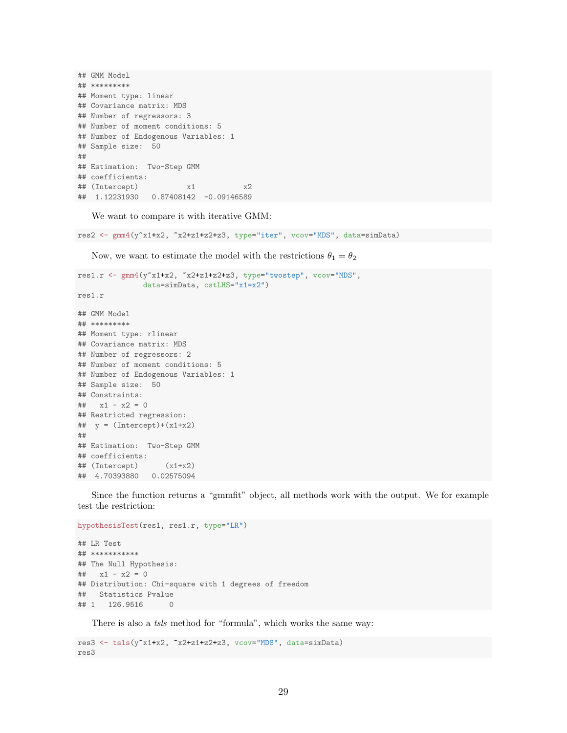```
## GMM Model
## *********
## Moment type: linear
## Covariance matrix: MDS
## Number of regressors: 3
## Number of moment conditions: 5
## Number of Endogenous Variables: 1
## Sample size:  50
##
## Estimation:  Two-Step GMM
## coefficients:
## (Intercept)           x1           x2
##  1.12231930   0.87408142  -0.09146589
```

We want to compare it with iterative GMM:

```
res2 <- gmm4(y~x1+x2, ~x2+z1+z2+z3, type="iter", vcov="MDS", data=simData)
```

Now, we want to estimate the model with the restrictions $\theta_1 = \theta_2$

```
res1.r <- gmm4(y~x1+x2, ~x2+z1+z2+z3, type="twostep", vcov="MDS",
               data=simData, cstLHS="x1=x2")
res1.r

## GMM Model
## *********
## Moment type: rlinear
## Covariance matrix: MDS
## Number of regressors: 2
## Number of moment conditions: 5
## Number of Endogenous Variables: 1
## Sample size:  50
## Constraints:
##   x1 - x2 = 0
## Restricted regression:
##  y = (Intercept)+(x1+x2)
##
## Estimation:  Two-Step GMM
## coefficients:
## (Intercept)      (x1+x2)
##  4.70393880   0.02575094
```

Since the function returns a "gmmfit" object, all methods work with the output. We for example test the restriction:

```
hypothesisTest(res1, res1.r, type="LR")

## LR Test
## ***********
## The Null Hypothesis:
##   x1 - x2 = 0
## Distribution: Chi-square with 1 degrees of freedom
##   Statistics Pvalue
## 1   126.9516      0
```

There is also a *tsls* method for "formula", which works the same way:

```
res3 <- tsls(y~x1+x2, ~x2+z1+z2+z3, vcov="MDS", data=simData)
res3
```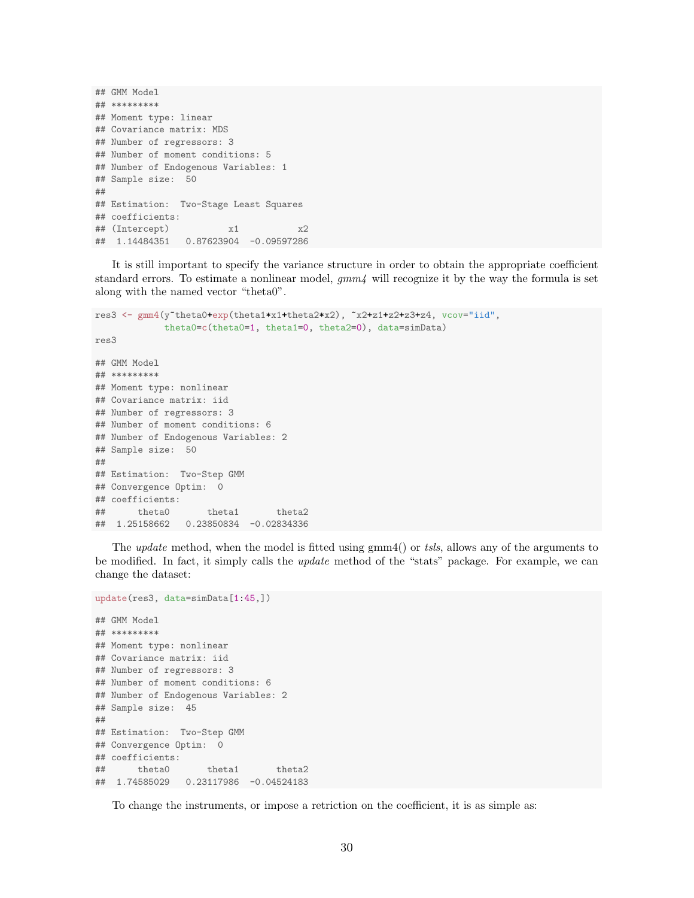```
## GMM Model
## *********
## Moment type: linear
## Covariance matrix: MDS
## Number of regressors: 3
## Number of moment conditions: 5
## Number of Endogenous Variables: 1
## Sample size:  50
##
## Estimation:  Two-Stage Least Squares
## coefficients:
## (Intercept)           x1           x2
##  1.14484351   0.87623904  -0.09597286
```

It is still important to specify the variance structure in order to obtain the appropriate coefficient standard errors. To estimate a nonlinear model, *gmm4* will recognize it by the way the formula is set along with the named vector "theta0".

```
res3 <- gmm4(y~theta0+exp(theta1*x1+theta2*x2), ~x2+z1+z2+z3+z4, vcov="iid",
             theta0=c(theta0=1, theta1=0, theta2=0), data=simData)
res3

## GMM Model
## *********
## Moment type: nonlinear
## Covariance matrix: iid
## Number of regressors: 3
## Number of moment conditions: 6
## Number of Endogenous Variables: 2
## Sample size:  50
##
## Estimation:  Two-Step GMM
## Convergence Optim:  0
## coefficients:
##      theta0       theta1       theta2
##  1.25158662   0.23850834  -0.02834336
```

The *update* method, when the model is fitted using gmm4() or *tsls*, allows any of the arguments to be modified. In fact, it simply calls the *update* method of the "stats" package. For example, we can change the dataset:

```
update(res3, data=simData[1:45,])

## GMM Model
## *********
## Moment type: nonlinear
## Covariance matrix: iid
## Number of regressors: 3
## Number of moment conditions: 6
## Number of Endogenous Variables: 2
## Sample size:  45
##
## Estimation:  Two-Step GMM
## Convergence Optim:  0
## coefficients:
##      theta0       theta1       theta2
##  1.74585029   0.23117986  -0.04524183
```

To change the instruments, or impose a retriction on the coefficient, it is as simple as: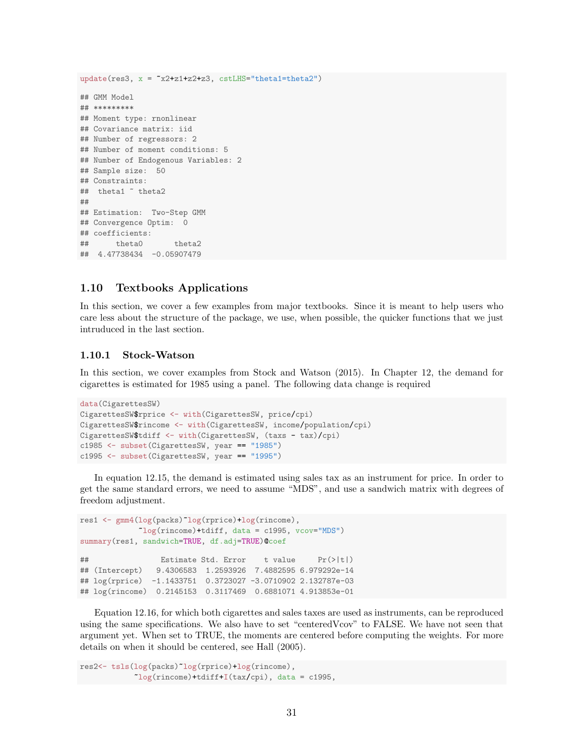```
update(res3, x = ~x2+z1+z2+z3, cstLHS="theta1=theta2")

## GMM Model
## *********
## Moment type: rnonlinear
## Covariance matrix: iid
## Number of regressors: 2
## Number of moment conditions: 5
## Number of Endogenous Variables: 2
## Sample size:  50
## Constraints:
##  theta1 ~ theta2
##
## Estimation:  Two-Step GMM
## Convergence Optim:  0
## coefficients:
##      theta0       theta2
##  4.47738434  -0.05907479
```

### 1.10 Textbooks Applications

In this section, we cover a few examples from major textbooks. Since it is meant to help users who care less about the structure of the package, we use, when possible, the quicker functions that we just intruduced in the last section.

#### 1.10.1 Stock-Watson

In this section, we cover examples from Stock and Watson (2015). In Chapter 12, the demand for cigarettes is estimated for 1985 using a panel. The following data change is required

```
data(CigarettesSW)
CigarettesSW$rprice <- with(CigarettesSW, price/cpi)
CigarettesSW$rincome <- with(CigarettesSW, income/population/cpi)
CigarettesSW$tdiff <- with(CigarettesSW, (taxs - tax)/cpi)
c1985 <- subset(CigarettesSW, year == "1985")
c1995 <- subset(CigarettesSW, year == "1995")
```

In equation 12.15, the demand is estimated using sales tax as an instrument for price. In order to get the same standard errors, we need to assume "MDS", and use a sandwich matrix with degrees of freedom adjustment.

```
res1 <- gmm4(log(packs)~log(rprice)+log(rincome),
             ~log(rincome)+tdiff, data = c1995, vcov="MDS")
summary(res1, sandwich=TRUE, df.adj=TRUE)@coef

##               Estimate Std. Error    t value     Pr(>|t|)
## (Intercept)   9.4306583  1.2593926  7.4882595 6.979292e-14
## log(rprice)  -1.1433751  0.3723027 -3.0710902 2.132787e-03
## log(rincome)  0.2145153  0.3117469  0.6881071 4.913853e-01
```

Equation 12.16, for which both cigarettes and sales taxes are used as instruments, can be reproduced using the same specifications. We also have to set "centeredVcov" to FALSE. We have not seen that argument yet. When set to TRUE, the moments are centered before computing the weights. For more details on when it should be centered, see Hall (2005).

```
res2<- tsls(log(packs)~log(rprice)+log(rincome),
           ~log(rincome)+tdiff+I(tax/cpi), data = c1995,
```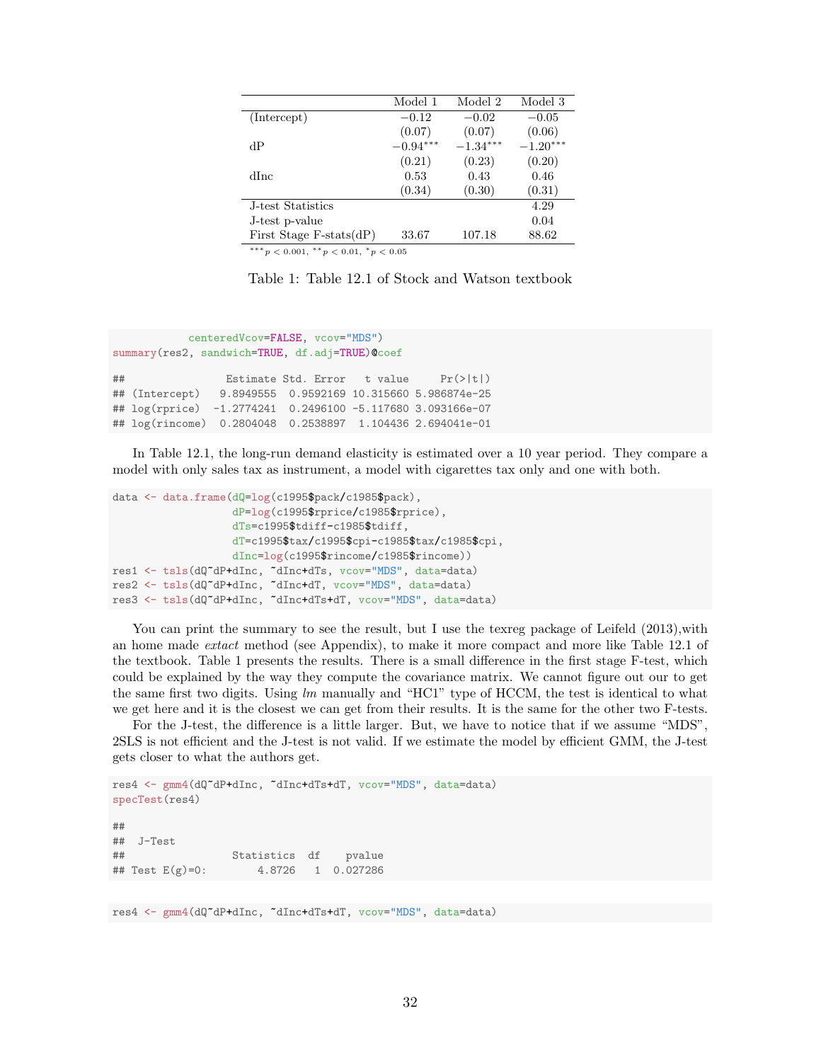|  | Model 1 | Model 2 | Model 3 |
|---|---|---|---|
| (Intercept) | $-0.12$ | $-0.02$ | $-0.05$ |
|  | (0.07) | (0.07) | (0.06) |
| dP | $-0.94^{***}$ | $-1.34^{***}$ | $-1.20^{***}$ |
|  | (0.21) | (0.23) | (0.20) |
| dInc | 0.53 | 0.43 | 0.46 |
|  | (0.34) | (0.30) | (0.31) |
| J-test Statistics |  |  | 4.29 |
| J-test p-value |  |  | 0.04 |
| First Stage F-stats(dP) | 33.67 | 107.18 | 88.62 |

$^{***}p < 0.001$, $^{**}p < 0.01$, $^{*}p < 0.05$

Table 1: Table 12.1 of Stock and Watson textbook

```
            centeredVcov=FALSE, vcov="MDS")
summary(res2, sandwich=TRUE, df.adj=TRUE)@coef

##                Estimate Std. Error   t value     Pr(>|t|)
## (Intercept)   9.8949555  0.9592169 10.315660 5.986874e-25
## log(rprice)  -1.2774241  0.2496100 -5.117680 3.093166e-07
## log(rincome)  0.2804048  0.2538897  1.104436 2.694041e-01
```

In Table 12.1, the long-run demand elasticity is estimated over a 10 year period. They compare a model with only sales tax as instrument, a model with cigarettes tax only and one with both.

```
data <- data.frame(dQ=log(c1995$pack/c1985$pack),
                   dP=log(c1995$rprice/c1985$rprice),
                   dTs=c1995$tdiff-c1985$tdiff,
                   dT=c1995$tax/c1995$cpi-c1985$tax/c1985$cpi,
                   dInc=log(c1995$rincome/c1985$rincome))
res1 <- tsls(dQ~dP+dInc, ~dInc+dTs, vcov="MDS", data=data)
res2 <- tsls(dQ~dP+dInc, ~dInc+dT, vcov="MDS", data=data)
res3 <- tsls(dQ~dP+dInc, ~dInc+dTs+dT, vcov="MDS", data=data)
```

You can print the summary to see the result, but I use the texreg package of Leifeld (2013),with an home made *extact* method (see Appendix), to make it more compact and more like Table 12.1 of the textbook. Table 1 presents the results. There is a small difference in the first stage F-test, which could be explained by the way they compute the covariance matrix. We cannot figure out our to get the same first two digits. Using *lm* manually and "HC1" type of HCCM, the test is identical to what we get here and it is the closest we can get from their results. It is the same for the other two F-tests.

For the J-test, the difference is a little larger. But, we have to notice that if we assume "MDS", 2SLS is not efficient and the J-test is not valid. If we estimate the model by efficient GMM, the J-test gets closer to what the authors get.

```
res4 <- gmm4(dQ~dP+dInc, ~dInc+dTs+dT, vcov="MDS", data=data)
specTest(res4)

##
##  J-Test
##                 Statistics  df    pvalue
## Test E(g)=0:        4.8726   1  0.027286
```

```
res4 <- gmm4(dQ~dP+dInc, ~dInc+dTs+dT, vcov="MDS", data=data)
```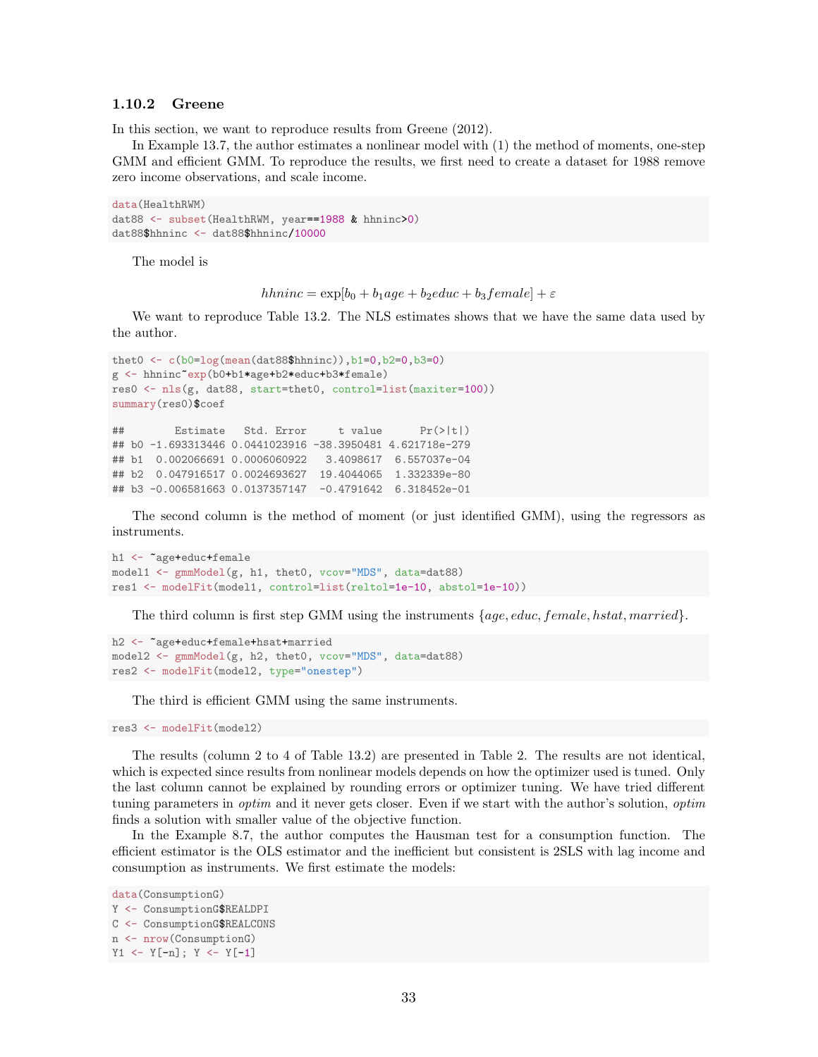### 1.10.2 Greene

In this section, we want to reproduce results from Greene (2012).

In Example 13.7, the author estimates a nonlinear model with (1) the method of moments, one-step GMM and efficient GMM. To reproduce the results, we first need to create a dataset for 1988 remove zero income observations, and scale income.

```
data(HealthRWM)
dat88 <- subset(HealthRWM, year==1988 & hhninc>0)
dat88$hhninc <- dat88$hhninc/10000
```

The model is

$$hhninc = \exp[b_0 + b_1 age + b_2 educ + b_3 female] + \varepsilon$$

We want to reproduce Table 13.2. The NLS estimates shows that we have the same data used by the author.

```
thet0 <- c(b0=log(mean(dat88$hhninc)),b1=0,b2=0,b3=0)
g <- hhninc~exp(b0+b1*age+b2*educ+b3*female)
res0 <- nls(g, dat88, start=thet0, control=list(maxiter=100))
summary(res0)$coef

##        Estimate   Std. Error     t value      Pr(>|t|)
## b0 -1.693313446 0.0441023916 -38.3950481 4.621718e-279
## b1  0.002066691 0.0006060922   3.4098617  6.557037e-04
## b2  0.047916517 0.0024693627  19.4044065  1.332339e-80
## b3 -0.006581663 0.0137357147  -0.4791642  6.318452e-01
```

The second column is the method of moment (or just identified GMM), using the regressors as instruments.

```
h1 <- ~age+educ+female
model1 <- gmmModel(g, h1, thet0, vcov="MDS", data=dat88)
res1 <- modelFit(model1, control=list(reltol=1e-10, abstol=1e-10))
```

The third column is first step GMM using the instruments $\{age, educ, female, hstat, married\}$.

```
h2 <- ~age+educ+female+hsat+married
model2 <- gmmModel(g, h2, thet0, vcov="MDS", data=dat88)
res2 <- modelFit(model2, type="onestep")
```

The third is efficient GMM using the same instruments.

```
res3 <- modelFit(model2)
```

The results (column 2 to 4 of Table 13.2) are presented in Table 2. The results are not identical, which is expected since results from nonlinear models depends on how the optimizer used is tuned. Only the last column cannot be explained by rounding errors or optimizer tuning. We have tried different tuning parameters in *optim* and it never gets closer. Even if we start with the author's solution, *optim* finds a solution with smaller value of the objective function.

In the Example 8.7, the author computes the Hausman test for a consumption function. The efficient estimator is the OLS estimator and the inefficient but consistent is 2SLS with lag income and consumption as instruments. We first estimate the models:

```
data(ConsumptionG)
Y <- ConsumptionG$REALDPI
C <- ConsumptionG$REALCONS
n <- nrow(ConsumptionG)
Y1 <- Y[-n]; Y <- Y[-1]
```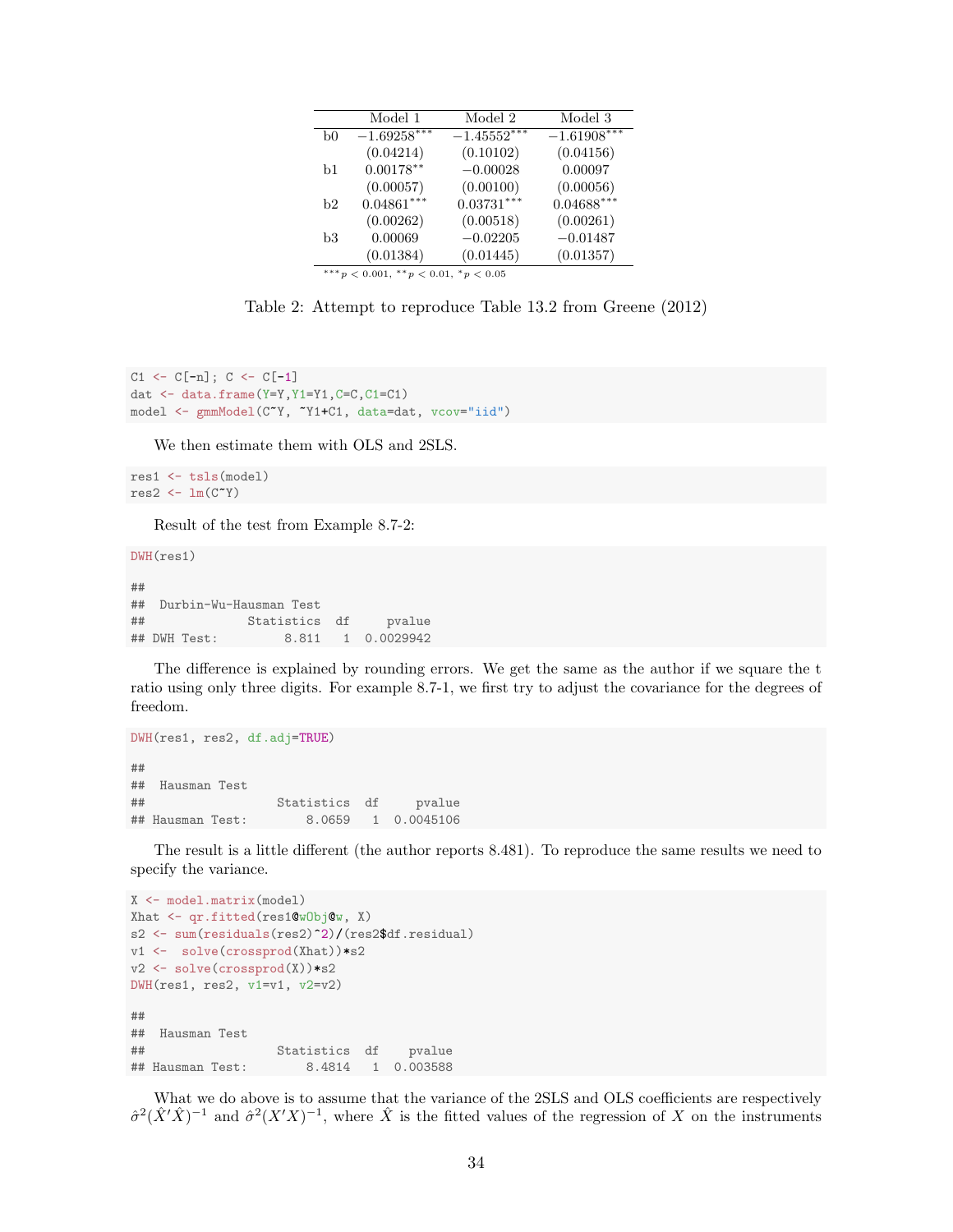| | Model 1 | Model 2 | Model 3 |
|---|---|---|---|
| b0 | $-1.69258^{***}$ | $-1.45552^{***}$ | $-1.61908^{***}$ |
| | (0.04214) | (0.10102) | (0.04156) |
| b1 | $0.00178^{**}$ | $-0.00028$ | 0.00097 |
| | (0.00057) | (0.00100) | (0.00056) |
| b2 | $0.04861^{***}$ | $0.03731^{***}$ | $0.04688^{***}$ |
| | (0.00262) | (0.00518) | (0.00261) |
| b3 | 0.00069 | $-0.02205$ | $-0.01487$ |
| | (0.01384) | (0.01445) | (0.01357) |

$^{***}p < 0.001$, $^{**}p < 0.01$, $^{*}p < 0.05$

Table 2: Attempt to reproduce Table 13.2 from Greene (2012)

```
C1 <- C[-n]; C <- C[-1]
dat <- data.frame(Y=Y,Y1=Y1,C=C,C1=C1)
model <- gmmModel(C~Y, ~Y1+C1, data=dat, vcov="iid")
```

We then estimate them with OLS and 2SLS.

```
res1 <- tsls(model)
res2 <- lm(C~Y)
```

Result of the test from Example 8.7-2:

```
DWH(res1)

##
##  Durbin-Wu-Hausman Test
##              Statistics  df     pvalue
## DWH Test:         8.811   1  0.0029942
```

The difference is explained by rounding errors. We get the same as the author if we square the t ratio using only three digits. For example 8.7-1, we first try to adjust the covariance for the degrees of freedom.

```
DWH(res1, res2, df.adj=TRUE)

##
##  Hausman Test
##                  Statistics  df     pvalue
## Hausman Test:        8.0659   1  0.0045106
```

The result is a little different (the author reports 8.481). To reproduce the same results we need to specify the variance.

```
X <- model.matrix(model)
Xhat <- qr.fitted(res1@wObj@w, X)
s2 <- sum(residuals(res2)^2)/(res2$df.residual)
v1 <-  solve(crossprod(Xhat))*s2
v2 <- solve(crossprod(X))*s2
DWH(res1, res2, v1=v1, v2=v2)

##
##  Hausman Test
##                  Statistics  df    pvalue
## Hausman Test:        8.4814   1  0.003588
```

What we do above is to assume that the variance of the 2SLS and OLS coefficients are respectively $\hat{\sigma}^2(\hat{X}'\hat{X})^{-1}$ and $\hat{\sigma}^2(X'X)^{-1}$, where $\hat{X}$ is the fitted values of the regression of $X$ on the instruments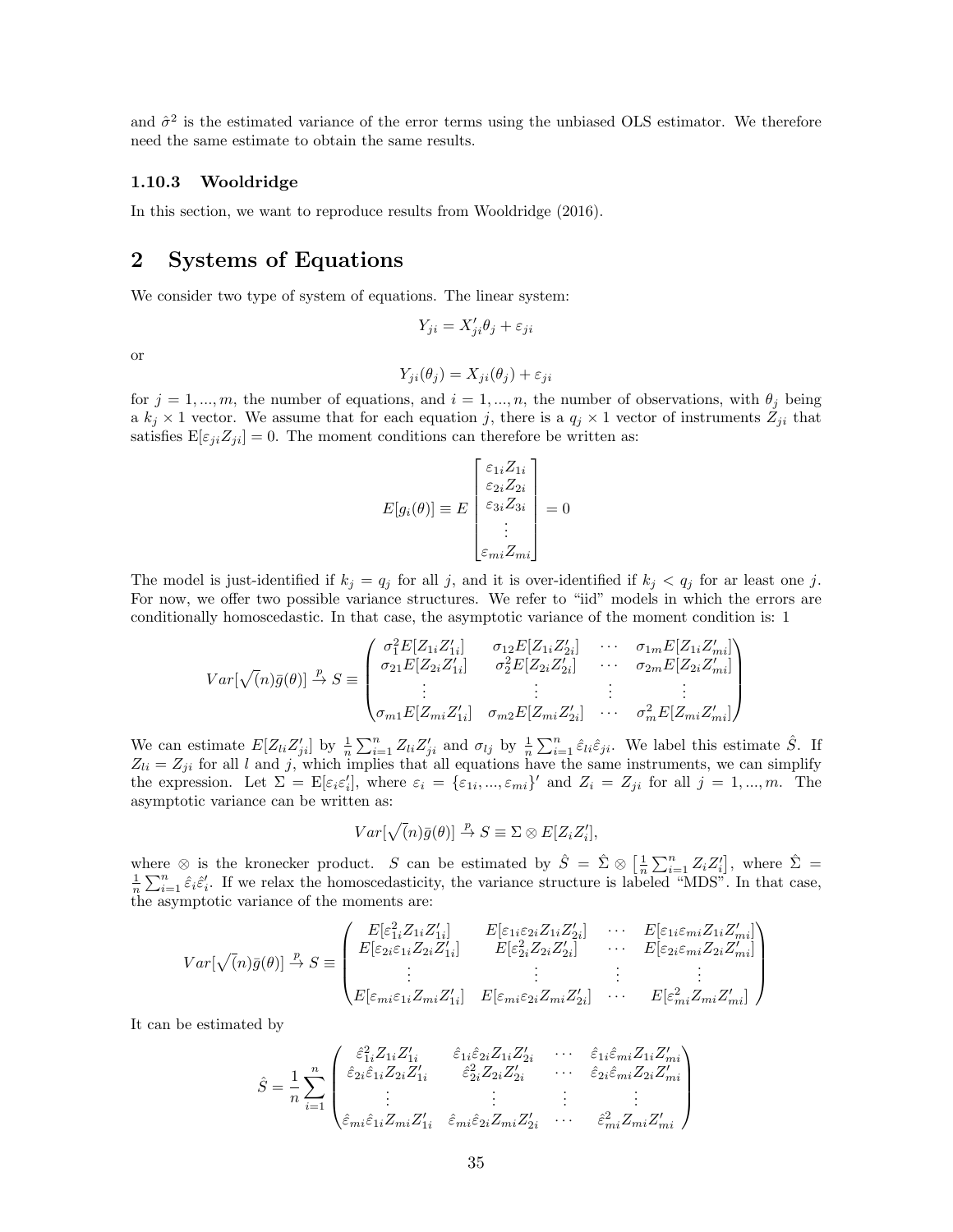and $\hat{\sigma}^2$ is the estimated variance of the error terms using the unbiased OLS estimator. We therefore need the same estimate to obtain the same results.

### 1.10.3 Wooldridge

In this section, we want to reproduce results from Wooldridge (2016).

# 2 Systems of Equations

We consider two type of system of equations. The linear system:

$$Y_{ji} = X_{ji}'\theta_j + \varepsilon_{ji}$$

or

$$Y_{ji}(\theta_j) = X_{ji}(\theta_j) + \varepsilon_{ji}$$

for $j = 1, ..., m$, the number of equations, and $i = 1, ..., n$, the number of observations, with $\theta_j$ being a $k_j \times 1$ vector. We assume that for each equation $j$, there is a $q_j \times 1$ vector of instruments $Z_{ji}$ that satisfies $\mathrm{E}[\varepsilon_{ji}Z_{ji}] = 0$. The moment conditions can therefore be written as:

$$E[g_i(\theta)] \equiv E\begin{bmatrix} \varepsilon_{1i}Z_{1i} \\ \varepsilon_{2i}Z_{2i} \\ \varepsilon_{3i}Z_{3i} \\ \vdots \\ \varepsilon_{mi}Z_{mi} \end{bmatrix} = 0$$

The model is just-identified if $k_j = q_j$ for all $j$, and it is over-identified if $k_j < q_j$ for ar least one $j$. For now, we offer two possible variance structures. We refer to "iid" models in which the errors are conditionally homoscedastic. In that case, the asymptotic variance of the moment condition is: 1

$$Var[\sqrt(n)\bar{g}(\theta)] \xrightarrow{p} S \equiv \begin{pmatrix} \sigma_1^2 E[Z_{1i}Z_{1i}'] & \sigma_{12}E[Z_{1i}Z_{2i}'] & \cdots & \sigma_{1m}E[Z_{1i}Z_{mi}'] \\ \sigma_{21}E[Z_{2i}Z_{1i}'] & \sigma_2^2 E[Z_{2i}Z_{2i}'] & \cdots & \sigma_{2m}E[Z_{2i}Z_{mi}'] \\ \vdots & \vdots & \vdots & \vdots \\ \sigma_{m1}E[Z_{mi}Z_{1i}'] & \sigma_{m2}E[Z_{mi}Z_{2i}'] & \cdots & \sigma_m^2 E[Z_{mi}Z_{mi}'] \end{pmatrix}$$

We can estimate $E[Z_{li}Z_{ji}']$ by $\frac{1}{n}\sum_{i=1}^n Z_{li}Z_{ji}'$ and $\sigma_{lj}$ by $\frac{1}{n}\sum_{i=1}^n \hat{\varepsilon}_{li}\hat{\varepsilon}_{ji}$. We label this estimate $\hat{S}$. If $Z_{li} = Z_{ji}$ for all $l$ and $j$, which implies that all equations have the same instruments, we can simplify the expression. Let $\Sigma = \mathrm{E}[\varepsilon_i\varepsilon_i']$, where $\varepsilon_i = \{\varepsilon_{1i}, ..., \varepsilon_{mi}\}'$ and $Z_i = Z_{ji}$ for all $j = 1, ..., m$. The asymptotic variance can be written as:

$$Var[\sqrt(n)\bar{g}(\theta)] \xrightarrow{p} S \equiv \Sigma \otimes E[Z_iZ_i'],$$

where $\otimes$ is the kronecker product. $S$ can be estimated by $\hat{S} = \hat{\Sigma} \otimes \left[\frac{1}{n}\sum_{i=1}^n Z_iZ_i'\right]$, where $\hat{\Sigma} = \frac{1}{n}\sum_{i=1}^n \hat{\varepsilon}_i\hat{\varepsilon}_i'$. If we relax the homoscedasticity, the variance structure is labeled "MDS". In that case, the asymptotic variance of the moments are:

$$Var[\sqrt(n)\bar{g}(\theta)] \xrightarrow{p} S \equiv \begin{pmatrix} E[\varepsilon_{1i}^2 Z_{1i}Z_{1i}'] & E[\varepsilon_{1i}\varepsilon_{2i}Z_{1i}Z_{2i}'] & \cdots & E[\varepsilon_{1i}\varepsilon_{mi}Z_{1i}Z_{mi}'] \\ E[\varepsilon_{2i}\varepsilon_{1i}Z_{2i}Z_{1i}'] & E[\varepsilon_{2i}^2 Z_{2i}Z_{2i}'] & \cdots & E[\varepsilon_{2i}\varepsilon_{mi}Z_{2i}Z_{mi}'] \\ \vdots & \vdots & \vdots & \vdots \\ E[\varepsilon_{mi}\varepsilon_{1i}Z_{mi}Z_{1i}'] & E[\varepsilon_{mi}\varepsilon_{2i}Z_{mi}Z_{2i}'] & \cdots & E[\varepsilon_{mi}^2 Z_{mi}Z_{mi}'] \end{pmatrix}$$

It can be estimated by

$$\hat{S} = \frac{1}{n}\sum_{i=1}^n \begin{pmatrix} \hat{\varepsilon}_{1i}^2 Z_{1i}Z_{1i}' & \hat{\varepsilon}_{1i}\hat{\varepsilon}_{2i}Z_{1i}Z_{2i}' & \cdots & \hat{\varepsilon}_{1i}\hat{\varepsilon}_{mi}Z_{1i}Z_{mi}' \\ \hat{\varepsilon}_{2i}\hat{\varepsilon}_{1i}Z_{2i}Z_{1i}' & \hat{\varepsilon}_{2i}^2 Z_{2i}Z_{2i}' & \cdots & \hat{\varepsilon}_{2i}\hat{\varepsilon}_{mi}Z_{2i}Z_{mi}' \\ \vdots & \vdots & \vdots & \vdots \\ \hat{\varepsilon}_{mi}\hat{\varepsilon}_{1i}Z_{mi}Z_{1i}' & \hat{\varepsilon}_{mi}\hat{\varepsilon}_{2i}Z_{mi}Z_{2i}' & \cdots & \hat{\varepsilon}_{mi}^2 Z_{mi}Z_{mi}' \end{pmatrix}$$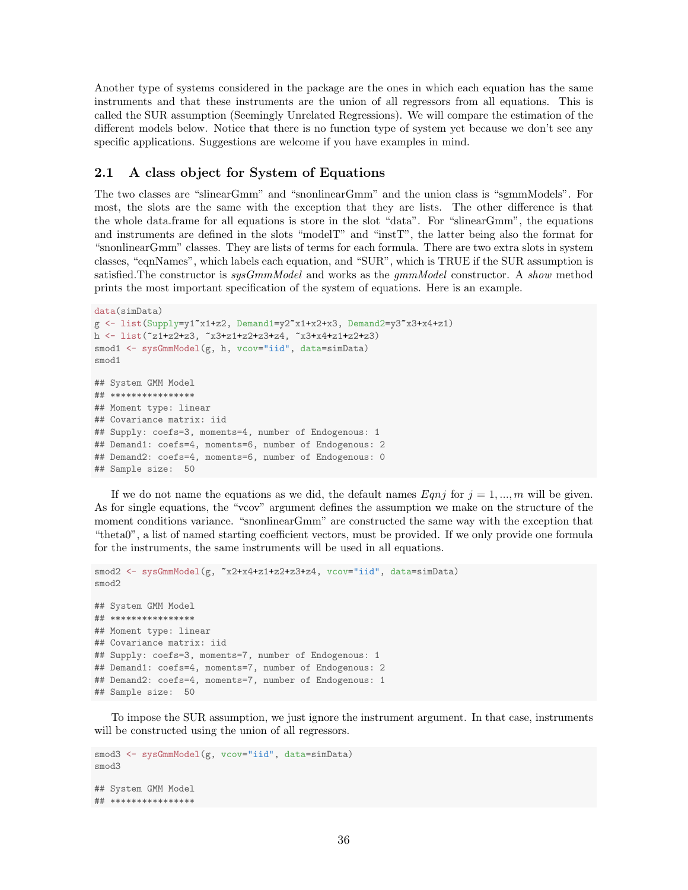Another type of systems considered in the package are the ones in which each equation has the same instruments and that these instruments are the union of all regressors from all equations. This is called the SUR assumption (Seemingly Unrelated Regressions). We will compare the estimation of the different models below. Notice that there is no function type of system yet because we don't see any specific applications. Suggestions are welcome if you have examples in mind.

## 2.1 A class object for System of Equations

The two classes are "slinearGmm" and "snonlinearGmm" and the union class is "sgmmModels". For most, the slots are the same with the exception that they are lists. The other difference is that the whole data.frame for all equations is store in the slot "data". For "slinearGmm", the equations and instruments are defined in the slots "modelT" and "instT", the latter being also the format for "snonlinearGmm" classes. They are lists of terms for each formula. There are two extra slots in system classes, "eqnNames", which labels each equation, and "SUR", which is TRUE if the SUR assumption is satisfied.The constructor is *sysGmmModel* and works as the *gmmModel* constructor. A *show* method prints the most important specification of the system of equations. Here is an example.

```
data(simData)
g <- list(Supply=y1~x1+z2, Demand1=y2~x1+x2+x3, Demand2=y3~x3+x4+z1)
h <- list(~z1+z2+z3, ~x3+z1+z2+z3+z4, ~x3+x4+z1+z2+z3)
smod1 <- sysGmmModel(g, h, vcov="iid", data=simData)
smod1

## System GMM Model
## ****************
## Moment type: linear
## Covariance matrix: iid
## Supply: coefs=3, moments=4, number of Endogenous: 1
## Demand1: coefs=4, moments=6, number of Endogenous: 2
## Demand2: coefs=4, moments=6, number of Endogenous: 0
## Sample size:  50
```

If we do not name the equations as we did, the default names *Eqnj* for $j = 1, ..., m$ will be given. As for single equations, the "vcov" argument defines the assumption we make on the structure of the moment conditions variance. "snonlinearGmm" are constructed the same way with the exception that "theta0", a list of named starting coefficient vectors, must be provided. If we only provide one formula for the instruments, the same instruments will be used in all equations.

```
smod2 <- sysGmmModel(g, ~x2+x4+z1+z2+z3+z4, vcov="iid", data=simData)
smod2

## System GMM Model
## ****************
## Moment type: linear
## Covariance matrix: iid
## Supply: coefs=3, moments=7, number of Endogenous: 1
## Demand1: coefs=4, moments=7, number of Endogenous: 2
## Demand2: coefs=4, moments=7, number of Endogenous: 1
## Sample size:  50
```

To impose the SUR assumption, we just ignore the instrument argument. In that case, instruments will be constructed using the union of all regressors.

```
smod3 <- sysGmmModel(g, vcov="iid", data=simData)
smod3

## System GMM Model
## ****************
```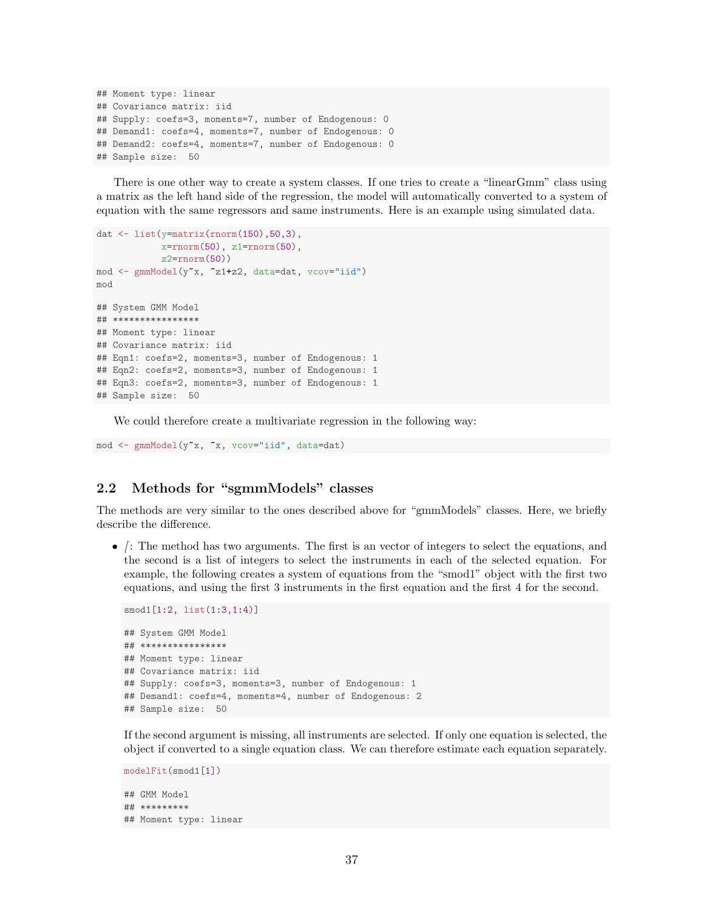```
## Moment type: linear
## Covariance matrix: iid
## Supply: coefs=3, moments=7, number of Endogenous: 0
## Demand1: coefs=4, moments=7, number of Endogenous: 0
## Demand2: coefs=4, moments=7, number of Endogenous: 0
## Sample size:  50
```

There is one other way to create a system classes. If one tries to create a "linearGmm" class using a matrix as the left hand side of the regression, the model will automatically converted to a system of equation with the same regressors and same instruments. Here is an example using simulated data.

```
dat <- list(y=matrix(rnorm(150),50,3),
            x=rnorm(50), z1=rnorm(50),
            z2=rnorm(50))
mod <- gmmModel(y~x, ~z1+z2, data=dat, vcov="iid")
mod

## System GMM Model
## ****************
## Moment type: linear
## Covariance matrix: iid
## Eqn1: coefs=2, moments=3, number of Endogenous: 1
## Eqn2: coefs=2, moments=3, number of Endogenous: 1
## Eqn3: coefs=2, moments=3, number of Endogenous: 1
## Sample size:  50
```

We could therefore create a multivariate regression in the following way:

```
mod <- gmmModel(y~x, ~x, vcov="iid", data=dat)
```

### 2.2 Methods for "sgmmModels" classes

The methods are very similar to the ones described above for "gmmModels" classes. Here, we briefly describe the difference.

- *[*: The method has two arguments. The first is an vector of integers to select the equations, and the second is a list of integers to select the instruments in each of the selected equation. For example, the following creates a system of equations from the "smod1" object with the first two equations, and using the first 3 instruments in the first equation and the first 4 for the second.

  ```
  smod1[1:2, list(1:3,1:4)]

  ## System GMM Model
  ## ****************
  ## Moment type: linear
  ## Covariance matrix: iid
  ## Supply: coefs=3, moments=3, number of Endogenous: 1
  ## Demand1: coefs=4, moments=4, number of Endogenous: 2
  ## Sample size:  50
  ```

  If the second argument is missing, all instruments are selected. If only one equation is selected, the object if converted to a single equation class. We can therefore estimate each equation separately.

  ```
  modelFit(smod1[1])

  ## GMM Model
  ## *********
  ## Moment type: linear
  ```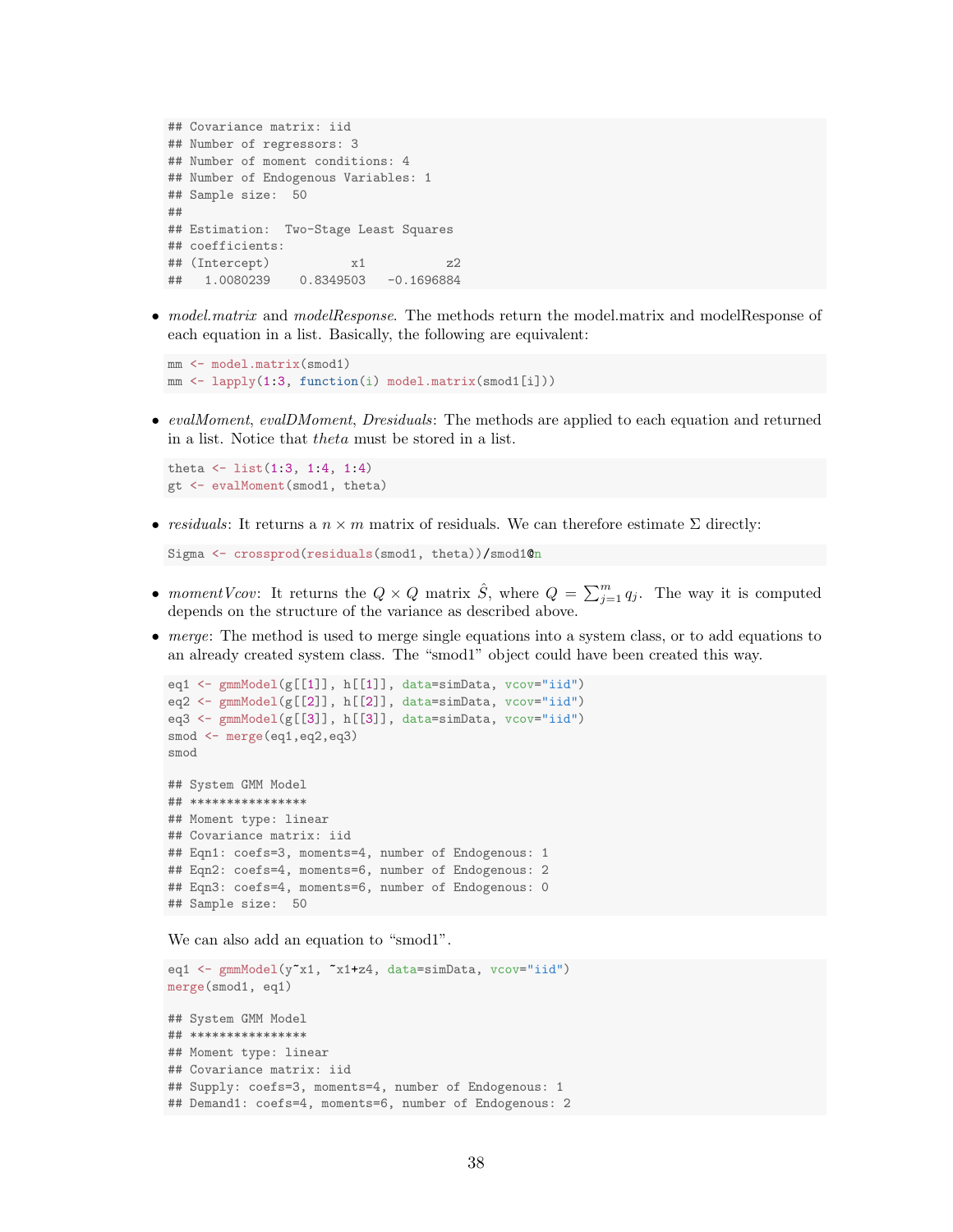```
## Covariance matrix: iid
## Number of regressors: 3
## Number of moment conditions: 4
## Number of Endogenous Variables: 1
## Sample size:  50
##
## Estimation:  Two-Stage Least Squares
## coefficients:
## (Intercept)          x1          z2
##   1.0080239   0.8349503  -0.1696884
```

- *model.matrix* and *modelResponse*. The methods return the model.matrix and modelResponse of each equation in a list. Basically, the following are equivalent:

```
mm <- model.matrix(smod1)
mm <- lapply(1:3, function(i) model.matrix(smod1[i]))
```

- *evalMoment*, *evalDMoment*, *Dresiduals*: The methods are applied to each equation and returned in a list. Notice that *theta* must be stored in a list.

```
theta <- list(1:3, 1:4, 1:4)
gt <- evalMoment(smod1, theta)
```

- *residuals*: It returns a $n \times m$ matrix of residuals. We can therefore estimate $\Sigma$ directly:

```
Sigma <- crossprod(residuals(smod1, theta))/smod1@n
```

- *momentVcov*: It returns the $Q \times Q$ matrix $\hat{S}$, where $Q = \sum_{j=1}^{m} q_j$. The way it is computed depends on the structure of the variance as described above.
- *merge*: The method is used to merge single equations into a system class, or to add equations to an already created system class. The "smod1" object could have been created this way.

```
eq1 <- gmmModel(g[[1]], h[[1]], data=simData, vcov="iid")
eq2 <- gmmModel(g[[2]], h[[2]], data=simData, vcov="iid")
eq3 <- gmmModel(g[[3]], h[[3]], data=simData, vcov="iid")
smod <- merge(eq1,eq2,eq3)
smod

## System GMM Model
## ****************
## Moment type: linear
## Covariance matrix: iid
## Eqn1: coefs=3, moments=4, number of Endogenous: 1
## Eqn2: coefs=4, moments=6, number of Endogenous: 2
## Eqn3: coefs=4, moments=6, number of Endogenous: 0
## Sample size:  50
```

We can also add an equation to "smod1".

```
eq1 <- gmmModel(y~x1, ~x1+z4, data=simData, vcov="iid")
merge(smod1, eq1)

## System GMM Model
## ****************
## Moment type: linear
## Covariance matrix: iid
## Supply: coefs=3, moments=4, number of Endogenous: 1
## Demand1: coefs=4, moments=6, number of Endogenous: 2
```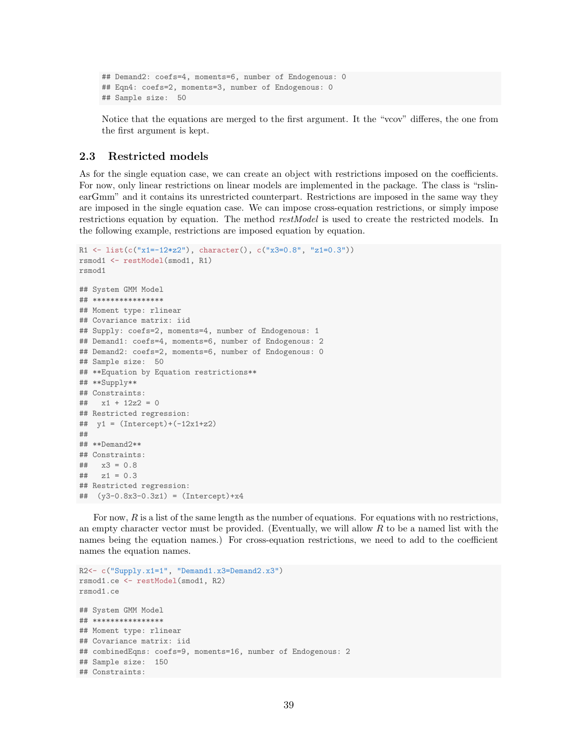```
## Demand2: coefs=4, moments=6, number of Endogenous: 0
## Eqn4: coefs=2, moments=3, number of Endogenous: 0
## Sample size:  50
```

Notice that the equations are merged to the first argument. It the "vcov" differes, the one from the first argument is kept.

## 2.3 Restricted models

As for the single equation case, we can create an object with restrictions imposed on the coefficients. For now, only linear restrictions on linear models are implemented in the package. The class is "rslinearGmm" and it contains its unrestricted counterpart. Restrictions are imposed in the same way they are imposed in the single equation case. We can impose cross-equation restrictions, or simply impose restrictions equation by equation. The method *restModel* is used to create the restricted models. In the following example, restrictions are imposed equation by equation.

```
R1 <- list(c("x1=-12*z2"), character(), c("x3=0.8", "z1=0.3"))
rsmod1 <- restModel(smod1, R1)
rsmod1

## System GMM Model
## ****************
## Moment type: rlinear
## Covariance matrix: iid
## Supply: coefs=2, moments=4, number of Endogenous: 1
## Demand1: coefs=4, moments=6, number of Endogenous: 2
## Demand2: coefs=2, moments=6, number of Endogenous: 0
## Sample size:  50
## **Equation by Equation restrictions**
## **Supply**
## Constraints:
##   x1 + 12z2 = 0
## Restricted regression:
##  y1 = (Intercept)+(-12x1+z2)
##
## **Demand2**
## Constraints:
##   x3 = 0.8
##   z1 = 0.3
## Restricted regression:
##  (y3-0.8x3-0.3z1) = (Intercept)+x4
```

For now, $R$ is a list of the same length as the number of equations. For equations with no restrictions, an empty character vector must be provided. (Eventually, we will allow $R$ to be a named list with the names being the equation names.) For cross-equation restrictions, we need to add to the coefficient names the equation names.

```
R2<- c("Supply.x1=1", "Demand1.x3=Demand2.x3")
rsmod1.ce <- restModel(smod1, R2)
rsmod1.ce

## System GMM Model
## ****************
## Moment type: rlinear
## Covariance matrix: iid
## combinedEqns: coefs=9, moments=16, number of Endogenous: 2
## Sample size:  150
## Constraints:
```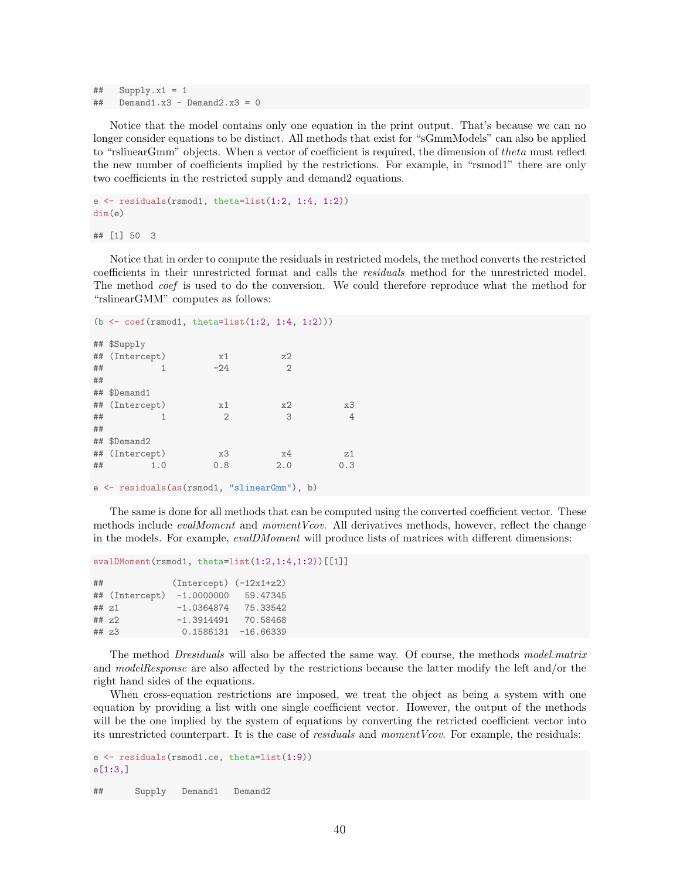```
##   Supply.x1 = 1
##   Demand1.x3 - Demand2.x3 = 0
```

Notice that the model contains only one equation in the print output. That's because we can no longer consider equations to be distinct. All methods that exist for "sGmmModels" can also be applied to "rslinearGmm" objects. When a vector of coefficient is required, the dimension of *theta* must reflect the new number of coefficients implied by the restrictions. For example, in "rsmod1" there are only two coefficients in the restricted supply and demand2 equations.

```
e <- residuals(rsmod1, theta=list(1:2, 1:4, 1:2))
dim(e)

## [1] 50  3
```

Notice that in order to compute the residuals in restricted models, the method converts the restricted coefficients in their unrestricted format and calls the *residuals* method for the unrestricted model. The method *coef* is used to do the conversion. We could therefore reproduce what the method for "rslinearGMM" computes as follows:

```
(b <- coef(rsmod1, theta=list(1:2, 1:4, 1:2)))

## $Supply
## (Intercept)          x1          z2
##           1         -24           2
##
## $Demand1
## (Intercept)          x1          x2          x3
##           1           2           3           4
##
## $Demand2
## (Intercept)          x3          x4          z1
##         1.0         0.8         2.0         0.3

e <- residuals(as(rsmod1, "slinearGmm"), b)
```

The same is done for all methods that can be computed using the converted coefficient vector. These methods include *evalMoment* and *momentVcov*. All derivatives methods, however, reflect the change in the models. For example, *evalDMoment* will produce lists of matrices with different dimensions:

```
evalDMoment(rsmod1, theta=list(1:2,1:4,1:2))[[1]]

##             (Intercept) (-12x1+z2)
## (Intercept)  -1.0000000   59.47345
## z1           -1.0364874   75.33542
## z2           -1.3914491   70.58468
## z3            0.1586131  -16.66339
```

The method *Dresiduals* will also be affected the same way. Of course, the methods *model.matrix* and *modelResponse* are also affected by the restrictions because the latter modify the left and/or the right hand sides of the equations.

When cross-equation restrictions are imposed, we treat the object as being a system with one equation by providing a list with one single coefficient vector. However, the output of the methods will be the one implied by the system of equations by converting the retricted coefficient vector into its unrestricted counterpart. It is the case of *residuals* and *momentVcov*. For example, the residuals:

```
e <- residuals(rsmod1.ce, theta=list(1:9))
e[1:3,]

##      Supply   Demand1   Demand2
```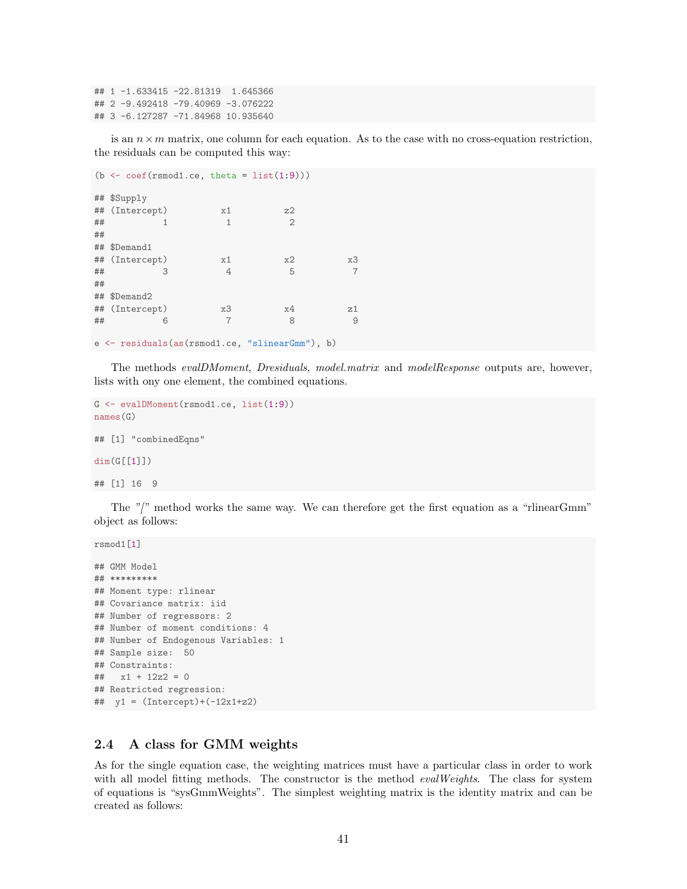```
## 1 -1.633415 -22.81319  1.645366
## 2 -9.492418 -79.40969 -3.076222
## 3 -6.127287 -71.84968 10.935640
```

is an $n \times m$ matrix, one column for each equation. As to the case with no cross-equation restriction, the residuals can be computed this way:

```
(b <- coef(rsmod1.ce, theta = list(1:9)))

## $Supply
## (Intercept)          x1          z2
##           1           1           2
##
## $Demand1
## (Intercept)          x1          x2          x3
##           3           4           5           7
##
## $Demand2
## (Intercept)          x3          x4          z1
##           6           7           8           9

e <- residuals(as(rsmod1.ce, "slinearGmm"), b)
```

The methods *evalDMoment*, *Dresiduals*, *model.matrix* and *modelResponse* outputs are, however, lists with ony one element, the combined equations.

```
G <- evalDMoment(rsmod1.ce, list(1:9))
names(G)

## [1] "combinedEqns"

dim(G[[1]])

## [1] 16  9
```

The "[" method works the same way. We can therefore get the first equation as a "rlinearGmm" object as follows:

```
rsmod1[1]

## GMM Model
## *********
## Moment type: rlinear
## Covariance matrix: iid
## Number of regressors: 2
## Number of moment conditions: 4
## Number of Endogenous Variables: 1
## Sample size:  50
## Constraints:
##   x1 + 12z2 = 0
## Restricted regression:
##  y1 = (Intercept)+(-12x1+z2)
```

## 2.4 A class for GMM weights

As for the single equation case, the weighting matrices must have a particular class in order to work with all model fitting methods. The constructor is the method *evalWeights*. The class for system of equations is "sysGmmWeights". The simplest weighting matrix is the identity matrix and can be created as follows: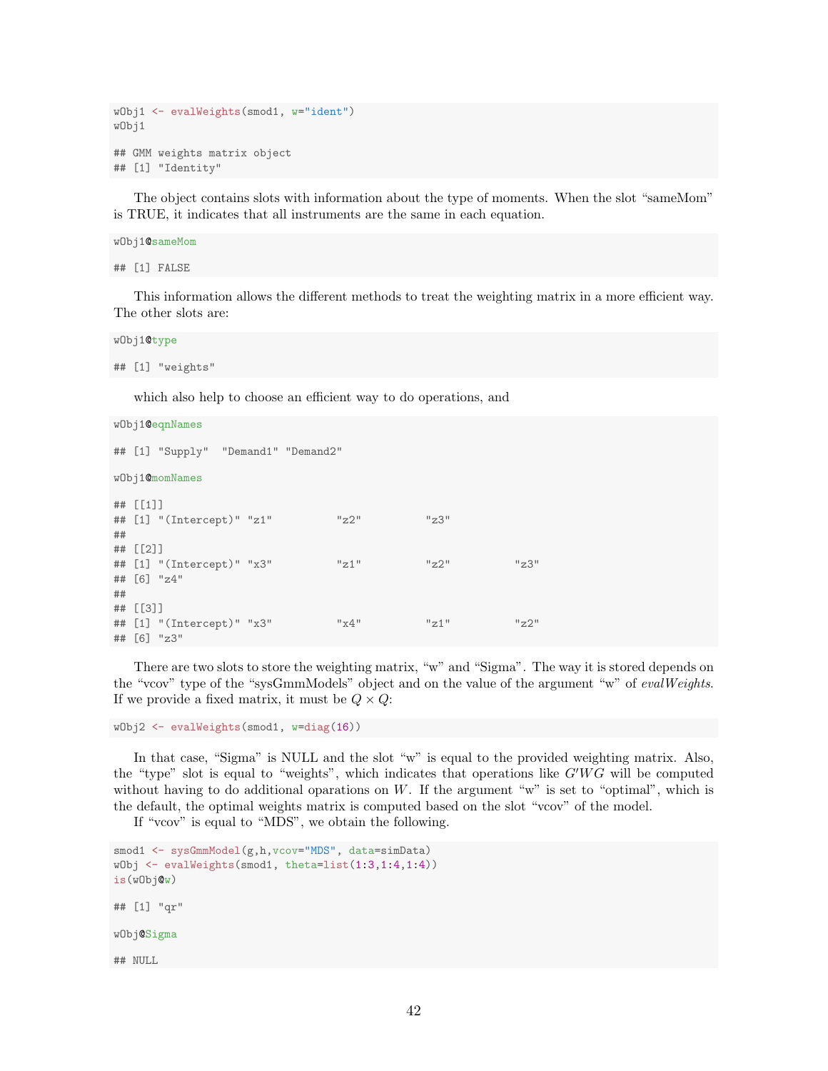```
wObj1 <- evalWeights(smod1, w="ident")
wObj1

## GMM weights matrix object
## [1] "Identity"
```

The object contains slots with information about the type of moments. When the slot "sameMom" is TRUE, it indicates that all instruments are the same in each equation.

```
wObj1@sameMom

## [1] FALSE
```

This information allows the different methods to treat the weighting matrix in a more efficient way. The other slots are:

```
wObj1@type

## [1] "weights"
```

which also help to choose an efficient way to do operations, and

```
wObj1@eqnNames

## [1] "Supply"  "Demand1" "Demand2"

wObj1@momNames

## [[1]]
## [1] "(Intercept)" "z1"          "z2"          "z3"
##
## [[2]]
## [1] "(Intercept)" "x3"          "z1"          "z2"          "z3"
## [6] "z4"
##
## [[3]]
## [1] "(Intercept)" "x3"          "x4"          "z1"          "z2"
## [6] "z3"
```

There are two slots to store the weighting matrix, "w" and "Sigma". The way it is stored depends on the "vcov" type of the "sysGmmModels" object and on the value of the argument "w" of *evalWeights*. If we provide a fixed matrix, it must be $Q \times Q$:

```
wObj2 <- evalWeights(smod1, w=diag(16))
```

In that case, "Sigma" is NULL and the slot "w" is equal to the provided weighting matrix. Also, the "type" slot is equal to "weights", which indicates that operations like $G'WG$ will be computed without having to do additional oparations on $W$. If the argument "w" is set to "optimal", which is the default, the optimal weights matrix is computed based on the slot "vcov" of the model.

If "vcov" is equal to "MDS", we obtain the following.

```
smod1 <- sysGmmModel(g,h,vcov="MDS", data=simData)
wObj <- evalWeights(smod1, theta=list(1:3,1:4,1:4))
is(wObj@w)

## [1] "qr"

wObj@Sigma

## NULL
```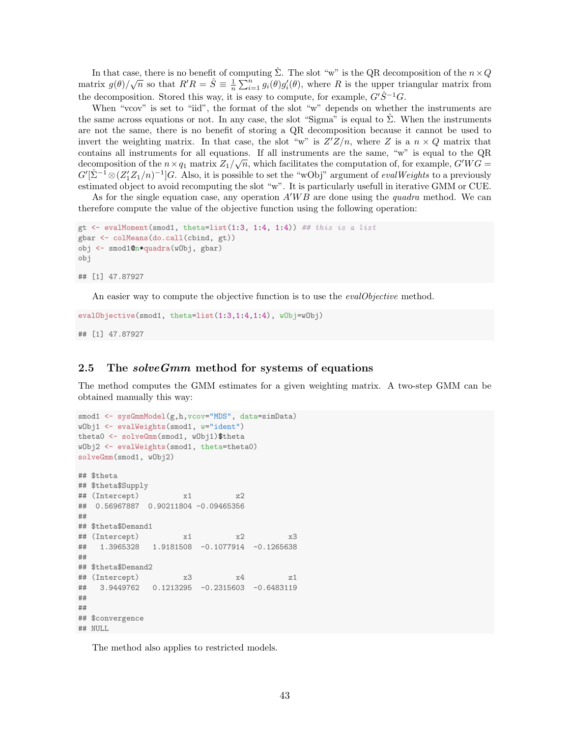In that case, there is no benefit of computing $\hat{\Sigma}$. The slot "w" is the QR decomposition of the $n \times Q$ matrix $g(\theta)/\sqrt{n}$ so that $R'R = \hat{S} \equiv \frac{1}{n}\sum_{i=1}^n g_i(\theta)g_i'(\theta)$, where $R$ is the upper triangular matrix from the decomposition. Stored this way, it is easy to compute, for example, $G'\hat{S}^{-1}G$.

When "vcov" is set to "iid", the format of the slot "w" depends on whether the instruments are the same across equations or not. In any case, the slot "Sigma" is equal to $\hat{\Sigma}$. When the instruments are not the same, there is no benefit of storing a QR decomposition because it cannot be used to invert the weighting matrix. In that case, the slot "w" is $Z'Z/n$, where $Z$ is a $n \times Q$ matrix that contains all instruments for all equations. If all instruments are the same, "w" is equal to the QR decomposition of the $n \times q_1$ matrix $Z_1/\sqrt{n}$, which facilitates the computation of, for example, $G'WG = G'[\hat{\Sigma}^{-1} \otimes (Z_1'Z_1/n)^{-1}]G$. Also, it is possible to set the "wObj" argument of *evalWeights* to a previously estimated object to avoid recomputing the slot "w". It is particularly usefull in iterative GMM or CUE.

As for the single equation case, any operation $A'WB$ are done using the *quadra* method. We can therefore compute the value of the objective function using the following operation:

```
gt <- evalMoment(smod1, theta=list(1:3, 1:4, 1:4)) ## this is a list
gbar <- colMeans(do.call(cbind, gt))
obj <- smod1@n*quadra(wObj, gbar)
obj

## [1] 47.87927
```

An easier way to compute the objective function is to use the *evalObjective* method.

```
evalObjective(smod1, theta=list(1:3,1:4,1:4), wObj=wObj)

## [1] 47.87927
```

## 2.5 The *solveGmm* method for systems of equations

The method computes the GMM estimates for a given weighting matrix. A two-step GMM can be obtained manually this way:

```
smod1 <- sysGmmModel(g,h,vcov="MDS", data=simData)
wObj1 <- evalWeights(smod1, w="ident")
theta0 <- solveGmm(smod1, wObj1)$theta
wObj2 <- evalWeights(smod1, theta=theta0)
solveGmm(smod1, wObj2)

## $theta
## $theta$Supply
## (Intercept)          x1          z2
##  0.56967887  0.90211804 -0.09465356
##
## $theta$Demand1
## (Intercept)          x1          x2          x3
##   1.3965328   1.9181508  -0.1077914  -0.1265638
##
## $theta$Demand2
## (Intercept)          x3          x4          z1
##   3.9449762   0.1213295  -0.2315603  -0.6483119
##
##
## $convergence
## NULL
```

The method also applies to restricted models.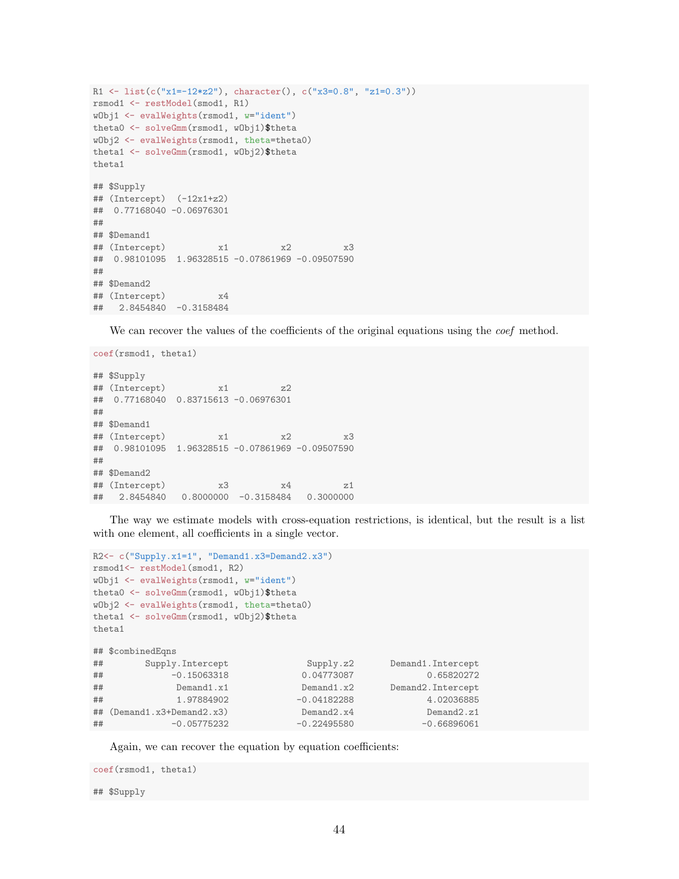```r
R1 <- list(c("x1=-12*z2"), character(), c("x3=0.8", "z1=0.3"))
rsmod1 <- restModel(smod1, R1)
wObj1 <- evalWeights(rsmod1, w="ident")
theta0 <- solveGmm(rsmod1, wObj1)$theta
wObj2 <- evalWeights(rsmod1, theta=theta0)
theta1 <- solveGmm(rsmod1, wObj2)$theta
theta1

## $Supply
## (Intercept)  (-12x1+z2)
##  0.77168040 -0.06976301
##
## $Demand1
## (Intercept)          x1          x2          x3
##  0.98101095  1.96328515 -0.07861969 -0.09507590
##
## $Demand2
## (Intercept)          x4
##   2.8454840  -0.3158484
```

We can recover the values of the coefficients of the original equations using the *coef* method.

```r
coef(rsmod1, theta1)

## $Supply
## (Intercept)          x1          z2
##  0.77168040  0.83715613 -0.06976301
##
## $Demand1
## (Intercept)          x1          x2          x3
##  0.98101095  1.96328515 -0.07861969 -0.09507590
##
## $Demand2
## (Intercept)          x3          x4          z1
##   2.8454840   0.8000000  -0.3158484   0.3000000
```

The way we estimate models with cross-equation restrictions, is identical, but the result is a list with one element, all coefficients in a single vector.

```r
R2<- c("Supply.x1=1", "Demand1.x3=Demand2.x3")
rsmod1<- restModel(smod1, R2)
wObj1 <- evalWeights(rsmod1, w="ident")
theta0 <- solveGmm(rsmod1, wObj1)$theta
wObj2 <- evalWeights(rsmod1, theta=theta0)
theta1 <- solveGmm(rsmod1, wObj2)$theta
theta1

## $combinedEqns
##        Supply.Intercept               Supply.z2       Demand1.Intercept
##             -0.15063318              0.04773087              0.65820272
##              Demand1.x1              Demand1.x2       Demand2.Intercept
##              1.97884902             -0.04182288              4.02036885
## (Demand1.x3+Demand2.x3)              Demand2.x4              Demand2.z1
##             -0.05775232             -0.22495580             -0.66896061
```

Again, we can recover the equation by equation coefficients:

```r
coef(rsmod1, theta1)

## $Supply
```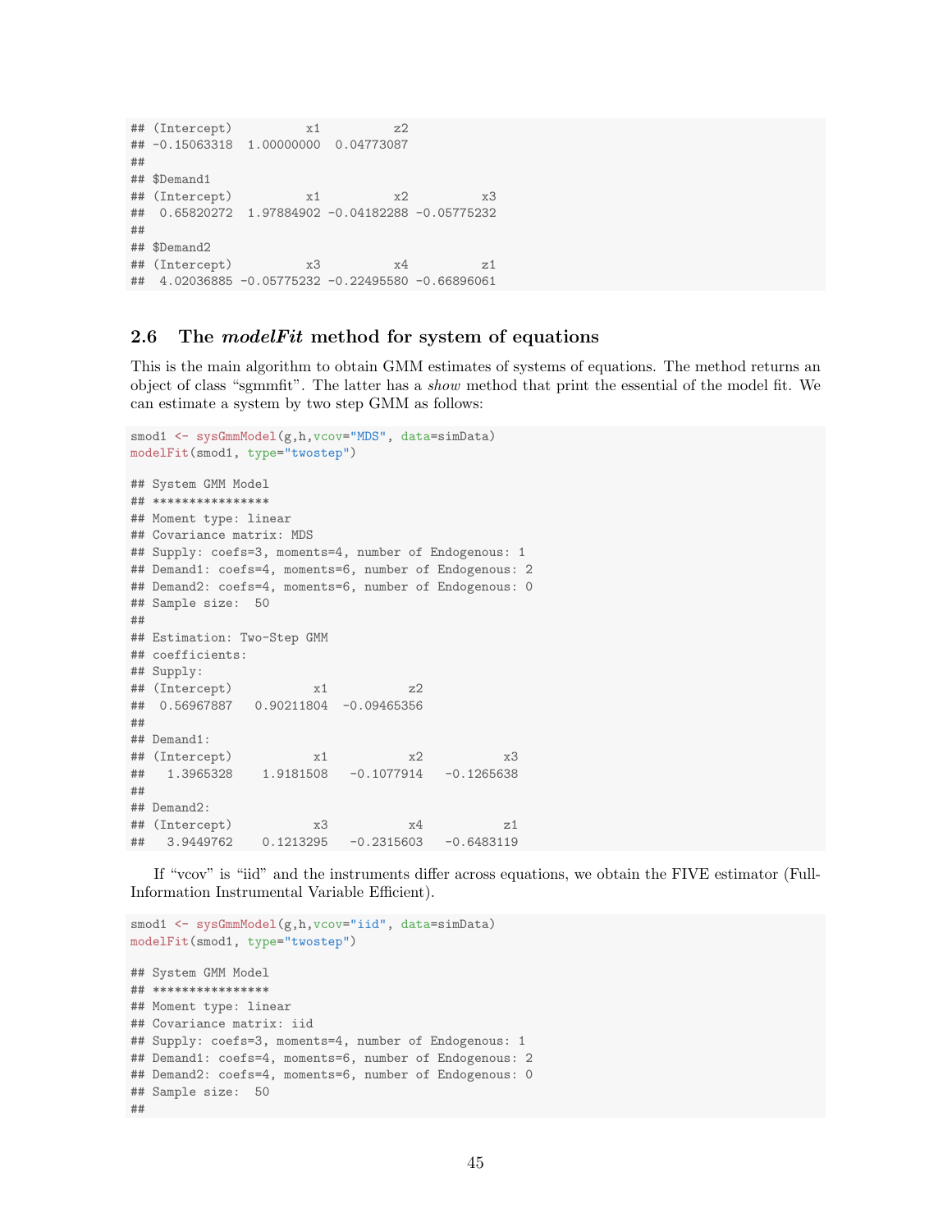```
## (Intercept)          x1          z2
## -0.15063318  1.00000000  0.04773087
##
## $Demand1
## (Intercept)          x1          x2          x3
##  0.65820272  1.97884902 -0.04182288 -0.05775232
##
## $Demand2
## (Intercept)          x3          x4          z1
##  4.02036885 -0.05775232 -0.22495580 -0.66896061
```

## 2.6 The *modelFit* method for system of equations

This is the main algorithm to obtain GMM estimates of systems of equations. The method returns an object of class "sgmmfit". The latter has a *show* method that print the essential of the model fit. We can estimate a system by two step GMM as follows:

```
smod1 <- sysGmmModel(g,h,vcov="MDS", data=simData)
modelFit(smod1, type="twostep")

## System GMM Model
## ****************
## Moment type: linear
## Covariance matrix: MDS
## Supply: coefs=3, moments=4, number of Endogenous: 1
## Demand1: coefs=4, moments=6, number of Endogenous: 2
## Demand2: coefs=4, moments=6, number of Endogenous: 0
## Sample size:  50
##
## Estimation: Two-Step GMM
## coefficients:
## Supply:
## (Intercept)           x1           z2
##  0.56967887   0.90211804  -0.09465356
##
## Demand1:
## (Intercept)           x1           x2           x3
##   1.3965328    1.9181508   -0.1077914   -0.1265638
##
## Demand2:
## (Intercept)           x3           x4           z1
##   3.9449762    0.1213295   -0.2315603   -0.6483119
```

If "vcov" is "iid" and the instruments differ across equations, we obtain the FIVE estimator (Full-Information Instrumental Variable Efficient).

```
smod1 <- sysGmmModel(g,h,vcov="iid", data=simData)
modelFit(smod1, type="twostep")

## System GMM Model
## ****************
## Moment type: linear
## Covariance matrix: iid
## Supply: coefs=3, moments=4, number of Endogenous: 1
## Demand1: coefs=4, moments=6, number of Endogenous: 2
## Demand2: coefs=4, moments=6, number of Endogenous: 0
## Sample size:  50
##
```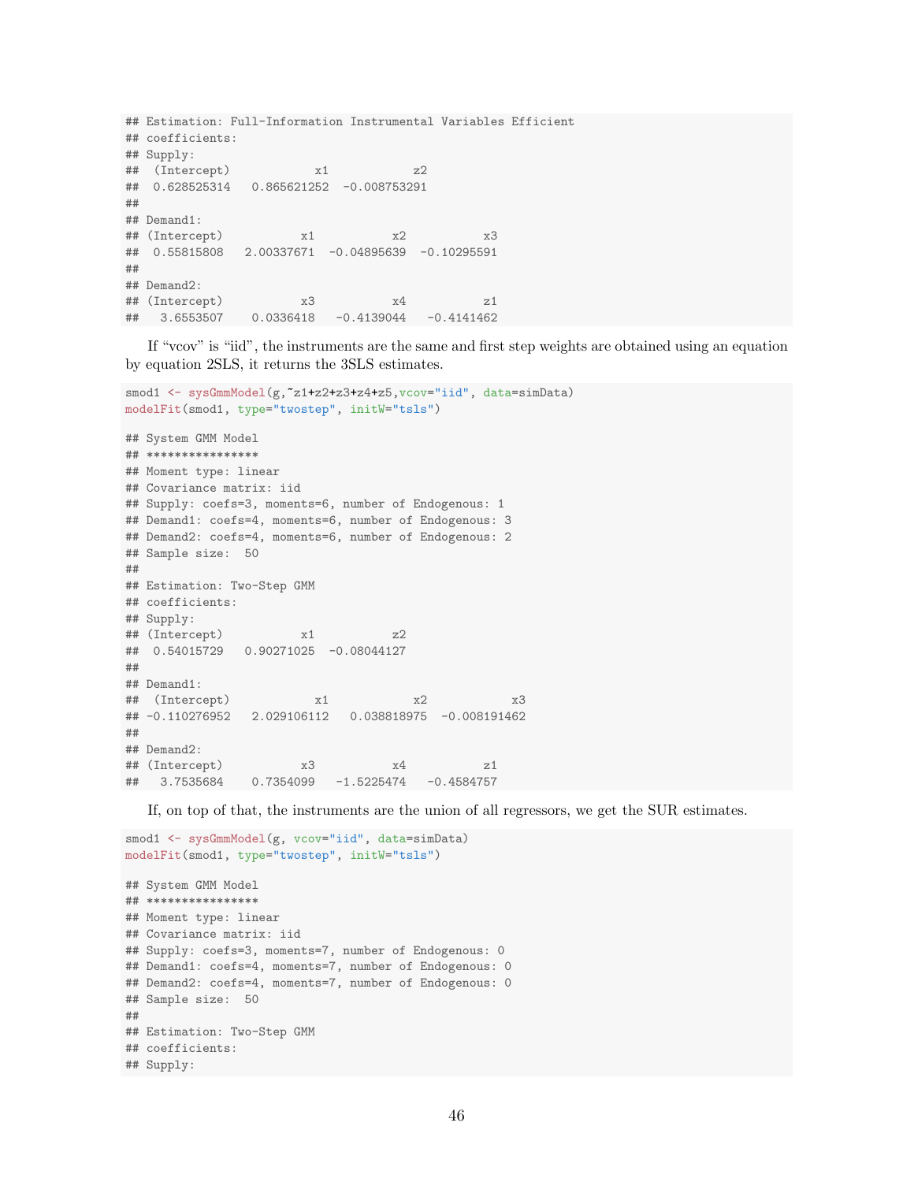```
## Estimation: Full-Information Instrumental Variables Efficient
## coefficients:
## Supply:
##  (Intercept)           x1           z2
##  0.628525314   0.865621252  -0.008753291
##
## Demand1:
## (Intercept)          x1          x2          x3
##  0.55815808   2.00337671  -0.04895639  -0.10295591
##
## Demand2:
## (Intercept)          x3          x4          z1
##   3.6553507    0.0336418   -0.4139044   -0.4141462
```

If "vcov" is "iid", the instruments are the same and first step weights are obtained using an equation by equation 2SLS, it returns the 3SLS estimates.

```
smod1 <- sysGmmModel(g,~z1+z2+z3+z4+z5,vcov="iid", data=simData)
modelFit(smod1, type="twostep", initW="tsls")

## System GMM Model
## ****************
## Moment type: linear
## Covariance matrix: iid
## Supply: coefs=3, moments=6, number of Endogenous: 1
## Demand1: coefs=4, moments=6, number of Endogenous: 3
## Demand2: coefs=4, moments=6, number of Endogenous: 2
## Sample size:  50
##
## Estimation: Two-Step GMM
## coefficients:
## Supply:
## (Intercept)          x1          z2
##  0.54015729   0.90271025  -0.08044127
##
## Demand1:
##  (Intercept)           x1           x2           x3
## -0.110276952   2.029106112   0.038818975  -0.008191462
##
## Demand2:
## (Intercept)          x3          x4          z1
##   3.7535684    0.7354099   -1.5225474   -0.4584757
```

If, on top of that, the instruments are the union of all regressors, we get the SUR estimates.

```
smod1 <- sysGmmModel(g, vcov="iid", data=simData)
modelFit(smod1, type="twostep", initW="tsls")

## System GMM Model
## ****************
## Moment type: linear
## Covariance matrix: iid
## Supply: coefs=3, moments=7, number of Endogenous: 0
## Demand1: coefs=4, moments=7, number of Endogenous: 0
## Demand2: coefs=4, moments=7, number of Endogenous: 0
## Sample size:  50
##
## Estimation: Two-Step GMM
## coefficients:
## Supply:
```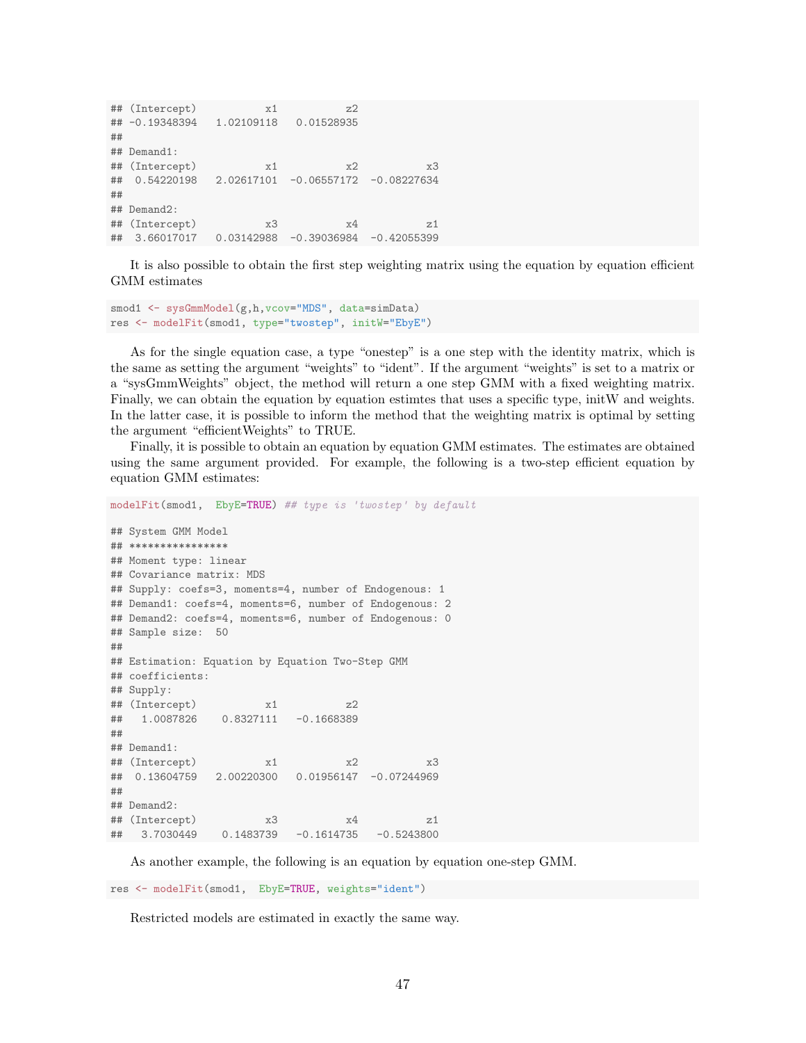```
## (Intercept)           x1           z2 
## -0.19348394   1.02109118   0.01528935 
## 
## Demand1:
## (Intercept)           x1           x2           x3 
##  0.54220198   2.02617101  -0.06557172  -0.08227634 
## 
## Demand2:
## (Intercept)           x3           x4           z1 
##  3.66017017   0.03142988  -0.39036984  -0.42055399
```

It is also possible to obtain the first step weighting matrix using the equation by equation efficient GMM estimates

```
smod1 <- sysGmmModel(g,h,vcov="MDS", data=simData)
res <- modelFit(smod1, type="twostep", initW="EbyE")
```

As for the single equation case, a type "onestep" is a one step with the identity matrix, which is the same as setting the argument "weights" to "ident". If the argument "weights" is set to a matrix or a "sysGmmWeights" object, the method will return a one step GMM with a fixed weighting matrix. Finally, we can obtain the equation by equation estimtes that uses a specific type, initW and weights. In the latter case, it is possible to inform the method that the weighting matrix is optimal by setting the argument "efficientWeights" to TRUE.

Finally, it is possible to obtain an equation by equation GMM estimates. The estimates are obtained using the same argument provided. For example, the following is a two-step efficient equation by equation GMM estimates:

```
modelFit(smod1,  EbyE=TRUE) ## type is 'twostep' by default

## System GMM Model
## ****************
## Moment type: linear
## Covariance matrix: MDS
## Supply: coefs=3, moments=4, number of Endogenous: 1
## Demand1: coefs=4, moments=6, number of Endogenous: 2
## Demand2: coefs=4, moments=6, number of Endogenous: 0
## Sample size:  50 
## 
## Estimation: Equation by Equation Two-Step GMM
## coefficients:
## Supply:
## (Intercept)           x1           z2 
##   1.0087826    0.8327111   -0.1668389 
## 
## Demand1:
## (Intercept)           x1           x2           x3 
##  0.13604759   2.00220300   0.01956147  -0.07244969 
## 
## Demand2:
## (Intercept)           x3           x4           z1 
##   3.7030449    0.1483739   -0.1614735   -0.5243800
```

As another example, the following is an equation by equation one-step GMM.

```
res <- modelFit(smod1,  EbyE=TRUE, weights="ident")
```

Restricted models are estimated in exactly the same way.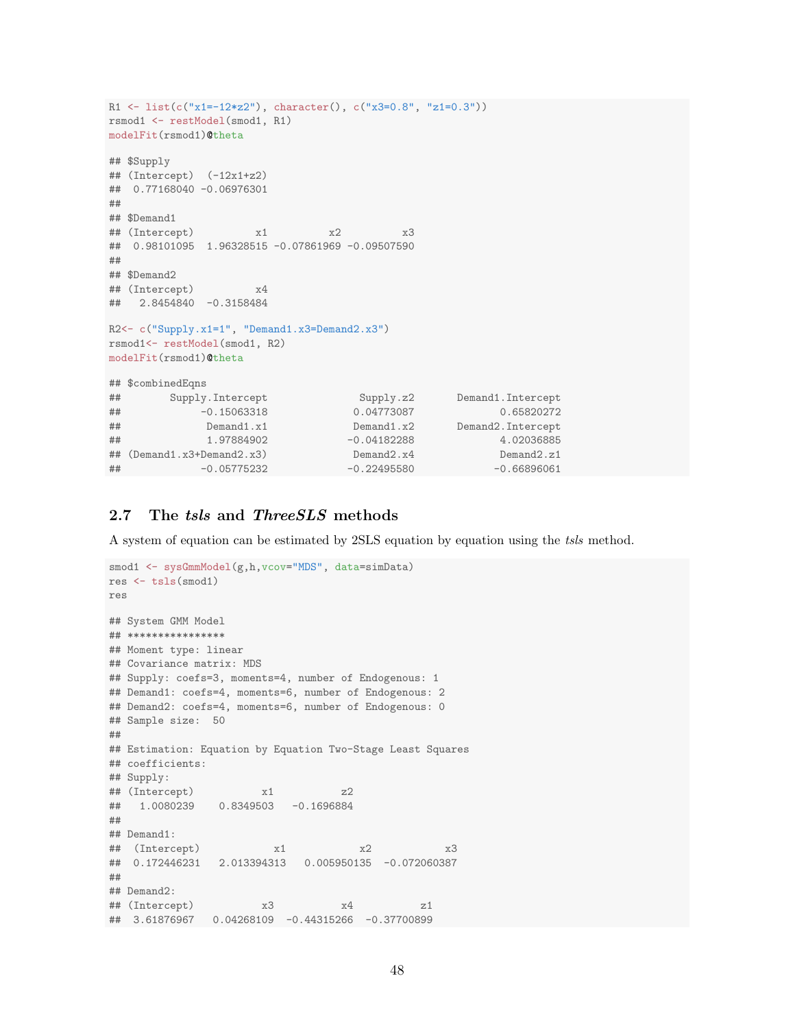```
R1 <- list(c("x1=-12*z2"), character(), c("x3=0.8", "z1=0.3"))
rsmod1 <- restModel(smod1, R1)
modelFit(rsmod1)@theta

## $Supply
## (Intercept)  (-12x1+z2)
##  0.77168040 -0.06976301
##
## $Demand1
## (Intercept)          x1          x2          x3
##  0.98101095  1.96328515 -0.07861969 -0.09507590
##
## $Demand2
## (Intercept)          x4
##   2.8454840  -0.3158484

R2<- c("Supply.x1=1", "Demand1.x3=Demand2.x3")
rsmod1<- restModel(smod1, R2)
modelFit(rsmod1)@theta

## $combinedEqns
##       Supply.Intercept              Supply.z2       Demand1.Intercept
##            -0.15063318             0.04773087              0.65820272
##             Demand1.x1             Demand1.x2       Demand2.Intercept
##             1.97884902            -0.04182288              4.02036885
## (Demand1.x3+Demand2.x3)             Demand2.x4              Demand2.z1
##            -0.05775232            -0.22495580             -0.66896061
```

## 2.7 The *tsls* and *ThreeSLS* methods

A system of equation can be estimated by 2SLS equation by equation using the *tsls* method.

```
smod1 <- sysGmmModel(g,h,vcov="MDS", data=simData)
res <- tsls(smod1)
res

## System GMM Model
## ****************
## Moment type: linear
## Covariance matrix: MDS
## Supply: coefs=3, moments=4, number of Endogenous: 1
## Demand1: coefs=4, moments=6, number of Endogenous: 2
## Demand2: coefs=4, moments=6, number of Endogenous: 0
## Sample size:  50
##
## Estimation: Equation by Equation Two-Stage Least Squares
## coefficients:
## Supply:
## (Intercept)           x1           z2
##   1.0080239    0.8349503   -0.1696884
##
## Demand1:
##  (Intercept)            x1            x2            x3
##  0.172446231   2.013394313   0.005950135  -0.072060387
##
## Demand2:
## (Intercept)           x3           x4           z1
##  3.61876967   0.04268109  -0.44315266  -0.37700899
```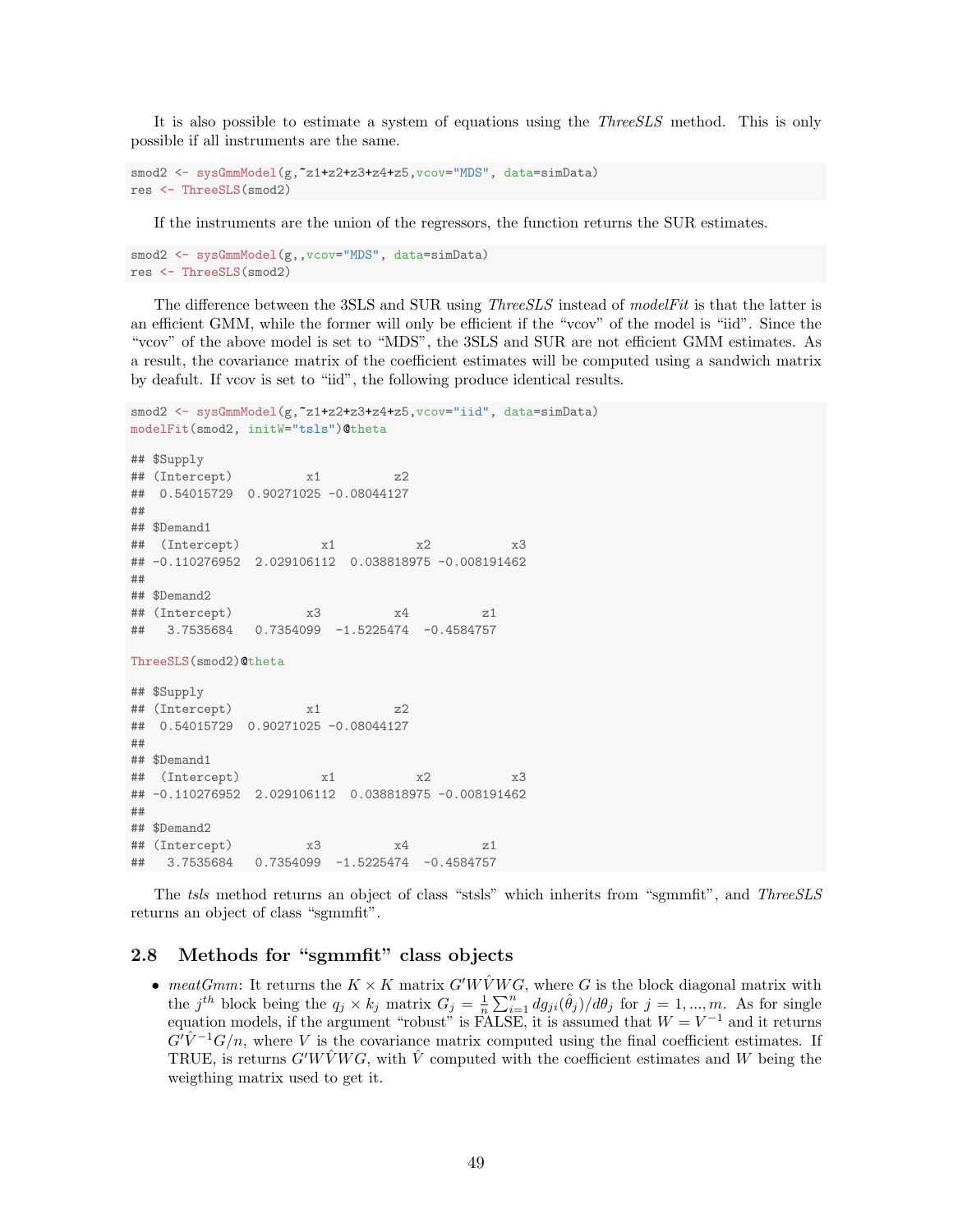It is also possible to estimate a system of equations using the *ThreeSLS* method. This is only possible if all instruments are the same.

```
smod2 <- sysGmmModel(g,~z1+z2+z3+z4+z5,vcov="MDS", data=simData)
res <- ThreeSLS(smod2)
```

If the instruments are the union of the regressors, the function returns the SUR estimates.

```
smod2 <- sysGmmModel(g,,vcov="MDS", data=simData)
res <- ThreeSLS(smod2)
```

The difference between the 3SLS and SUR using *ThreeSLS* instead of *modelFit* is that the latter is an efficient GMM, while the former will only be efficient if the "vcov" of the model is "iid". Since the "vcov" of the above model is set to "MDS", the 3SLS and SUR are not efficient GMM estimates. As a result, the covariance matrix of the coefficient estimates will be computed using a sandwich matrix by deafult. If vcov is set to "iid", the following produce identical results.

```
smod2 <- sysGmmModel(g,~z1+z2+z3+z4+z5,vcov="iid", data=simData)
modelFit(smod2, initW="tsls")@theta

## $Supply
## (Intercept)          x1          z2
##  0.54015729  0.90271025 -0.08044127
##
## $Demand1
##  (Intercept)           x1           x2           x3
## -0.110276952  2.029106112  0.038818975 -0.008191462
##
## $Demand2
## (Intercept)          x3          x4          z1
##   3.7535684   0.7354099  -1.5225474  -0.4584757

ThreeSLS(smod2)@theta

## $Supply
## (Intercept)          x1          z2
##  0.54015729  0.90271025 -0.08044127
##
## $Demand1
##  (Intercept)           x1           x2           x3
## -0.110276952  2.029106112  0.038818975 -0.008191462
##
## $Demand2
## (Intercept)          x3          x4          z1
##   3.7535684   0.7354099  -1.5225474  -0.4584757
```

The *tsls* method returns an object of class "stsls" which inherits from "sgmmfit", and *ThreeSLS* returns an object of class "sgmmfit".

## 2.8 Methods for "sgmmfit" class objects

- *meatGmm*: It returns the $K \times K$ matrix $G'W\hat{V}WG$, where $G$ is the block diagonal matrix with the $j^{th}$ block being the $q_j \times k_j$ matrix $G_j = \frac{1}{n}\sum_{i=1}^{n} dg_{ji}(\hat{\theta}_j)/d\theta_j$ for $j = 1, ..., m$. As for single equation models, if the argument "robust" is FALSE, it is assumed that $W = V^{-1}$ and it returns $G'\hat{V}^{-1}G/n$, where $V$ is the covariance matrix computed using the final coefficient estimates. If TRUE, is returns $G'W\hat{V}WG$, with $\hat{V}$ computed with the coefficient estimates and $W$ being the weigthing matrix used to get it.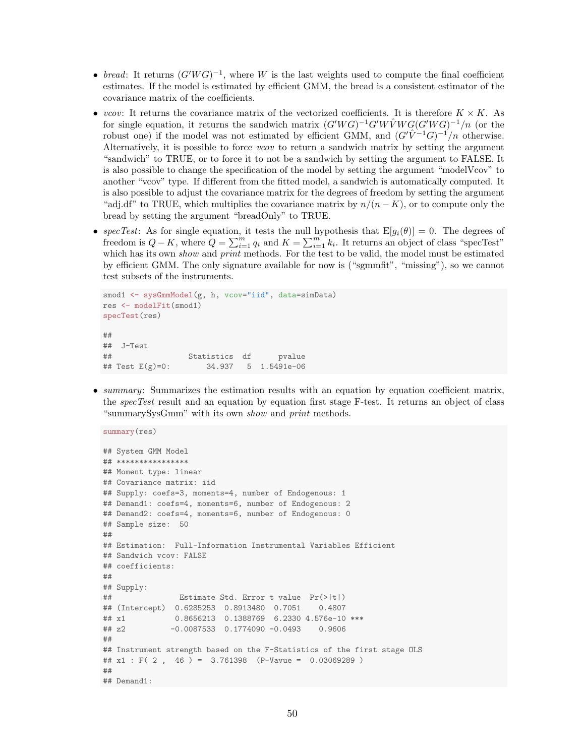- *bread*: It returns $(G'WG)^{-1}$, where $W$ is the last weights used to compute the final coefficient estimates. If the model is estimated by efficient GMM, the bread is a consistent estimator of the covariance matrix of the coefficients.
- *vcov*: It returns the covariance matrix of the vectorized coefficients. It is therefore $K \times K$. As for single equation, it returns the sandwich matrix $(G'WG)^{-1}G'W\hat{V}WG(G'WG)^{-1}/n$ (or the robust one) if the model was not estimated by efficient GMM, and $(G'\hat{V}^{-1}G)^{-1}/n$ otherwise. Alternatively, it is possible to force *vcov* to return a sandwich matrix by setting the argument "sandwich" to TRUE, or to force it to not be a sandwich by setting the argument to FALSE. It is also possible to change the specification of the model by setting the argument "modelVcov" to another "vcov" type. If different from the fitted model, a sandwich is automatically computed. It is also possible to adjust the covariance matrix for the degrees of freedom by setting the argument "adj.df" to TRUE, which multiplies the covariance matrix by $n/(n-K)$, or to compute only the bread by setting the argument "breadOnly" to TRUE.
- *specTest*: As for single equation, it tests the null hypothesis that $\mathrm{E}[g_i(\theta)] = 0$. The degrees of freedom is $Q - K$, where $Q = \sum_{i=1}^{m} q_i$ and $K = \sum_{i=1}^{m} k_i$. It returns an object of class "specTest" which has its own *show* and *print* methods. For the test to be valid, the model must be estimated by efficient GMM. The only signature available for now is ("sgmmfit", "missing"), so we cannot test subsets of the instruments.

```
smod1 <- sysGmmModel(g, h, vcov="iid", data=simData)
res <- modelFit(smod1)
specTest(res)

##
##  J-Test
##                  Statistics  df      pvalue
## Test E(g)=0:        34.937   5  1.5491e-06
```

- *summary*: Summarizes the estimation results with an equation by equation coefficient matrix, the *specTest* result and an equation by equation first stage F-test. It returns an object of class "summarySysGmm" with its own *show* and *print* methods.

```
summary(res)

## System GMM Model
## ****************
## Moment type: linear
## Covariance matrix: iid
## Supply: coefs=3, moments=4, number of Endogenous: 1
## Demand1: coefs=4, moments=6, number of Endogenous: 2
## Demand2: coefs=4, moments=6, number of Endogenous: 0
## Sample size:  50
##
## Estimation:  Full-Information Instrumental Variables Efficient
## Sandwich vcov: FALSE
## coefficients:
##
## Supply:
##               Estimate Std. Error t value  Pr(>|t|)
## (Intercept)  0.6285253  0.8913480  0.7051    0.4807
## x1           0.8656213  0.1388769  6.2330 4.576e-10 ***
## z2          -0.0087533  0.1774090 -0.0493    0.9606
##
## Instrument strength based on the F-Statistics of the first stage OLS
## x1 : F( 2 ,  46 ) =  3.761398  (P-Vavue =  0.03069289 )
##
## Demand1:
```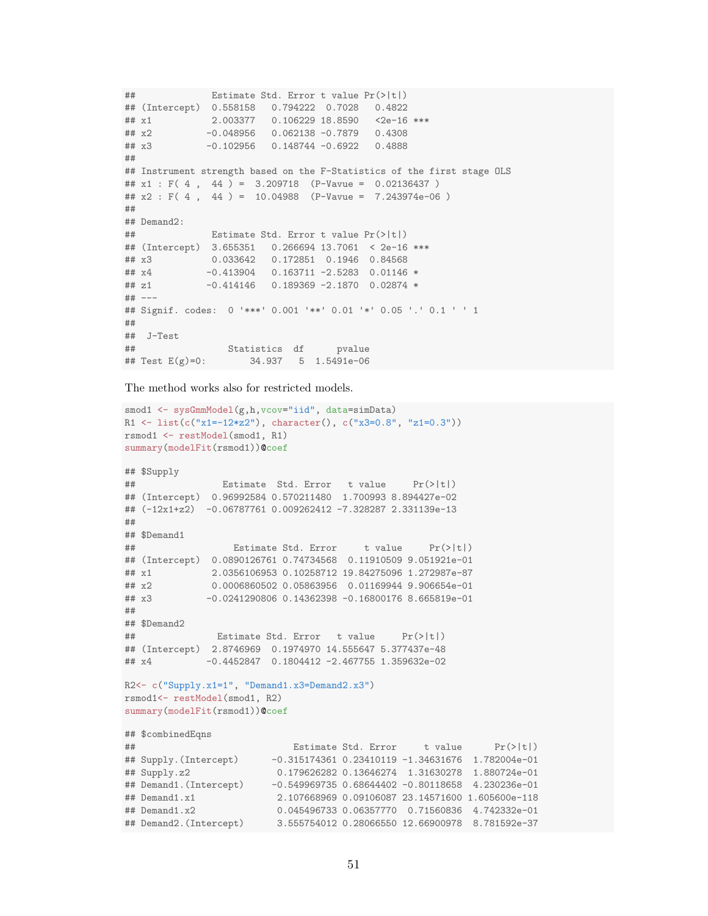```
##              Estimate Std. Error t value Pr(>|t|)
## (Intercept)  0.558158   0.794222  0.7028   0.4822
## x1           2.003377   0.106229 18.8590   <2e-16 ***
## x2          -0.048956   0.062138 -0.7879   0.4308
## x3          -0.102956   0.148744 -0.6922   0.4888
##
## Instrument strength based on the F-Statistics of the first stage OLS
## x1 : F( 4 ,  44 ) =  3.209718  (P-Vavue =  0.02136437 )
## x2 : F( 4 ,  44 ) =  10.04988  (P-Vavue =  7.243974e-06 )
##
## Demand2:
##              Estimate Std. Error t value Pr(>|t|)
## (Intercept)  3.655351   0.266694 13.7061  < 2e-16 ***
## x3           0.033642   0.172851  0.1946  0.84568
## x4          -0.413904   0.163711 -2.5283  0.01146 *
## z1          -0.414146   0.189369 -2.1870  0.02874 *
## ---
## Signif. codes:  0 '***' 0.001 '**' 0.01 '*' 0.05 '.' 0.1 ' ' 1
##
##  J-Test
##                 Statistics  df      pvalue
## Test E(g)=0:        34.937   5  1.5491e-06
```

The method works also for restricted models.

```
smod1 <- sysGmmModel(g,h,vcov="iid", data=simData)
R1 <- list(c("x1=-12*z2"), character(), c("x3=0.8", "z1=0.3"))
rsmod1 <- restModel(smod1, R1)
summary(modelFit(rsmod1))@coef

## $Supply
##                Estimate  Std. Error   t value     Pr(>|t|)
## (Intercept)  0.96992584 0.570211480  1.700993 8.894427e-02
## (-12x1+z2)  -0.06787761 0.009262412 -7.328287 2.331139e-13
##
## $Demand1
##                  Estimate Std. Error     t value     Pr(>|t|)
## (Intercept)  0.0890126761 0.74734568  0.11910509 9.051921e-01
## x1           2.0356106953 0.10258712 19.84275096 1.272987e-87
## x2           0.0006860502 0.05863956  0.01169944 9.906654e-01
## x3          -0.0241290806 0.14362398 -0.16800176 8.665819e-01
##
## $Demand2
##               Estimate Std. Error   t value     Pr(>|t|)
## (Intercept)  2.8746969  0.1974970 14.555647 5.377437e-48
## x4          -0.4452847  0.1804412 -2.467755 1.359632e-02

R2<- c("Supply.x1=1", "Demand1.x3=Demand2.x3")
rsmod1<- restModel(smod1, R2)
summary(modelFit(rsmod1))@coef

## $combinedEqns
##                             Estimate Std. Error     t value      Pr(>|t|)
## Supply.(Intercept)      -0.315174361 0.23410119 -1.34631676  1.782004e-01
## Supply.z2                0.179626282 0.13646274  1.31630278  1.880724e-01
## Demand1.(Intercept)     -0.549969735 0.68644402 -0.80118658  4.230236e-01
## Demand1.x1               2.107668969 0.09106087 23.14571600 1.605600e-118
## Demand1.x2               0.045496733 0.06357770  0.71560836  4.742332e-01
## Demand2.(Intercept)      3.555754012 0.28066550 12.66900978  8.781592e-37
```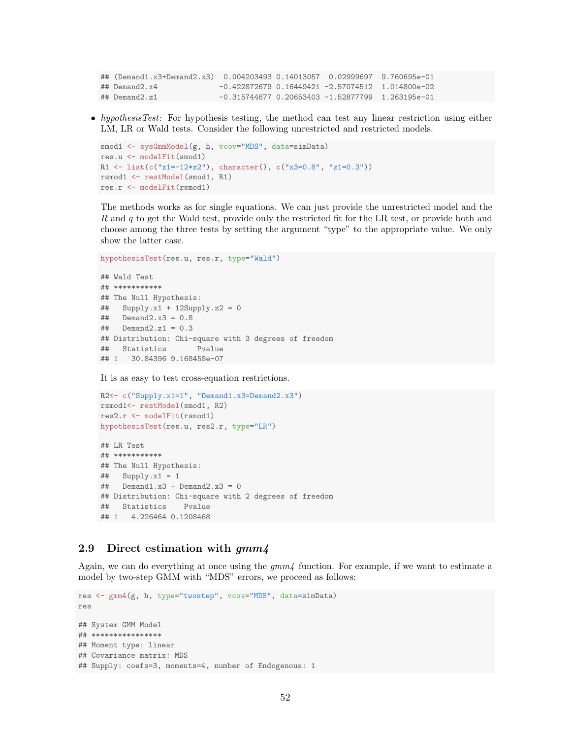```
## (Demand1.x3+Demand2.x3)  0.004203493 0.14013057  0.02999697  9.760695e-01
## Demand2.x4              -0.422872679 0.16449421 -2.57074512  1.014800e-02
## Demand2.z1              -0.315744677 0.20653403 -1.52877799  1.263195e-01
```

- *hypothesisTest*: For hypothesis testing, the method can test any linear restriction using either LM, LR or Wald tests. Consider the following unrestricted and restricted models.

```
smod1 <- sysGmmModel(g, h, vcov="MDS", data=simData)
res.u <- modelFit(smod1)
R1 <- list(c("x1=-12*z2"), character(), c("x3=0.8", "z1=0.3"))
rsmod1 <- restModel(smod1, R1)
res.r <- modelFit(rsmod1)
```

The methods works as for single equations. We can just provide the unrestricted model and the $R$ and $q$ to get the Wald test, provide only the restricted fit for the LR test, or provide both and choose among the three tests by setting the argument "type" to the appropriate value. We only show the latter case.

```
hypothesisTest(res.u, res.r, type="Wald")

## Wald Test
## ***********
## The Null Hypothesis:
##   Supply.x1 + 12Supply.z2 = 0
##   Demand2.x3 = 0.8
##   Demand2.z1 = 0.3
## Distribution: Chi-square with 3 degrees of freedom
##   Statistics       Pvalue
## 1   30.84396 9.168458e-07
```

It is as easy to test cross-equation restrictions.

```
R2<- c("Supply.x1=1", "Demand1.x3=Demand2.x3")
rsmod1<- restModel(smod1, R2)
res2.r <- modelFit(rsmod1)
hypothesisTest(res.u, res2.r, type="LR")

## LR Test
## ***********
## The Null Hypothesis:
##   Supply.x1 = 1
##   Demand1.x3 - Demand2.x3 = 0
## Distribution: Chi-square with 2 degrees of freedom
##   Statistics    Pvalue
## 1   4.226464 0.1208468
```

### 2.9 Direct estimation with *gmm4*

Again, we can do everything at once using the *gmm4* function. For example, if we want to estimate a model by two-step GMM with "MDS" errors, we proceed as follows:

```
res <- gmm4(g, h, type="twostep", vcov="MDS", data=simData)
res

## System GMM Model
## ****************
## Moment type: linear
## Covariance matrix: MDS
## Supply: coefs=3, moments=4, number of Endogenous: 1
```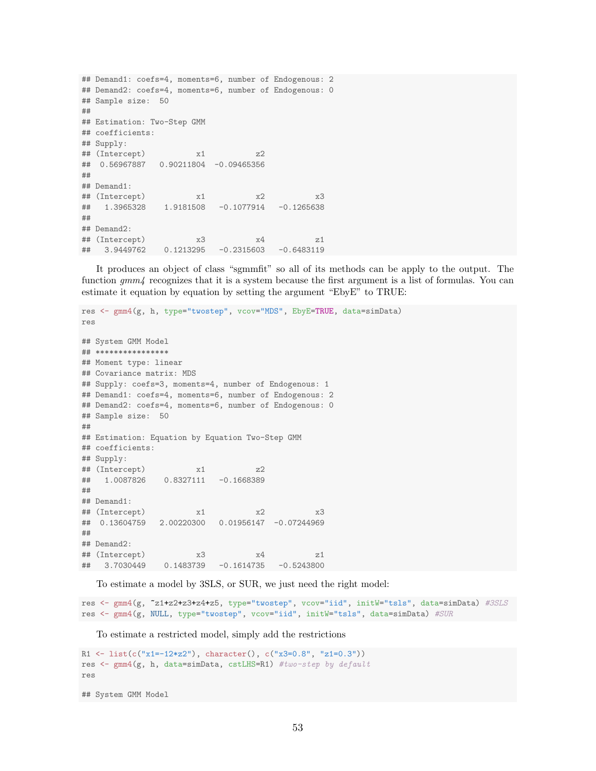```
## Demand1: coefs=4, moments=6, number of Endogenous: 2
## Demand2: coefs=4, moments=6, number of Endogenous: 0
## Sample size:  50
##
## Estimation: Two-Step GMM
## coefficients:
## Supply:
## (Intercept)           x1           z2
##  0.56967887   0.90211804  -0.09465356
##
## Demand1:
## (Intercept)           x1           x2           x3
##   1.3965328    1.9181508   -0.1077914   -0.1265638
##
## Demand2:
## (Intercept)           x3           x4           z1
##   3.9449762    0.1213295   -0.2315603   -0.6483119
```

It produces an object of class "sgmmfit" so all of its methods can be apply to the output. The function *gmm4* recognizes that it is a system because the first argument is a list of formulas. You can estimate it equation by equation by setting the argument "EbyE" to TRUE:

```
res <- gmm4(g, h, type="twostep", vcov="MDS", EbyE=TRUE, data=simData)
res

## System GMM Model
## ****************
## Moment type: linear
## Covariance matrix: MDS
## Supply: coefs=3, moments=4, number of Endogenous: 1
## Demand1: coefs=4, moments=6, number of Endogenous: 2
## Demand2: coefs=4, moments=6, number of Endogenous: 0
## Sample size:  50
##
## Estimation: Equation by Equation Two-Step GMM
## coefficients:
## Supply:
## (Intercept)           x1           z2
##   1.0087826    0.8327111   -0.1668389
##
## Demand1:
## (Intercept)           x1           x2           x3
##  0.13604759   2.00220300   0.01956147  -0.07244969
##
## Demand2:
## (Intercept)           x3           x4           z1
##   3.7030449    0.1483739   -0.1614735   -0.5243800
```

To estimate a model by 3SLS, or SUR, we just need the right model:

```
res <- gmm4(g, ~z1+z2+z3+z4+z5, type="twostep", vcov="iid", initW="tsls", data=simData) #3SLS
res <- gmm4(g, NULL, type="twostep", vcov="iid", initW="tsls", data=simData) #SUR
```

To estimate a restricted model, simply add the restrictions

```
R1 <- list(c("x1=-12*z2"), character(), c("x3=0.8", "z1=0.3"))
res <- gmm4(g, h, data=simData, cstLHS=R1) #two-step by default
res

## System GMM Model
```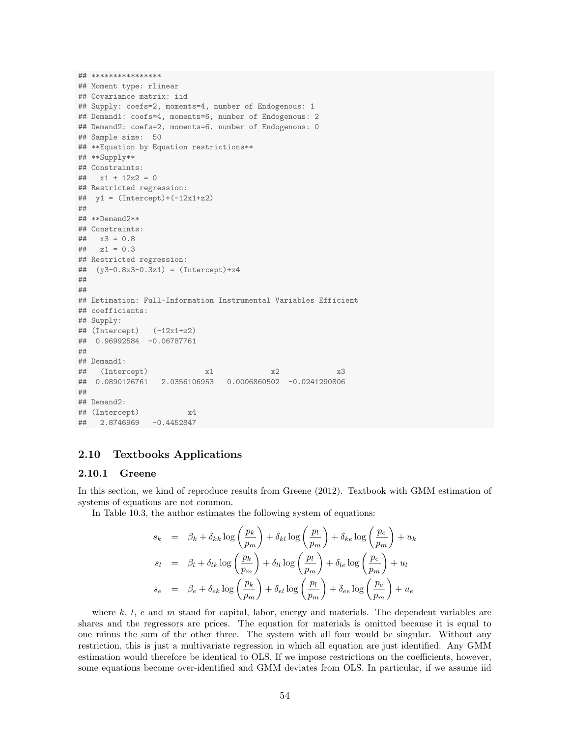```
## ****************
## Moment type: rlinear
## Covariance matrix: iid
## Supply: coefs=2, moments=4, number of Endogenous: 1
## Demand1: coefs=4, moments=6, number of Endogenous: 2
## Demand2: coefs=2, moments=6, number of Endogenous: 0
## Sample size:  50
## **Equation by Equation restrictions**
## **Supply**
## Constraints:
##   x1 + 12z2 = 0
## Restricted regression:
##  y1 = (Intercept)+(-12x1+z2)
##
## **Demand2**
## Constraints:
##   x3 = 0.8
##   z1 = 0.3
## Restricted regression:
##  (y3-0.8x3-0.3z1) = (Intercept)+x4
##
##
## Estimation: Full-Information Instrumental Variables Efficient
## coefficients:
## Supply:
## (Intercept)   (-12x1+z2)
##  0.96992584  -0.06787761
##
## Demand1:
##   (Intercept)             x1             x2             x3
##  0.0890126761   2.0356106953   0.0006860502  -0.0241290806
##
## Demand2:
## (Intercept)           x4
##   2.8746969   -0.4452847
```

## 2.10 Textbooks Applications

### 2.10.1 Greene

In this section, we kind of reproduce results from Greene (2012). Textbook with GMM estimation of systems of equations are not common.

In Table 10.3, the author estimates the following system of equations:

$$
\begin{aligned}
s_k &= \beta_k + \delta_{kk} \log\left(\frac{p_k}{p_m}\right) + \delta_{kl} \log\left(\frac{p_l}{p_m}\right) + \delta_{ke} \log\left(\frac{p_e}{p_m}\right) + u_k \\
s_l &= \beta_l + \delta_{lk} \log\left(\frac{p_k}{p_m}\right) + \delta_{ll} \log\left(\frac{p_l}{p_m}\right) + \delta_{le} \log\left(\frac{p_e}{p_m}\right) + u_l \\
s_e &= \beta_e + \delta_{ek} \log\left(\frac{p_k}{p_m}\right) + \delta_{el} \log\left(\frac{p_l}{p_m}\right) + \delta_{ee} \log\left(\frac{p_e}{p_m}\right) + u_e
\end{aligned}
$$

where $k$, $l$, $e$ and $m$ stand for capital, labor, energy and materials. The dependent variables are shares and the regressors are prices. The equation for materials is omitted because it is equal to one minus the sum of the other three. The system with all four would be singular. Without any restriction, this is just a multivariate regression in which all equation are just identified. Any GMM estimation would therefore be identical to OLS. If we impose restrictions on the coefficients, however, some equations become over-identified and GMM deviates from OLS. In particular, if we assume iid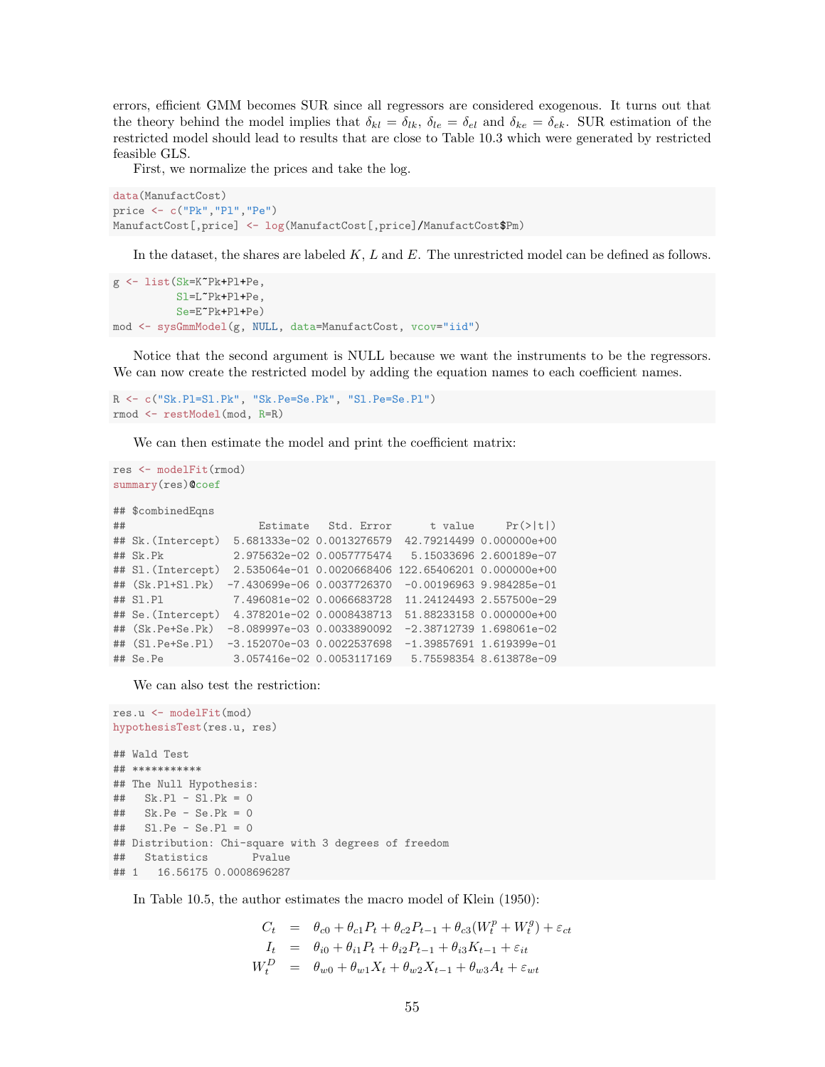errors, efficient GMM becomes SUR since all regressors are considered exogenous. It turns out that the theory behind the model implies that $\delta_{kl} = \delta_{lk}$, $\delta_{le} = \delta_{el}$ and $\delta_{ke} = \delta_{ek}$. SUR estimation of the restricted model should lead to results that are close to Table 10.3 which were generated by restricted feasible GLS.

First, we normalize the prices and take the log.

```
data(ManufactCost)
price <- c("Pk","Pl","Pe")
ManufactCost[,price] <- log(ManufactCost[,price]/ManufactCost$Pm)
```

In the dataset, the shares are labeled $K$, $L$ and $E$. The unrestricted model can be defined as follows.

```
g <- list(Sk=K~Pk+Pl+Pe,
          Sl=L~Pk+Pl+Pe,
          Se=E~Pk+Pl+Pe)
mod <- sysGmmModel(g, NULL, data=ManufactCost, vcov="iid")
```

Notice that the second argument is NULL because we want the instruments to be the regressors. We can now create the restricted model by adding the equation names to each coefficient names.

```
R <- c("Sk.Pl=Sl.Pk", "Sk.Pe=Se.Pk", "Sl.Pe=Se.Pl")
rmod <- restModel(mod, R=R)
```

We can then estimate the model and print the coefficient matrix:

```
res <- modelFit(rmod)
summary(res)@coef

## $combinedEqns
##                      Estimate   Std. Error      t value     Pr(>|t|)
## Sk.(Intercept)  5.681333e-02 0.0013276579  42.79214499 0.000000e+00
## Sk.Pk           2.975632e-02 0.0057775474   5.15033696 2.600189e-07
## Sl.(Intercept)  2.535064e-01 0.0020668406 122.65406201 0.000000e+00
## (Sk.Pl+Sl.Pk)  -7.430699e-06 0.0037726370  -0.00196963 9.984285e-01
## Sl.Pl           7.496081e-02 0.0066683728  11.24124493 2.557500e-29
## Se.(Intercept)  4.378201e-02 0.0008438713  51.88233158 0.000000e+00
## (Sk.Pe+Se.Pk)  -8.089997e-03 0.0033890092  -2.38712739 1.698061e-02
## (Sl.Pe+Se.Pl)  -3.152070e-03 0.0022537698  -1.39857691 1.619399e-01
## Se.Pe           3.057416e-02 0.0053117169   5.75598354 8.613878e-09
```

We can also test the restriction:

```
res.u <- modelFit(mod)
hypothesisTest(res.u, res)

## Wald Test
## ***********
## The Null Hypothesis:
##   Sk.Pl - Sl.Pk = 0
##   Sk.Pe - Se.Pk = 0
##   Sl.Pe - Se.Pl = 0
## Distribution: Chi-square with 3 degrees of freedom
##   Statistics       Pvalue
## 1   16.56175 0.0008696287
```

In Table 10.5, the author estimates the macro model of Klein (1950):

$$
\begin{aligned}
C_t &= \theta_{c0} + \theta_{c1} P_t + \theta_{c2} P_{t-1} + \theta_{c3}(W_t^p + W_t^g) + \varepsilon_{ct} \\
I_t &= \theta_{i0} + \theta_{i1} P_t + \theta_{i2} P_{t-1} + \theta_{i3} K_{t-1} + \varepsilon_{it} \\
W_t^D &= \theta_{w0} + \theta_{w1} X_t + \theta_{w2} X_{t-1} + \theta_{w3} A_t + \varepsilon_{wt}
\end{aligned}
$$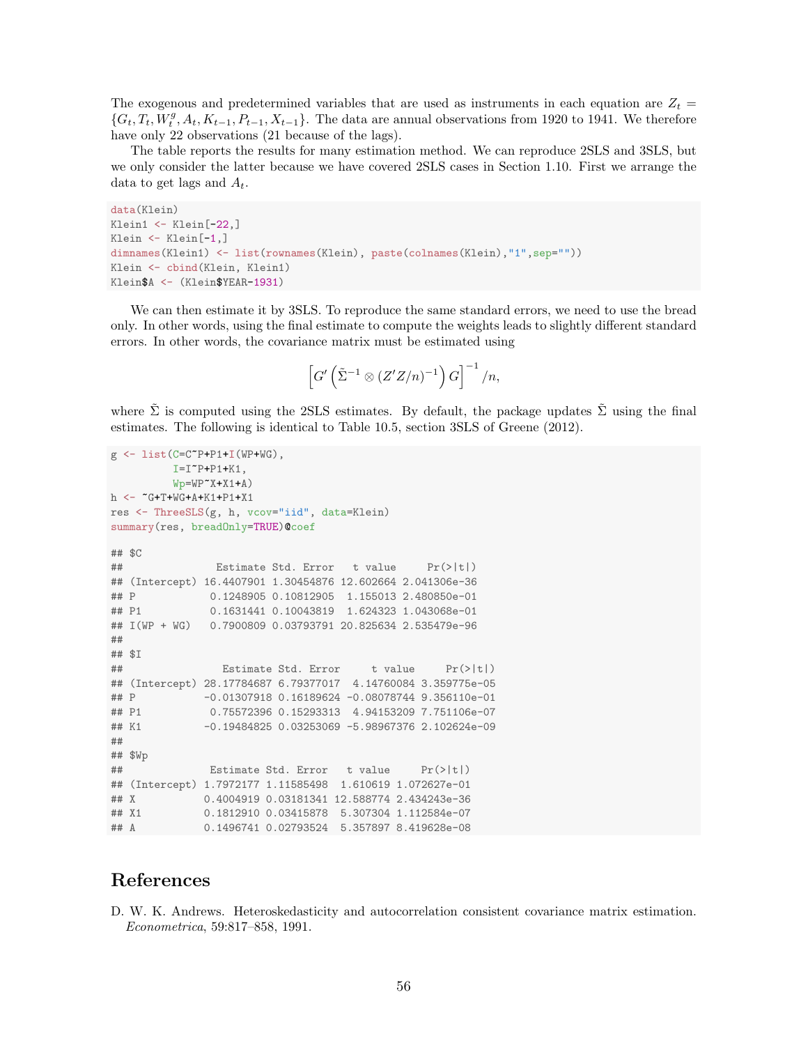The exogenous and predetermined variables that are used as instruments in each equation are $Z_t = \{G_t, T_t, W^g_t, A_t, K_{t-1}, P_{t-1}, X_{t-1}\}$. The data are annual observations from 1920 to 1941. We therefore have only 22 observations (21 because of the lags).

The table reports the results for many estimation method. We can reproduce 2SLS and 3SLS, but we only consider the latter because we have covered 2SLS cases in Section 1.10. First we arrange the data to get lags and $A_t$.

```
data(Klein)
Klein1 <- Klein[-22,]
Klein <- Klein[-1,]
dimnames(Klein1) <- list(rownames(Klein), paste(colnames(Klein),"1",sep=""))
Klein <- cbind(Klein, Klein1)
Klein$A <- (Klein$YEAR-1931)
```

We can then estimate it by 3SLS. To reproduce the same standard errors, we need to use the bread only. In other words, using the final estimate to compute the weights leads to slightly different standard errors. In other words, the covariance matrix must be estimated using

$$\left[G'\left(\tilde{\Sigma}^{-1} \otimes (Z'Z/n)^{-1}\right)G\right]^{-1}/n,$$

where $\tilde{\Sigma}$ is computed using the 2SLS estimates. By default, the package updates $\tilde{\Sigma}$ using the final estimates. The following is identical to Table 10.5, section 3SLS of Greene (2012).

```
g <- list(C=C~P+P1+I(WP+WG),
          I=I~P+P1+K1,
          Wp=WP~X+X1+A)
h <- ~G+T+WG+A+K1+P1+X1
res <- ThreeSLS(g, h, vcov="iid", data=Klein)
summary(res, breadOnly=TRUE)@coef

## $C
##               Estimate Std. Error   t value     Pr(>|t|)
## (Intercept) 16.4407901 1.30454876 12.602664 2.041306e-36
## P            0.1248905 0.10812905  1.155013 2.480850e-01
## P1           0.1631441 0.10043819  1.624323 1.043068e-01
## I(WP + WG)   0.7900809 0.03793791 20.825634 2.535479e-96
##
## $I
##                Estimate Std. Error     t value     Pr(>|t|)
## (Intercept) 28.17784687 6.79377017  4.14760084 3.359775e-05
## P           -0.01307918 0.16189624 -0.08078744 9.356110e-01
## P1           0.75572396 0.15293313  4.94153209 7.751106e-07
## K1          -0.19484825 0.03253069 -5.98967376 2.102624e-09
##
## $Wp
##              Estimate Std. Error   t value     Pr(>|t|)
## (Intercept) 1.7972177 1.11585498  1.610619 1.072627e-01
## X           0.4004919 0.03181341 12.588774 2.434243e-36
## X1          0.1812910 0.03415878  5.307304 1.112584e-07
## A           0.1496741 0.02793524  5.357897 8.419628e-08
```

# References

D. W. K. Andrews. Heteroskedasticity and autocorrelation consistent covariance matrix estimation. *Econometrica*, 59:817–858, 1991.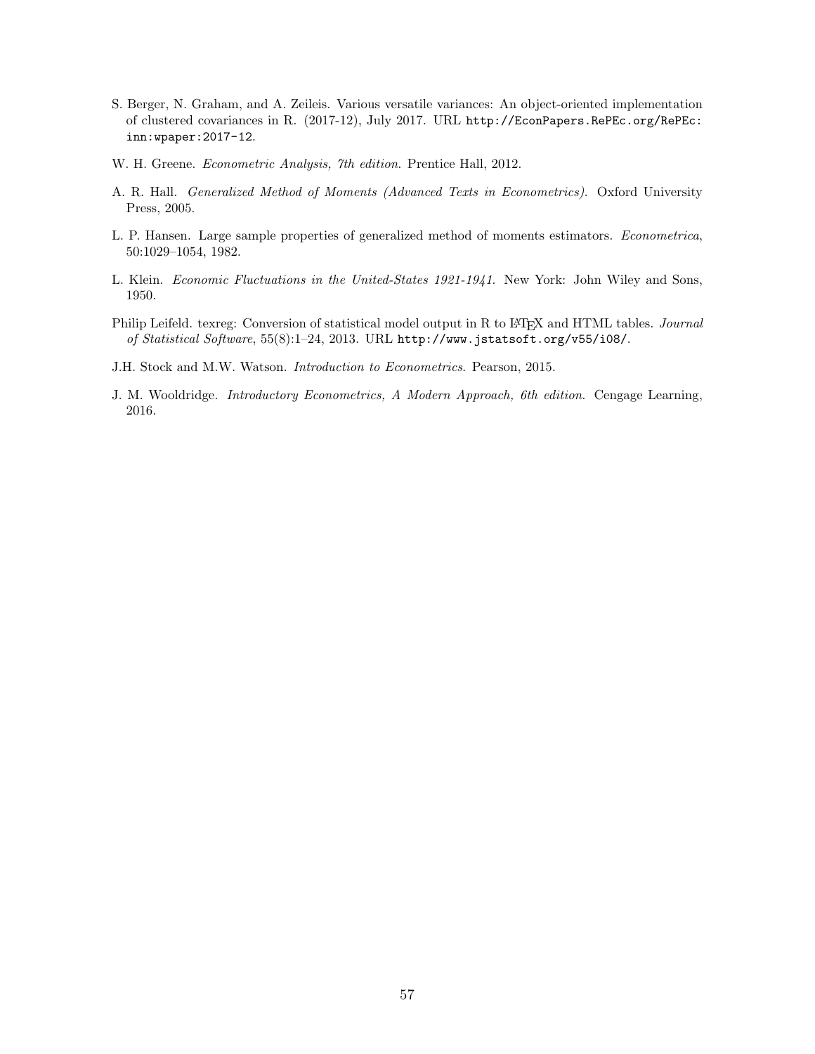S. Berger, N. Graham, and A. Zeileis. Various versatile variances: An object-oriented implementation of clustered covariances in R. (2017-12), July 2017. URL `http://EconPapers.RePEc.org/RePEc:inn:wpaper:2017-12`.

W. H. Greene. *Econometric Analysis, 7th edition*. Prentice Hall, 2012.

A. R. Hall. *Generalized Method of Moments (Advanced Texts in Econometrics)*. Oxford University Press, 2005.

L. P. Hansen. Large sample properties of generalized method of moments estimators. *Econometrica*, 50:1029–1054, 1982.

L. Klein. *Economic Fluctuations in the United-States 1921-1941*. New York: John Wiley and Sons, 1950.

Philip Leifeld. texreg: Conversion of statistical model output in R to LaTeX and HTML tables. *Journal of Statistical Software*, 55(8):1–24, 2013. URL `http://www.jstatsoft.org/v55/i08/`.

J.H. Stock and M.W. Watson. *Introduction to Econometrics*. Pearson, 2015.

J. M. Wooldridge. *Introductory Econometrics, A Modern Approach, 6th edition*. Cengage Learning, 2016.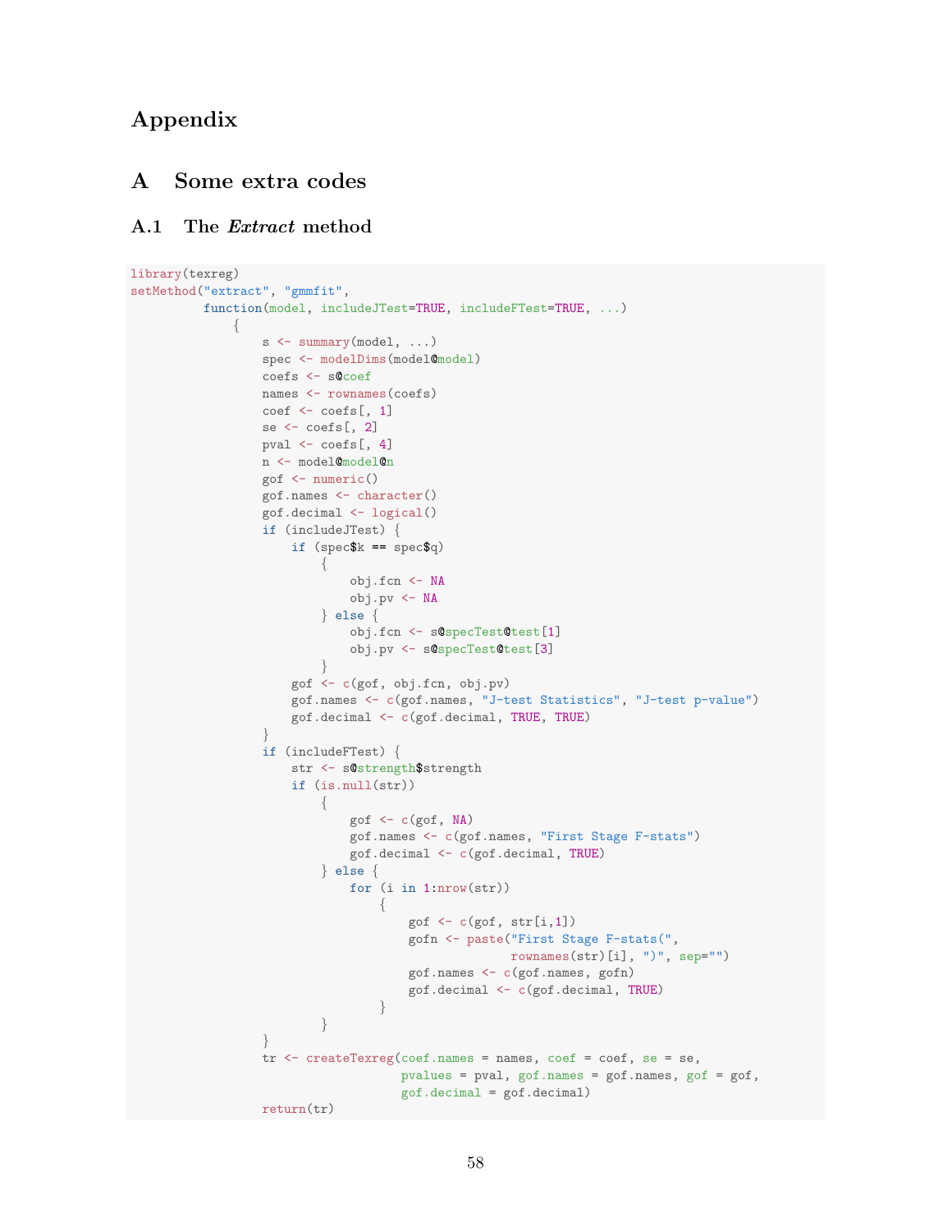# Appendix

## A Some extra codes

### A.1 The *Extract* method

```
library(texreg)
setMethod("extract", "gmmfit",
          function(model, includeJTest=TRUE, includeFTest=TRUE, ...)
              {
                  s <- summary(model, ...)
                  spec <- modelDims(model@model)
                  coefs <- s@coef
                  names <- rownames(coefs)
                  coef <- coefs[, 1]
                  se <- coefs[, 2]
                  pval <- coefs[, 4]
                  n <- model@model@n
                  gof <- numeric()
                  gof.names <- character()
                  gof.decimal <- logical()
                  if (includeJTest) {
                      if (spec$k == spec$q)
                          {
                              obj.fcn <- NA
                              obj.pv <- NA
                          } else {
                              obj.fcn <- s@specTest@test[1]
                              obj.pv <- s@specTest@test[3]
                          }
                      gof <- c(gof, obj.fcn, obj.pv)
                      gof.names <- c(gof.names, "J-test Statistics", "J-test p-value")
                      gof.decimal <- c(gof.decimal, TRUE, TRUE)
                  }
                  if (includeFTest) {
                      str <- s@strength$strength
                      if (is.null(str))
                          {
                              gof <- c(gof, NA)
                              gof.names <- c(gof.names, "First Stage F-stats")
                              gof.decimal <- c(gof.decimal, TRUE)
                          } else {
                              for (i in 1:nrow(str))
                                  {
                                      gof <- c(gof, str[i,1])
                                      gofn <- paste("First Stage F-stats(",
                                                    rownames(str)[i], ")", sep="")
                                      gof.names <- c(gof.names, gofn)
                                      gof.decimal <- c(gof.decimal, TRUE)
                                  }
                          }
                  }
                  tr <- createTexreg(coef.names = names, coef = coef, se = se,
                                     pvalues = pval, gof.names = gof.names, gof = gof,
                                     gof.decimal = gof.decimal)
                  return(tr)
```